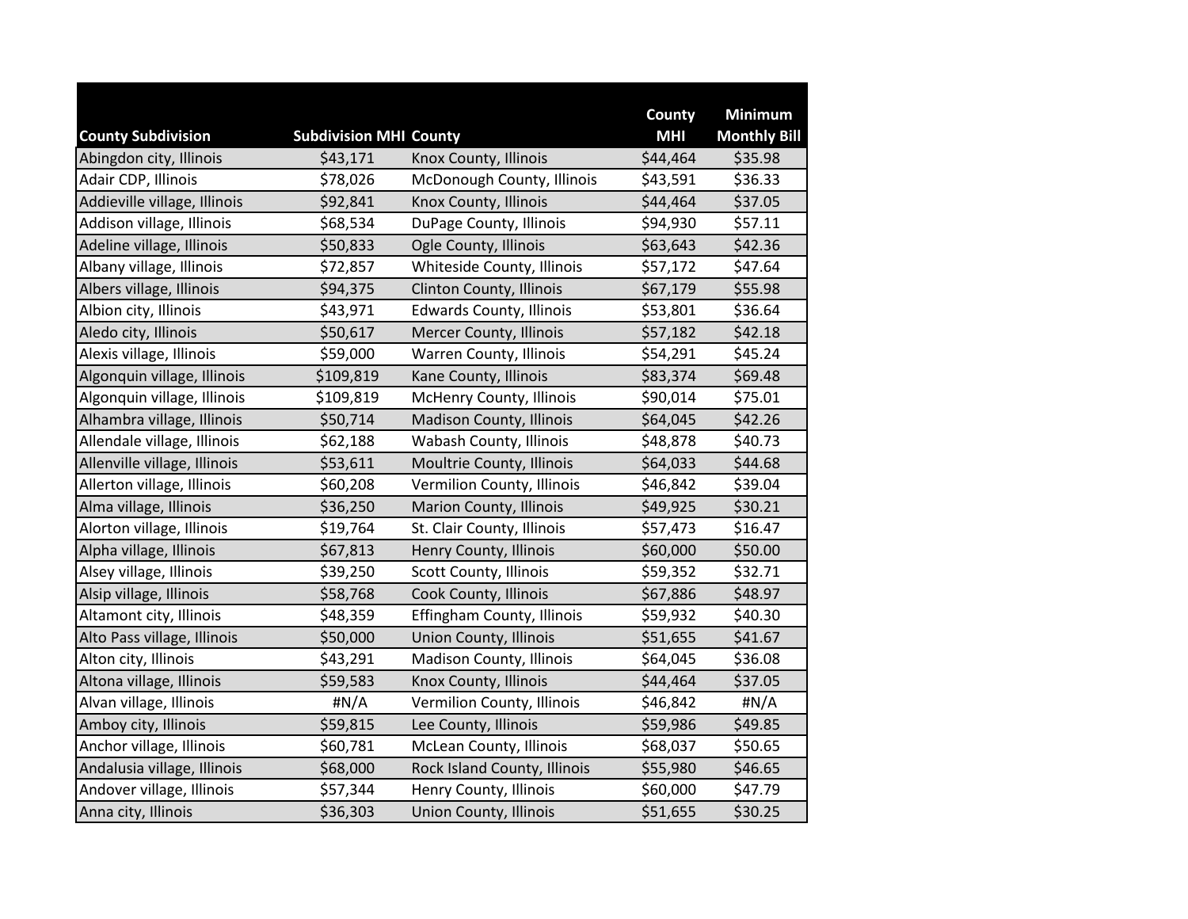| County Subdivision | Subdivision MHI | County | County MHI | Minimum Monthly Bill |
|---|---|---|---|---|
| Abingdon city, Illinois | $43,171 | Knox County, Illinois | $44,464 | $35.98 |
| Adair CDP, Illinois | $78,026 | McDonough County, Illinois | $43,591 | $36.33 |
| Addieville village, Illinois | $92,841 | Knox County, Illinois | $44,464 | $37.05 |
| Addison village, Illinois | $68,534 | DuPage County, Illinois | $94,930 | $57.11 |
| Adeline village, Illinois | $50,833 | Ogle County, Illinois | $63,643 | $42.36 |
| Albany village, Illinois | $72,857 | Whiteside County, Illinois | $57,172 | $47.64 |
| Albers village, Illinois | $94,375 | Clinton County, Illinois | $67,179 | $55.98 |
| Albion city, Illinois | $43,971 | Edwards County, Illinois | $53,801 | $36.64 |
| Aledo city, Illinois | $50,617 | Mercer County, Illinois | $57,182 | $42.18 |
| Alexis village, Illinois | $59,000 | Warren County, Illinois | $54,291 | $45.24 |
| Algonquin village, Illinois | $109,819 | Kane County, Illinois | $83,374 | $69.48 |
| Algonquin village, Illinois | $109,819 | McHenry County, Illinois | $90,014 | $75.01 |
| Alhambra village, Illinois | $50,714 | Madison County, Illinois | $64,045 | $42.26 |
| Allendale village, Illinois | $62,188 | Wabash County, Illinois | $48,878 | $40.73 |
| Allenville village, Illinois | $53,611 | Moultrie County, Illinois | $64,033 | $44.68 |
| Allerton village, Illinois | $60,208 | Vermilion County, Illinois | $46,842 | $39.04 |
| Alma village, Illinois | $36,250 | Marion County, Illinois | $49,925 | $30.21 |
| Alorton village, Illinois | $19,764 | St. Clair County, Illinois | $57,473 | $16.47 |
| Alpha village, Illinois | $67,813 | Henry County, Illinois | $60,000 | $50.00 |
| Alsey village, Illinois | $39,250 | Scott County, Illinois | $59,352 | $32.71 |
| Alsip village, Illinois | $58,768 | Cook County, Illinois | $67,886 | $48.97 |
| Altamont city, Illinois | $48,359 | Effingham County, Illinois | $59,932 | $40.30 |
| Alto Pass village, Illinois | $50,000 | Union County, Illinois | $51,655 | $41.67 |
| Alton city, Illinois | $43,291 | Madison County, Illinois | $64,045 | $36.08 |
| Altona village, Illinois | $59,583 | Knox County, Illinois | $44,464 | $37.05 |
| Alvan village, Illinois | #N/A | Vermilion County, Illinois | $46,842 | #N/A |
| Amboy city, Illinois | $59,815 | Lee County, Illinois | $59,986 | $49.85 |
| Anchor village, Illinois | $60,781 | McLean County, Illinois | $68,037 | $50.65 |
| Andalusia village, Illinois | $68,000 | Rock Island County, Illinois | $55,980 | $46.65 |
| Andover village, Illinois | $57,344 | Henry County, Illinois | $60,000 | $47.79 |
| Anna city, Illinois | $36,303 | Union County, Illinois | $51,655 | $30.25 |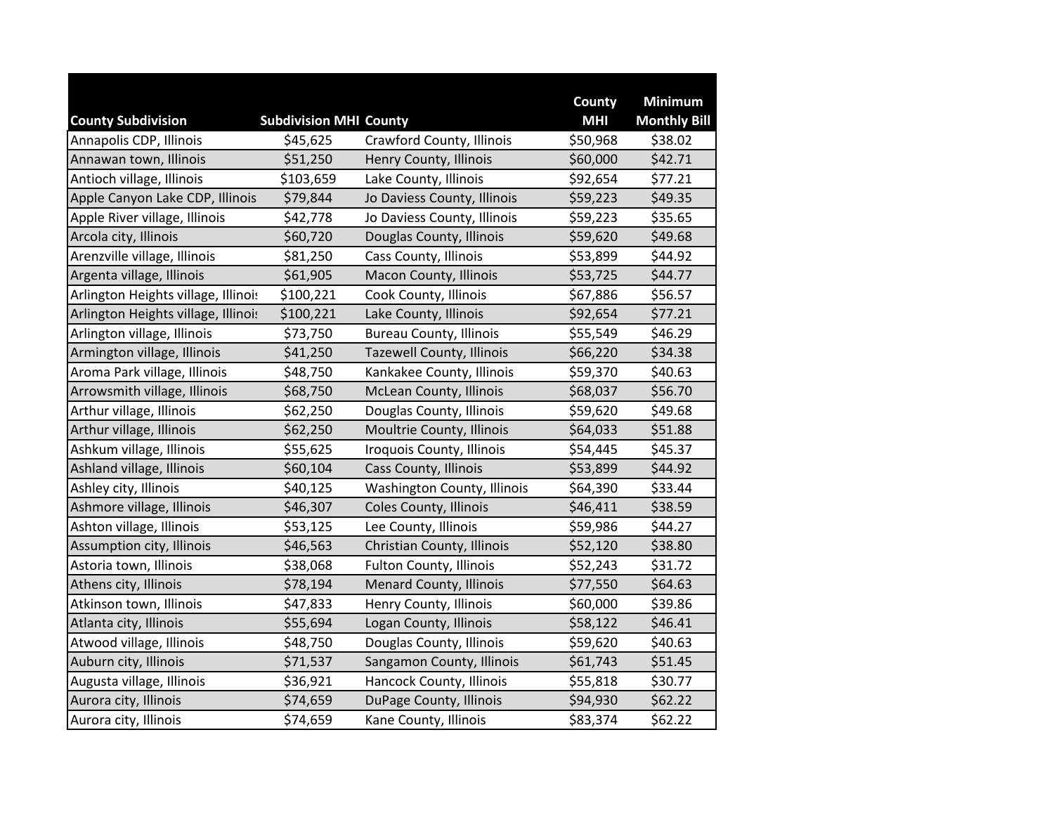| County Subdivision | Subdivision MHI | County | County MHI | Minimum Monthly Bill |
|---|---|---|---|---|
| Annapolis CDP, Illinois | $45,625 | Crawford County, Illinois | $50,968 | $38.02 |
| Annawan town, Illinois | $51,250 | Henry County, Illinois | $60,000 | $42.71 |
| Antioch village, Illinois | $103,659 | Lake County, Illinois | $92,654 | $77.21 |
| Apple Canyon Lake CDP, Illinois | $79,844 | Jo Daviess County, Illinois | $59,223 | $49.35 |
| Apple River village, Illinois | $42,778 | Jo Daviess County, Illinois | $59,223 | $35.65 |
| Arcola city, Illinois | $60,720 | Douglas County, Illinois | $59,620 | $49.68 |
| Arenzville village, Illinois | $81,250 | Cass County, Illinois | $53,899 | $44.92 |
| Argenta village, Illinois | $61,905 | Macon County, Illinois | $53,725 | $44.77 |
| Arlington Heights village, Illinois | $100,221 | Cook County, Illinois | $67,886 | $56.57 |
| Arlington Heights village, Illinois | $100,221 | Lake County, Illinois | $92,654 | $77.21 |
| Arlington village, Illinois | $73,750 | Bureau County, Illinois | $55,549 | $46.29 |
| Armington village, Illinois | $41,250 | Tazewell County, Illinois | $66,220 | $34.38 |
| Aroma Park village, Illinois | $48,750 | Kankakee County, Illinois | $59,370 | $40.63 |
| Arrowsmith village, Illinois | $68,750 | McLean County, Illinois | $68,037 | $56.70 |
| Arthur village, Illinois | $62,250 | Douglas County, Illinois | $59,620 | $49.68 |
| Arthur village, Illinois | $62,250 | Moultrie County, Illinois | $64,033 | $51.88 |
| Ashkum village, Illinois | $55,625 | Iroquois County, Illinois | $54,445 | $45.37 |
| Ashland village, Illinois | $60,104 | Cass County, Illinois | $53,899 | $44.92 |
| Ashley city, Illinois | $40,125 | Washington County, Illinois | $64,390 | $33.44 |
| Ashmore village, Illinois | $46,307 | Coles County, Illinois | $46,411 | $38.59 |
| Ashton village, Illinois | $53,125 | Lee County, Illinois | $59,986 | $44.27 |
| Assumption city, Illinois | $46,563 | Christian County, Illinois | $52,120 | $38.80 |
| Astoria town, Illinois | $38,068 | Fulton County, Illinois | $52,243 | $31.72 |
| Athens city, Illinois | $78,194 | Menard County, Illinois | $77,550 | $64.63 |
| Atkinson town, Illinois | $47,833 | Henry County, Illinois | $60,000 | $39.86 |
| Atlanta city, Illinois | $55,694 | Logan County, Illinois | $58,122 | $46.41 |
| Atwood village, Illinois | $48,750 | Douglas County, Illinois | $59,620 | $40.63 |
| Auburn city, Illinois | $71,537 | Sangamon County, Illinois | $61,743 | $51.45 |
| Augusta village, Illinois | $36,921 | Hancock County, Illinois | $55,818 | $30.77 |
| Aurora city, Illinois | $74,659 | DuPage County, Illinois | $94,930 | $62.22 |
| Aurora city, Illinois | $74,659 | Kane County, Illinois | $83,374 | $62.22 |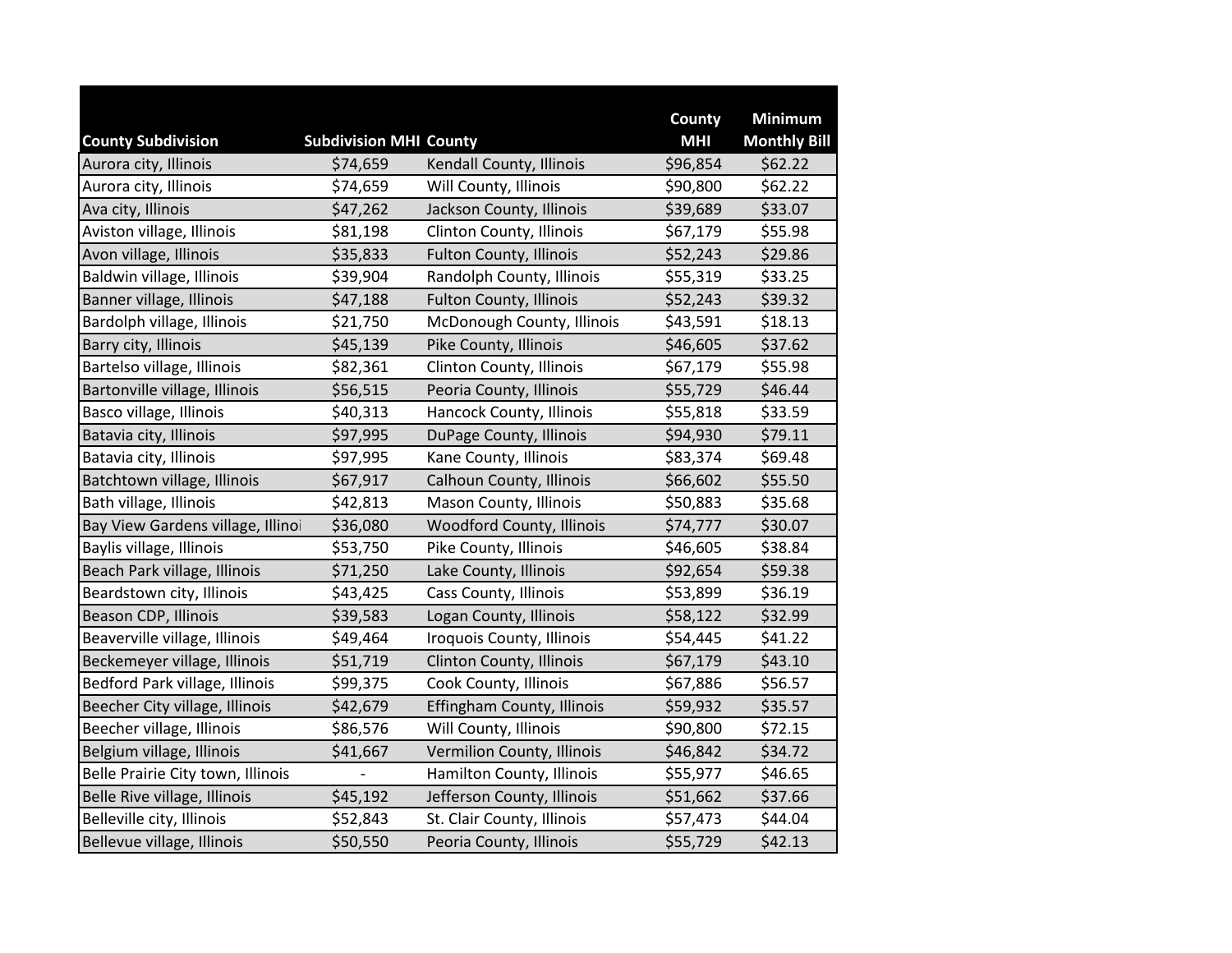| County Subdivision | Subdivision MHI | County | County MHI | Minimum Monthly Bill |
|---|---|---|---|---|
| Aurora city, Illinois | $74,659 | Kendall County, Illinois | $96,854 | $62.22 |
| Aurora city, Illinois | $74,659 | Will County, Illinois | $90,800 | $62.22 |
| Ava city, Illinois | $47,262 | Jackson County, Illinois | $39,689 | $33.07 |
| Aviston village, Illinois | $81,198 | Clinton County, Illinois | $67,179 | $55.98 |
| Avon village, Illinois | $35,833 | Fulton County, Illinois | $52,243 | $29.86 |
| Baldwin village, Illinois | $39,904 | Randolph County, Illinois | $55,319 | $33.25 |
| Banner village, Illinois | $47,188 | Fulton County, Illinois | $52,243 | $39.32 |
| Bardolph village, Illinois | $21,750 | McDonough County, Illinois | $43,591 | $18.13 |
| Barry city, Illinois | $45,139 | Pike County, Illinois | $46,605 | $37.62 |
| Bartelso village, Illinois | $82,361 | Clinton County, Illinois | $67,179 | $55.98 |
| Bartonville village, Illinois | $56,515 | Peoria County, Illinois | $55,729 | $46.44 |
| Basco village, Illinois | $40,313 | Hancock County, Illinois | $55,818 | $33.59 |
| Batavia city, Illinois | $97,995 | DuPage County, Illinois | $94,930 | $79.11 |
| Batavia city, Illinois | $97,995 | Kane County, Illinois | $83,374 | $69.48 |
| Batchtown village, Illinois | $67,917 | Calhoun County, Illinois | $66,602 | $55.50 |
| Bath village, Illinois | $42,813 | Mason County, Illinois | $50,883 | $35.68 |
| Bay View Gardens village, Illinoi | $36,080 | Woodford County, Illinois | $74,777 | $30.07 |
| Baylis village, Illinois | $53,750 | Pike County, Illinois | $46,605 | $38.84 |
| Beach Park village, Illinois | $71,250 | Lake County, Illinois | $92,654 | $59.38 |
| Beardstown city, Illinois | $43,425 | Cass County, Illinois | $53,899 | $36.19 |
| Beason CDP, Illinois | $39,583 | Logan County, Illinois | $58,122 | $32.99 |
| Beaverville village, Illinois | $49,464 | Iroquois County, Illinois | $54,445 | $41.22 |
| Beckemeyer village, Illinois | $51,719 | Clinton County, Illinois | $67,179 | $43.10 |
| Bedford Park village, Illinois | $99,375 | Cook County, Illinois | $67,886 | $56.57 |
| Beecher City village, Illinois | $42,679 | Effingham County, Illinois | $59,932 | $35.57 |
| Beecher village, Illinois | $86,576 | Will County, Illinois | $90,800 | $72.15 |
| Belgium village, Illinois | $41,667 | Vermilion County, Illinois | $46,842 | $34.72 |
| Belle Prairie City town, Illinois | - | Hamilton County, Illinois | $55,977 | $46.65 |
| Belle Rive village, Illinois | $45,192 | Jefferson County, Illinois | $51,662 | $37.66 |
| Belleville city, Illinois | $52,843 | St. Clair County, Illinois | $57,473 | $44.04 |
| Bellevue village, Illinois | $50,550 | Peoria County, Illinois | $55,729 | $42.13 |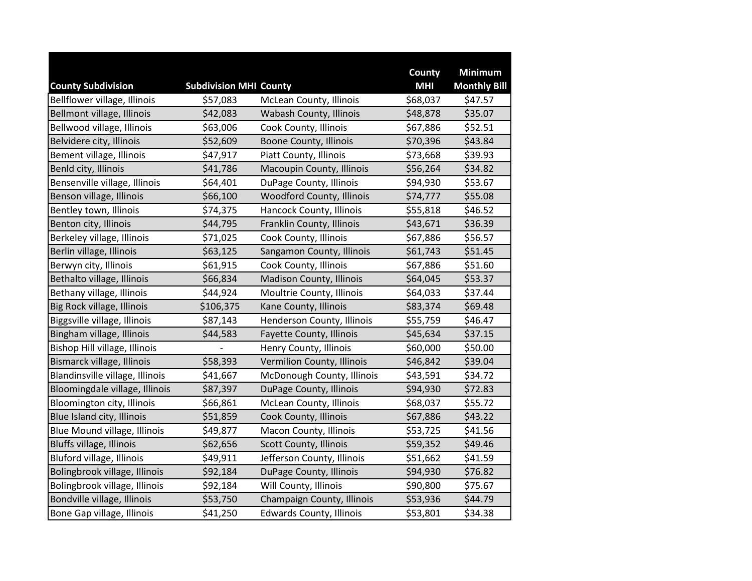| County Subdivision | Subdivision MHI | County | County MHI | Minimum Monthly Bill |
|---|---|---|---|---|
| Bellflower village, Illinois | $57,083 | McLean County, Illinois | $68,037 | $47.57 |
| Bellmont village, Illinois | $42,083 | Wabash County, Illinois | $48,878 | $35.07 |
| Bellwood village, Illinois | $63,006 | Cook County, Illinois | $67,886 | $52.51 |
| Belvidere city, Illinois | $52,609 | Boone County, Illinois | $70,396 | $43.84 |
| Bement village, Illinois | $47,917 | Piatt County, Illinois | $73,668 | $39.93 |
| Benld city, Illinois | $41,786 | Macoupin County, Illinois | $56,264 | $34.82 |
| Bensenville village, Illinois | $64,401 | DuPage County, Illinois | $94,930 | $53.67 |
| Benson village, Illinois | $66,100 | Woodford County, Illinois | $74,777 | $55.08 |
| Bentley town, Illinois | $74,375 | Hancock County, Illinois | $55,818 | $46.52 |
| Benton city, Illinois | $44,795 | Franklin County, Illinois | $43,671 | $36.39 |
| Berkeley village, Illinois | $71,025 | Cook County, Illinois | $67,886 | $56.57 |
| Berlin village, Illinois | $63,125 | Sangamon County, Illinois | $61,743 | $51.45 |
| Berwyn city, Illinois | $61,915 | Cook County, Illinois | $67,886 | $51.60 |
| Bethalto village, Illinois | $66,834 | Madison County, Illinois | $64,045 | $53.37 |
| Bethany village, Illinois | $44,924 | Moultrie County, Illinois | $64,033 | $37.44 |
| Big Rock village, Illinois | $106,375 | Kane County, Illinois | $83,374 | $69.48 |
| Biggsville village, Illinois | $87,143 | Henderson County, Illinois | $55,759 | $46.47 |
| Bingham village, Illinois | $44,583 | Fayette County, Illinois | $45,634 | $37.15 |
| Bishop Hill village, Illinois | - | Henry County, Illinois | $60,000 | $50.00 |
| Bismarck village, Illinois | $58,393 | Vermilion County, Illinois | $46,842 | $39.04 |
| Blandinsville village, Illinois | $41,667 | McDonough County, Illinois | $43,591 | $34.72 |
| Bloomingdale village, Illinois | $87,397 | DuPage County, Illinois | $94,930 | $72.83 |
| Bloomington city, Illinois | $66,861 | McLean County, Illinois | $68,037 | $55.72 |
| Blue Island city, Illinois | $51,859 | Cook County, Illinois | $67,886 | $43.22 |
| Blue Mound village, Illinois | $49,877 | Macon County, Illinois | $53,725 | $41.56 |
| Bluffs village, Illinois | $62,656 | Scott County, Illinois | $59,352 | $49.46 |
| Bluford village, Illinois | $49,911 | Jefferson County, Illinois | $51,662 | $41.59 |
| Bolingbrook village, Illinois | $92,184 | DuPage County, Illinois | $94,930 | $76.82 |
| Bolingbrook village, Illinois | $92,184 | Will County, Illinois | $90,800 | $75.67 |
| Bondville village, Illinois | $53,750 | Champaign County, Illinois | $53,936 | $44.79 |
| Bone Gap village, Illinois | $41,250 | Edwards County, Illinois | $53,801 | $34.38 |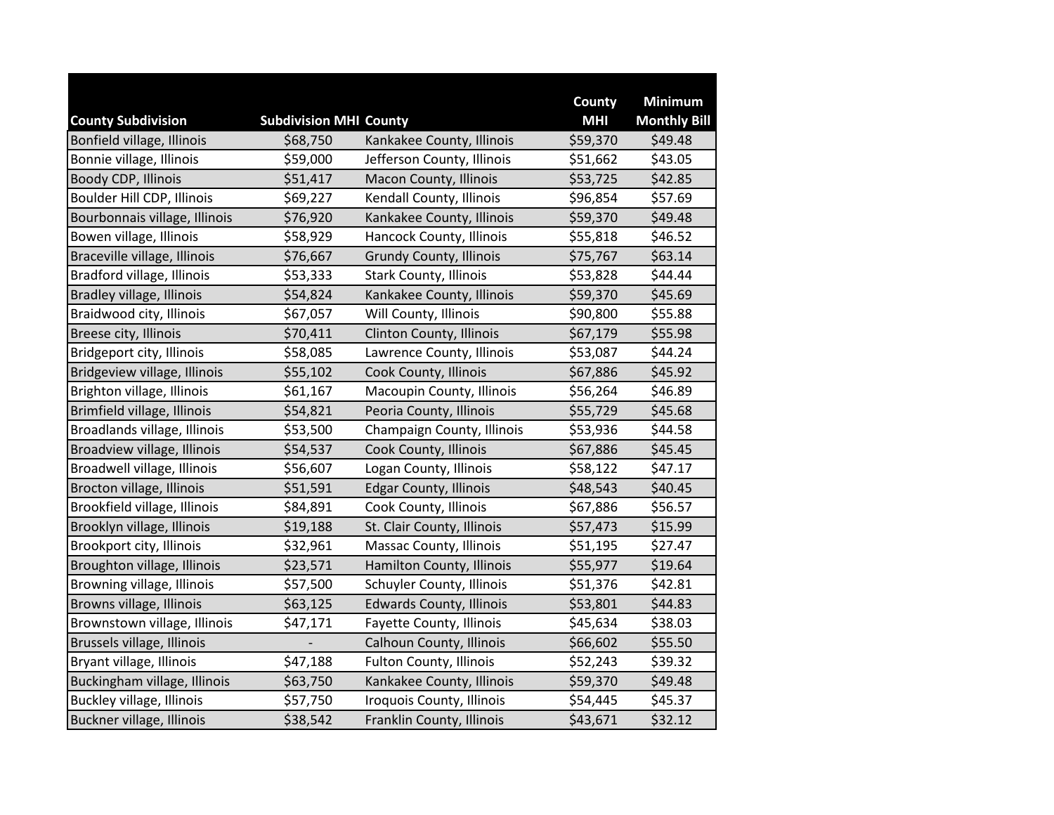| County Subdivision | Subdivision MHI | County | County MHI | Minimum Monthly Bill |
|---|---|---|---|---|
| Bonfield village, Illinois | $68,750 | Kankakee County, Illinois | $59,370 | $49.48 |
| Bonnie village, Illinois | $59,000 | Jefferson County, Illinois | $51,662 | $43.05 |
| Boody CDP, Illinois | $51,417 | Macon County, Illinois | $53,725 | $42.85 |
| Boulder Hill CDP, Illinois | $69,227 | Kendall County, Illinois | $96,854 | $57.69 |
| Bourbonnais village, Illinois | $76,920 | Kankakee County, Illinois | $59,370 | $49.48 |
| Bowen village, Illinois | $58,929 | Hancock County, Illinois | $55,818 | $46.52 |
| Braceville village, Illinois | $76,667 | Grundy County, Illinois | $75,767 | $63.14 |
| Bradford village, Illinois | $53,333 | Stark County, Illinois | $53,828 | $44.44 |
| Bradley village, Illinois | $54,824 | Kankakee County, Illinois | $59,370 | $45.69 |
| Braidwood city, Illinois | $67,057 | Will County, Illinois | $90,800 | $55.88 |
| Breese city, Illinois | $70,411 | Clinton County, Illinois | $67,179 | $55.98 |
| Bridgeport city, Illinois | $58,085 | Lawrence County, Illinois | $53,087 | $44.24 |
| Bridgeview village, Illinois | $55,102 | Cook County, Illinois | $67,886 | $45.92 |
| Brighton village, Illinois | $61,167 | Macoupin County, Illinois | $56,264 | $46.89 |
| Brimfield village, Illinois | $54,821 | Peoria County, Illinois | $55,729 | $45.68 |
| Broadlands village, Illinois | $53,500 | Champaign County, Illinois | $53,936 | $44.58 |
| Broadview village, Illinois | $54,537 | Cook County, Illinois | $67,886 | $45.45 |
| Broadwell village, Illinois | $56,607 | Logan County, Illinois | $58,122 | $47.17 |
| Brocton village, Illinois | $51,591 | Edgar County, Illinois | $48,543 | $40.45 |
| Brookfield village, Illinois | $84,891 | Cook County, Illinois | $67,886 | $56.57 |
| Brooklyn village, Illinois | $19,188 | St. Clair County, Illinois | $57,473 | $15.99 |
| Brookport city, Illinois | $32,961 | Massac County, Illinois | $51,195 | $27.47 |
| Broughton village, Illinois | $23,571 | Hamilton County, Illinois | $55,977 | $19.64 |
| Browning village, Illinois | $57,500 | Schuyler County, Illinois | $51,376 | $42.81 |
| Browns village, Illinois | $63,125 | Edwards County, Illinois | $53,801 | $44.83 |
| Brownstown village, Illinois | $47,171 | Fayette County, Illinois | $45,634 | $38.03 |
| Brussels village, Illinois | - | Calhoun County, Illinois | $66,602 | $55.50 |
| Bryant village, Illinois | $47,188 | Fulton County, Illinois | $52,243 | $39.32 |
| Buckingham village, Illinois | $63,750 | Kankakee County, Illinois | $59,370 | $49.48 |
| Buckley village, Illinois | $57,750 | Iroquois County, Illinois | $54,445 | $45.37 |
| Buckner village, Illinois | $38,542 | Franklin County, Illinois | $43,671 | $32.12 |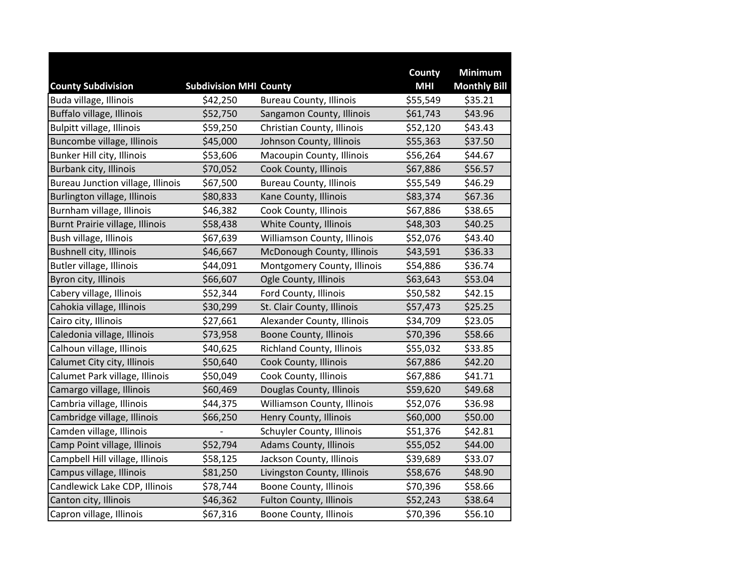| County Subdivision | Subdivision MHI | County | County MHI | Minimum Monthly Bill |
|---|---|---|---|---|
| Buda village, Illinois | $42,250 | Bureau County, Illinois | $55,549 | $35.21 |
| Buffalo village, Illinois | $52,750 | Sangamon County, Illinois | $61,743 | $43.96 |
| Bulpitt village, Illinois | $59,250 | Christian County, Illinois | $52,120 | $43.43 |
| Buncombe village, Illinois | $45,000 | Johnson County, Illinois | $55,363 | $37.50 |
| Bunker Hill city, Illinois | $53,606 | Macoupin County, Illinois | $56,264 | $44.67 |
| Burbank city, Illinois | $70,052 | Cook County, Illinois | $67,886 | $56.57 |
| Bureau Junction village, Illinois | $67,500 | Bureau County, Illinois | $55,549 | $46.29 |
| Burlington village, Illinois | $80,833 | Kane County, Illinois | $83,374 | $67.36 |
| Burnham village, Illinois | $46,382 | Cook County, Illinois | $67,886 | $38.65 |
| Burnt Prairie village, Illinois | $58,438 | White County, Illinois | $48,303 | $40.25 |
| Bush village, Illinois | $67,639 | Williamson County, Illinois | $52,076 | $43.40 |
| Bushnell city, Illinois | $46,667 | McDonough County, Illinois | $43,591 | $36.33 |
| Butler village, Illinois | $44,091 | Montgomery County, Illinois | $54,886 | $36.74 |
| Byron city, Illinois | $66,607 | Ogle County, Illinois | $63,643 | $53.04 |
| Cabery village, Illinois | $52,344 | Ford County, Illinois | $50,582 | $42.15 |
| Cahokia village, Illinois | $30,299 | St. Clair County, Illinois | $57,473 | $25.25 |
| Cairo city, Illinois | $27,661 | Alexander County, Illinois | $34,709 | $23.05 |
| Caledonia village, Illinois | $73,958 | Boone County, Illinois | $70,396 | $58.66 |
| Calhoun village, Illinois | $40,625 | Richland County, Illinois | $55,032 | $33.85 |
| Calumet City city, Illinois | $50,640 | Cook County, Illinois | $67,886 | $42.20 |
| Calumet Park village, Illinois | $50,049 | Cook County, Illinois | $67,886 | $41.71 |
| Camargo village, Illinois | $60,469 | Douglas County, Illinois | $59,620 | $49.68 |
| Cambria village, Illinois | $44,375 | Williamson County, Illinois | $52,076 | $36.98 |
| Cambridge village, Illinois | $66,250 | Henry County, Illinois | $60,000 | $50.00 |
| Camden village, Illinois | - | Schuyler County, Illinois | $51,376 | $42.81 |
| Camp Point village, Illinois | $52,794 | Adams County, Illinois | $55,052 | $44.00 |
| Campbell Hill village, Illinois | $58,125 | Jackson County, Illinois | $39,689 | $33.07 |
| Campus village, Illinois | $81,250 | Livingston County, Illinois | $58,676 | $48.90 |
| Candlewick Lake CDP, Illinois | $78,744 | Boone County, Illinois | $70,396 | $58.66 |
| Canton city, Illinois | $46,362 | Fulton County, Illinois | $52,243 | $38.64 |
| Capron village, Illinois | $67,316 | Boone County, Illinois | $70,396 | $56.10 |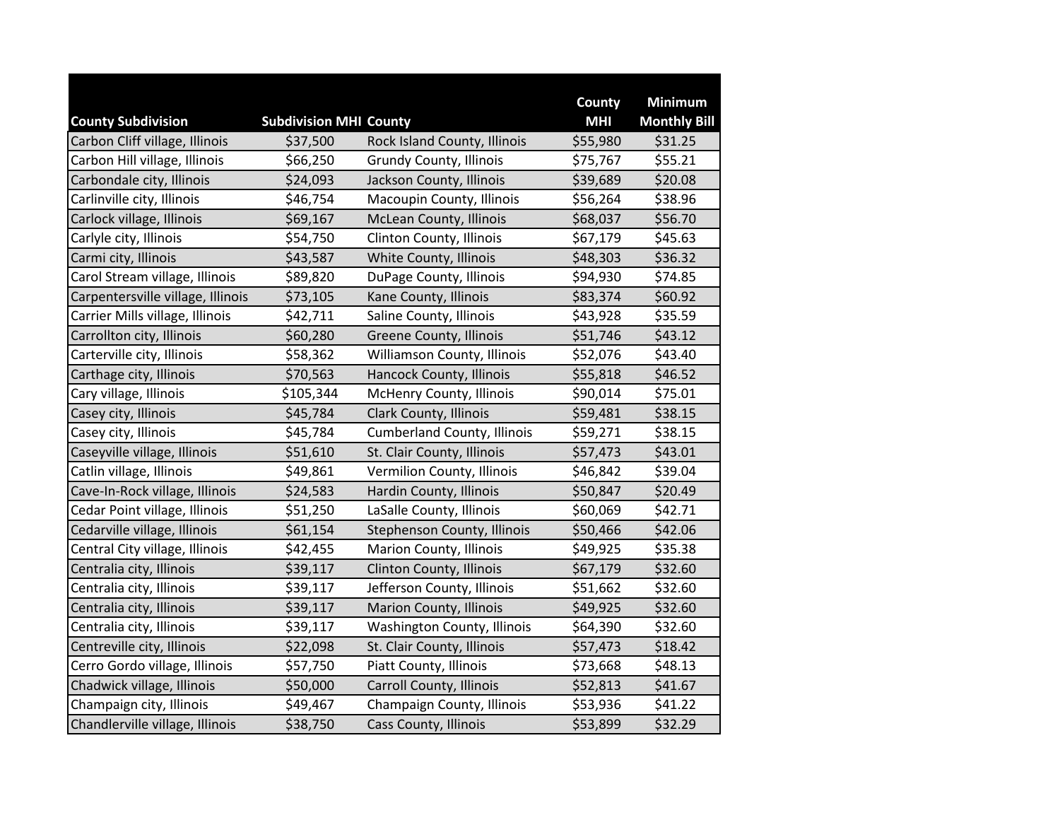| County Subdivision | Subdivision MHI | County | County MHI | Minimum Monthly Bill |
|---|---|---|---|---|
| Carbon Cliff village, Illinois | $37,500 | Rock Island County, Illinois | $55,980 | $31.25 |
| Carbon Hill village, Illinois | $66,250 | Grundy County, Illinois | $75,767 | $55.21 |
| Carbondale city, Illinois | $24,093 | Jackson County, Illinois | $39,689 | $20.08 |
| Carlinville city, Illinois | $46,754 | Macoupin County, Illinois | $56,264 | $38.96 |
| Carlock village, Illinois | $69,167 | McLean County, Illinois | $68,037 | $56.70 |
| Carlyle city, Illinois | $54,750 | Clinton County, Illinois | $67,179 | $45.63 |
| Carmi city, Illinois | $43,587 | White County, Illinois | $48,303 | $36.32 |
| Carol Stream village, Illinois | $89,820 | DuPage County, Illinois | $94,930 | $74.85 |
| Carpentersville village, Illinois | $73,105 | Kane County, Illinois | $83,374 | $60.92 |
| Carrier Mills village, Illinois | $42,711 | Saline County, Illinois | $43,928 | $35.59 |
| Carrollton city, Illinois | $60,280 | Greene County, Illinois | $51,746 | $43.12 |
| Carterville city, Illinois | $58,362 | Williamson County, Illinois | $52,076 | $43.40 |
| Carthage city, Illinois | $70,563 | Hancock County, Illinois | $55,818 | $46.52 |
| Cary village, Illinois | $105,344 | McHenry County, Illinois | $90,014 | $75.01 |
| Casey city, Illinois | $45,784 | Clark County, Illinois | $59,481 | $38.15 |
| Casey city, Illinois | $45,784 | Cumberland County, Illinois | $59,271 | $38.15 |
| Caseyville village, Illinois | $51,610 | St. Clair County, Illinois | $57,473 | $43.01 |
| Catlin village, Illinois | $49,861 | Vermilion County, Illinois | $46,842 | $39.04 |
| Cave-In-Rock village, Illinois | $24,583 | Hardin County, Illinois | $50,847 | $20.49 |
| Cedar Point village, Illinois | $51,250 | LaSalle County, Illinois | $60,069 | $42.71 |
| Cedarville village, Illinois | $61,154 | Stephenson County, Illinois | $50,466 | $42.06 |
| Central City village, Illinois | $42,455 | Marion County, Illinois | $49,925 | $35.38 |
| Centralia city, Illinois | $39,117 | Clinton County, Illinois | $67,179 | $32.60 |
| Centralia city, Illinois | $39,117 | Jefferson County, Illinois | $51,662 | $32.60 |
| Centralia city, Illinois | $39,117 | Marion County, Illinois | $49,925 | $32.60 |
| Centralia city, Illinois | $39,117 | Washington County, Illinois | $64,390 | $32.60 |
| Centreville city, Illinois | $22,098 | St. Clair County, Illinois | $57,473 | $18.42 |
| Cerro Gordo village, Illinois | $57,750 | Piatt County, Illinois | $73,668 | $48.13 |
| Chadwick village, Illinois | $50,000 | Carroll County, Illinois | $52,813 | $41.67 |
| Champaign city, Illinois | $49,467 | Champaign County, Illinois | $53,936 | $41.22 |
| Chandlerville village, Illinois | $38,750 | Cass County, Illinois | $53,899 | $32.29 |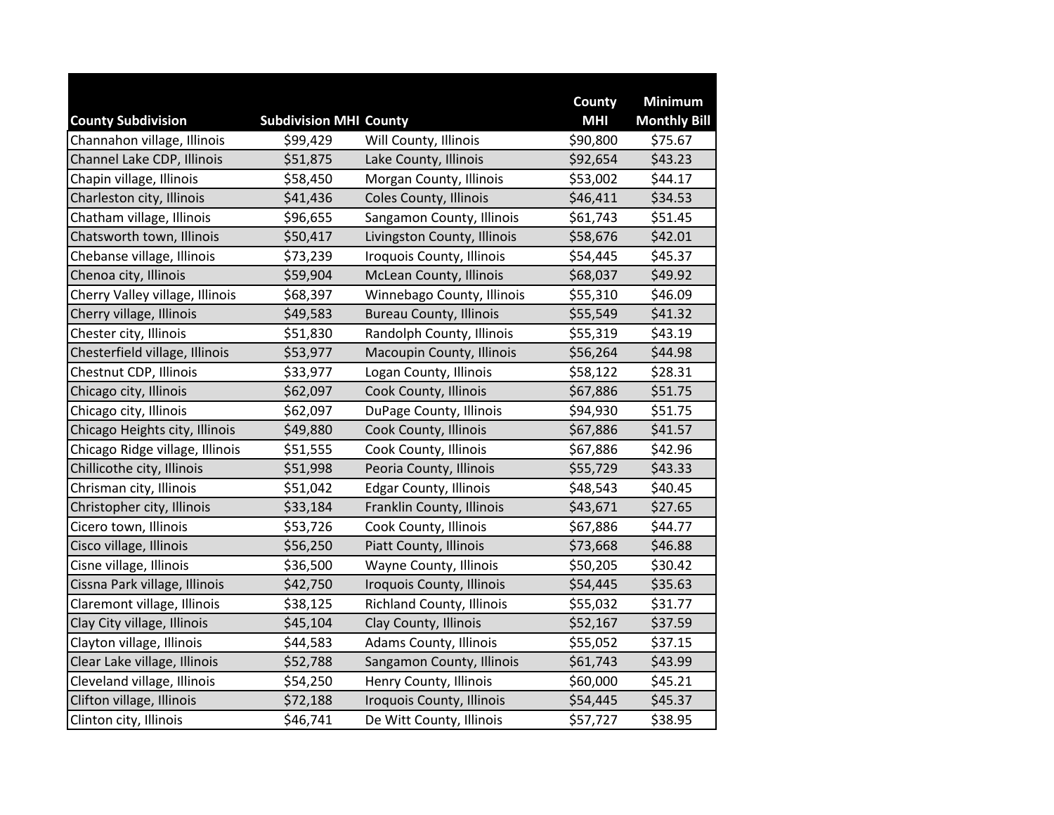| County Subdivision | Subdivision MHI | County | County MHI | Minimum Monthly Bill |
|---|---|---|---|---|
| Channahon village, Illinois | $99,429 | Will County, Illinois | $90,800 | $75.67 |
| Channel Lake CDP, Illinois | $51,875 | Lake County, Illinois | $92,654 | $43.23 |
| Chapin village, Illinois | $58,450 | Morgan County, Illinois | $53,002 | $44.17 |
| Charleston city, Illinois | $41,436 | Coles County, Illinois | $46,411 | $34.53 |
| Chatham village, Illinois | $96,655 | Sangamon County, Illinois | $61,743 | $51.45 |
| Chatsworth town, Illinois | $50,417 | Livingston County, Illinois | $58,676 | $42.01 |
| Chebanse village, Illinois | $73,239 | Iroquois County, Illinois | $54,445 | $45.37 |
| Chenoa city, Illinois | $59,904 | McLean County, Illinois | $68,037 | $49.92 |
| Cherry Valley village, Illinois | $68,397 | Winnebago County, Illinois | $55,310 | $46.09 |
| Cherry village, Illinois | $49,583 | Bureau County, Illinois | $55,549 | $41.32 |
| Chester city, Illinois | $51,830 | Randolph County, Illinois | $55,319 | $43.19 |
| Chesterfield village, Illinois | $53,977 | Macoupin County, Illinois | $56,264 | $44.98 |
| Chestnut CDP, Illinois | $33,977 | Logan County, Illinois | $58,122 | $28.31 |
| Chicago city, Illinois | $62,097 | Cook County, Illinois | $67,886 | $51.75 |
| Chicago city, Illinois | $62,097 | DuPage County, Illinois | $94,930 | $51.75 |
| Chicago Heights city, Illinois | $49,880 | Cook County, Illinois | $67,886 | $41.57 |
| Chicago Ridge village, Illinois | $51,555 | Cook County, Illinois | $67,886 | $42.96 |
| Chillicothe city, Illinois | $51,998 | Peoria County, Illinois | $55,729 | $43.33 |
| Chrisman city, Illinois | $51,042 | Edgar County, Illinois | $48,543 | $40.45 |
| Christopher city, Illinois | $33,184 | Franklin County, Illinois | $43,671 | $27.65 |
| Cicero town, Illinois | $53,726 | Cook County, Illinois | $67,886 | $44.77 |
| Cisco village, Illinois | $56,250 | Piatt County, Illinois | $73,668 | $46.88 |
| Cisne village, Illinois | $36,500 | Wayne County, Illinois | $50,205 | $30.42 |
| Cissna Park village, Illinois | $42,750 | Iroquois County, Illinois | $54,445 | $35.63 |
| Claremont village, Illinois | $38,125 | Richland County, Illinois | $55,032 | $31.77 |
| Clay City village, Illinois | $45,104 | Clay County, Illinois | $52,167 | $37.59 |
| Clayton village, Illinois | $44,583 | Adams County, Illinois | $55,052 | $37.15 |
| Clear Lake village, Illinois | $52,788 | Sangamon County, Illinois | $61,743 | $43.99 |
| Cleveland village, Illinois | $54,250 | Henry County, Illinois | $60,000 | $45.21 |
| Clifton village, Illinois | $72,188 | Iroquois County, Illinois | $54,445 | $45.37 |
| Clinton city, Illinois | $46,741 | De Witt County, Illinois | $57,727 | $38.95 |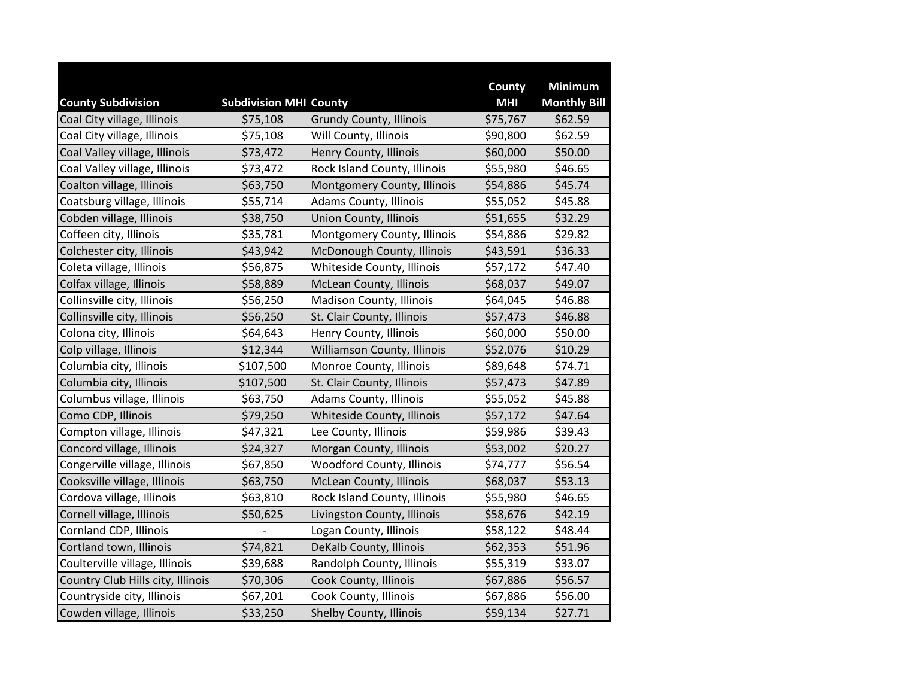| County Subdivision | Subdivision MHI | County | County MHI | Minimum Monthly Bill |
|---|---|---|---|---|
| Coal City village, Illinois | $75,108 | Grundy County, Illinois | $75,767 | $62.59 |
| Coal City village, Illinois | $75,108 | Will County, Illinois | $90,800 | $62.59 |
| Coal Valley village, Illinois | $73,472 | Henry County, Illinois | $60,000 | $50.00 |
| Coal Valley village, Illinois | $73,472 | Rock Island County, Illinois | $55,980 | $46.65 |
| Coalton village, Illinois | $63,750 | Montgomery County, Illinois | $54,886 | $45.74 |
| Coatsburg village, Illinois | $55,714 | Adams County, Illinois | $55,052 | $45.88 |
| Cobden village, Illinois | $38,750 | Union County, Illinois | $51,655 | $32.29 |
| Coffeen city, Illinois | $35,781 | Montgomery County, Illinois | $54,886 | $29.82 |
| Colchester city, Illinois | $43,942 | McDonough County, Illinois | $43,591 | $36.33 |
| Coleta village, Illinois | $56,875 | Whiteside County, Illinois | $57,172 | $47.40 |
| Colfax village, Illinois | $58,889 | McLean County, Illinois | $68,037 | $49.07 |
| Collinsville city, Illinois | $56,250 | Madison County, Illinois | $64,045 | $46.88 |
| Collinsville city, Illinois | $56,250 | St. Clair County, Illinois | $57,473 | $46.88 |
| Colona city, Illinois | $64,643 | Henry County, Illinois | $60,000 | $50.00 |
| Colp village, Illinois | $12,344 | Williamson County, Illinois | $52,076 | $10.29 |
| Columbia city, Illinois | $107,500 | Monroe County, Illinois | $89,648 | $74.71 |
| Columbia city, Illinois | $107,500 | St. Clair County, Illinois | $57,473 | $47.89 |
| Columbus village, Illinois | $63,750 | Adams County, Illinois | $55,052 | $45.88 |
| Como CDP, Illinois | $79,250 | Whiteside County, Illinois | $57,172 | $47.64 |
| Compton village, Illinois | $47,321 | Lee County, Illinois | $59,986 | $39.43 |
| Concord village, Illinois | $24,327 | Morgan County, Illinois | $53,002 | $20.27 |
| Congerville village, Illinois | $67,850 | Woodford County, Illinois | $74,777 | $56.54 |
| Cooksville village, Illinois | $63,750 | McLean County, Illinois | $68,037 | $53.13 |
| Cordova village, Illinois | $63,810 | Rock Island County, Illinois | $55,980 | $46.65 |
| Cornell village, Illinois | $50,625 | Livingston County, Illinois | $58,676 | $42.19 |
| Cornland CDP, Illinois | - | Logan County, Illinois | $58,122 | $48.44 |
| Cortland town, Illinois | $74,821 | DeKalb County, Illinois | $62,353 | $51.96 |
| Coulterville village, Illinois | $39,688 | Randolph County, Illinois | $55,319 | $33.07 |
| Country Club Hills city, Illinois | $70,306 | Cook County, Illinois | $67,886 | $56.57 |
| Countryside city, Illinois | $67,201 | Cook County, Illinois | $67,886 | $56.00 |
| Cowden village, Illinois | $33,250 | Shelby County, Illinois | $59,134 | $27.71 |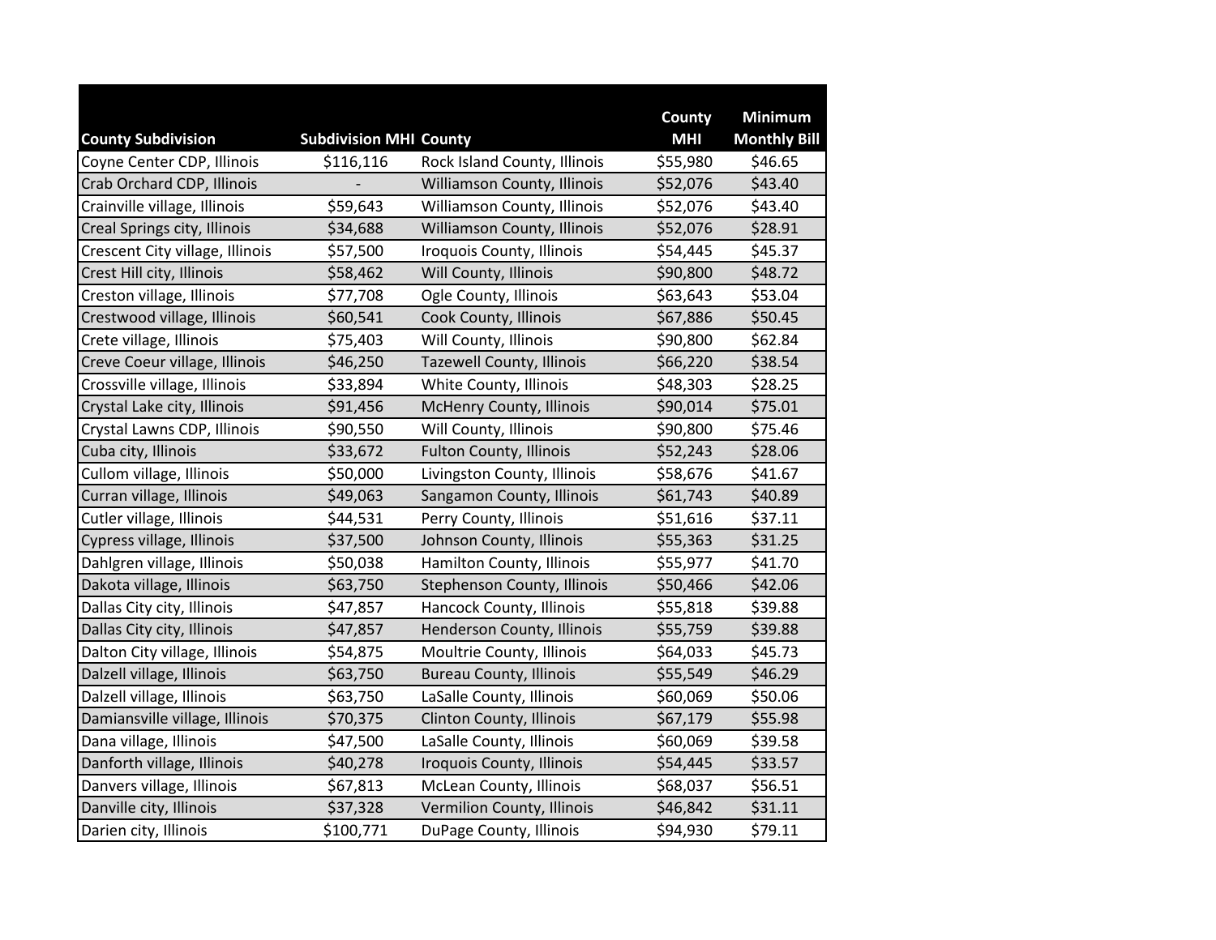| County Subdivision | Subdivision MHI | County | County MHI | Minimum Monthly Bill |
|---|---|---|---|---|
| Coyne Center CDP, Illinois | $116,116 | Rock Island County, Illinois | $55,980 | $46.65 |
| Crab Orchard CDP, Illinois | - | Williamson County, Illinois | $52,076 | $43.40 |
| Crainville village, Illinois | $59,643 | Williamson County, Illinois | $52,076 | $43.40 |
| Creal Springs city, Illinois | $34,688 | Williamson County, Illinois | $52,076 | $28.91 |
| Crescent City village, Illinois | $57,500 | Iroquois County, Illinois | $54,445 | $45.37 |
| Crest Hill city, Illinois | $58,462 | Will County, Illinois | $90,800 | $48.72 |
| Creston village, Illinois | $77,708 | Ogle County, Illinois | $63,643 | $53.04 |
| Crestwood village, Illinois | $60,541 | Cook County, Illinois | $67,886 | $50.45 |
| Crete village, Illinois | $75,403 | Will County, Illinois | $90,800 | $62.84 |
| Creve Coeur village, Illinois | $46,250 | Tazewell County, Illinois | $66,220 | $38.54 |
| Crossville village, Illinois | $33,894 | White County, Illinois | $48,303 | $28.25 |
| Crystal Lake city, Illinois | $91,456 | McHenry County, Illinois | $90,014 | $75.01 |
| Crystal Lawns CDP, Illinois | $90,550 | Will County, Illinois | $90,800 | $75.46 |
| Cuba city, Illinois | $33,672 | Fulton County, Illinois | $52,243 | $28.06 |
| Cullom village, Illinois | $50,000 | Livingston County, Illinois | $58,676 | $41.67 |
| Curran village, Illinois | $49,063 | Sangamon County, Illinois | $61,743 | $40.89 |
| Cutler village, Illinois | $44,531 | Perry County, Illinois | $51,616 | $37.11 |
| Cypress village, Illinois | $37,500 | Johnson County, Illinois | $55,363 | $31.25 |
| Dahlgren village, Illinois | $50,038 | Hamilton County, Illinois | $55,977 | $41.70 |
| Dakota village, Illinois | $63,750 | Stephenson County, Illinois | $50,466 | $42.06 |
| Dallas City city, Illinois | $47,857 | Hancock County, Illinois | $55,818 | $39.88 |
| Dallas City city, Illinois | $47,857 | Henderson County, Illinois | $55,759 | $39.88 |
| Dalton City village, Illinois | $54,875 | Moultrie County, Illinois | $64,033 | $45.73 |
| Dalzell village, Illinois | $63,750 | Bureau County, Illinois | $55,549 | $46.29 |
| Dalzell village, Illinois | $63,750 | LaSalle County, Illinois | $60,069 | $50.06 |
| Damiansville village, Illinois | $70,375 | Clinton County, Illinois | $67,179 | $55.98 |
| Dana village, Illinois | $47,500 | LaSalle County, Illinois | $60,069 | $39.58 |
| Danforth village, Illinois | $40,278 | Iroquois County, Illinois | $54,445 | $33.57 |
| Danvers village, Illinois | $67,813 | McLean County, Illinois | $68,037 | $56.51 |
| Danville city, Illinois | $37,328 | Vermilion County, Illinois | $46,842 | $31.11 |
| Darien city, Illinois | $100,771 | DuPage County, Illinois | $94,930 | $79.11 |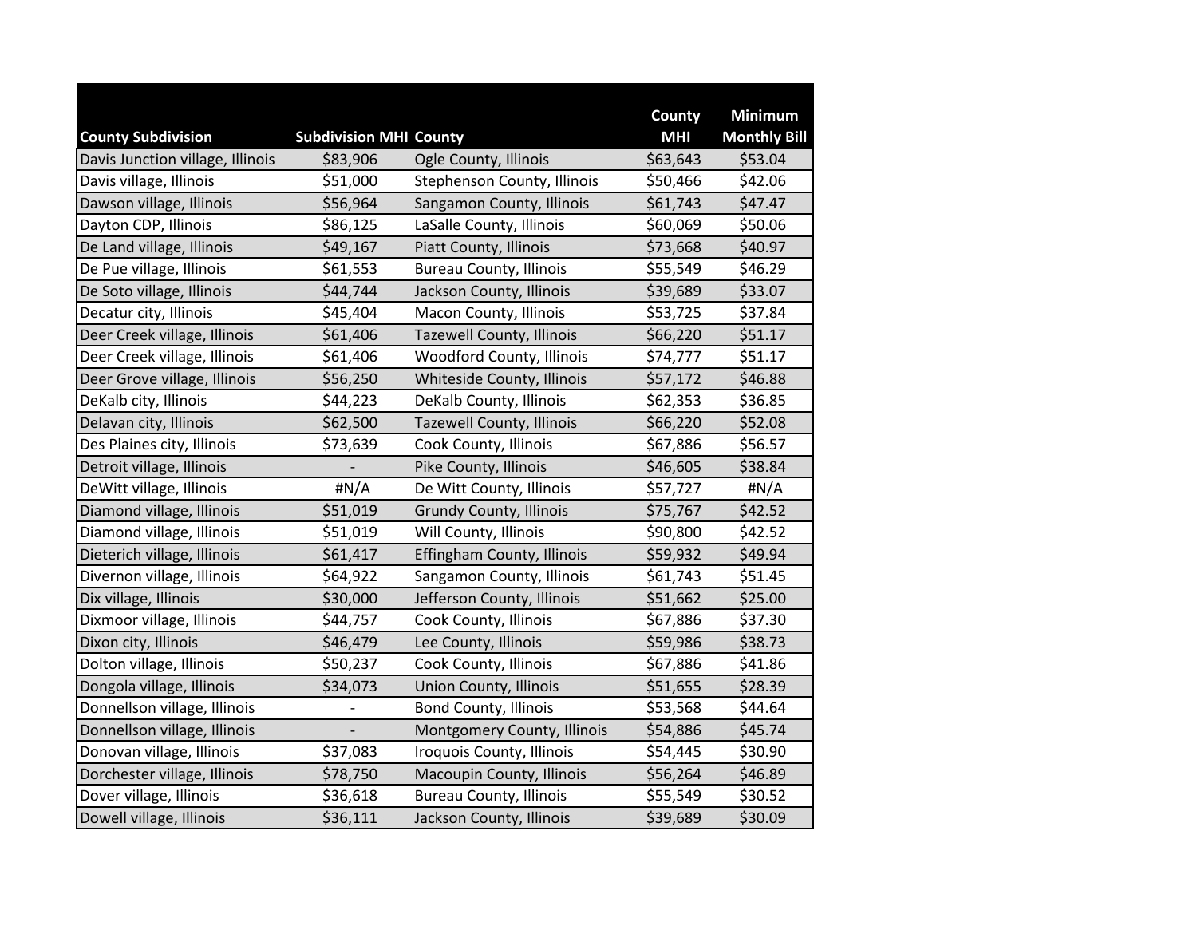| County Subdivision | Subdivision MHI | County | County MHI | Minimum Monthly Bill |
|---|---|---|---|---|
| Davis Junction village, Illinois | $83,906 | Ogle County, Illinois | $63,643 | $53.04 |
| Davis village, Illinois | $51,000 | Stephenson County, Illinois | $50,466 | $42.06 |
| Dawson village, Illinois | $56,964 | Sangamon County, Illinois | $61,743 | $47.47 |
| Dayton CDP, Illinois | $86,125 | LaSalle County, Illinois | $60,069 | $50.06 |
| De Land village, Illinois | $49,167 | Piatt County, Illinois | $73,668 | $40.97 |
| De Pue village, Illinois | $61,553 | Bureau County, Illinois | $55,549 | $46.29 |
| De Soto village, Illinois | $44,744 | Jackson County, Illinois | $39,689 | $33.07 |
| Decatur city, Illinois | $45,404 | Macon County, Illinois | $53,725 | $37.84 |
| Deer Creek village, Illinois | $61,406 | Tazewell County, Illinois | $66,220 | $51.17 |
| Deer Creek village, Illinois | $61,406 | Woodford County, Illinois | $74,777 | $51.17 |
| Deer Grove village, Illinois | $56,250 | Whiteside County, Illinois | $57,172 | $46.88 |
| DeKalb city, Illinois | $44,223 | DeKalb County, Illinois | $62,353 | $36.85 |
| Delavan city, Illinois | $62,500 | Tazewell County, Illinois | $66,220 | $52.08 |
| Des Plaines city, Illinois | $73,639 | Cook County, Illinois | $67,886 | $56.57 |
| Detroit village, Illinois | - | Pike County, Illinois | $46,605 | $38.84 |
| DeWitt village, Illinois | #N/A | De Witt County, Illinois | $57,727 | #N/A |
| Diamond village, Illinois | $51,019 | Grundy County, Illinois | $75,767 | $42.52 |
| Diamond village, Illinois | $51,019 | Will County, Illinois | $90,800 | $42.52 |
| Dieterich village, Illinois | $61,417 | Effingham County, Illinois | $59,932 | $49.94 |
| Divernon village, Illinois | $64,922 | Sangamon County, Illinois | $61,743 | $51.45 |
| Dix village, Illinois | $30,000 | Jefferson County, Illinois | $51,662 | $25.00 |
| Dixmoor village, Illinois | $44,757 | Cook County, Illinois | $67,886 | $37.30 |
| Dixon city, Illinois | $46,479 | Lee County, Illinois | $59,986 | $38.73 |
| Dolton village, Illinois | $50,237 | Cook County, Illinois | $67,886 | $41.86 |
| Dongola village, Illinois | $34,073 | Union County, Illinois | $51,655 | $28.39 |
| Donnellson village, Illinois | - | Bond County, Illinois | $53,568 | $44.64 |
| Donnellson village, Illinois | - | Montgomery County, Illinois | $54,886 | $45.74 |
| Donovan village, Illinois | $37,083 | Iroquois County, Illinois | $54,445 | $30.90 |
| Dorchester village, Illinois | $78,750 | Macoupin County, Illinois | $56,264 | $46.89 |
| Dover village, Illinois | $36,618 | Bureau County, Illinois | $55,549 | $30.52 |
| Dowell village, Illinois | $36,111 | Jackson County, Illinois | $39,689 | $30.09 |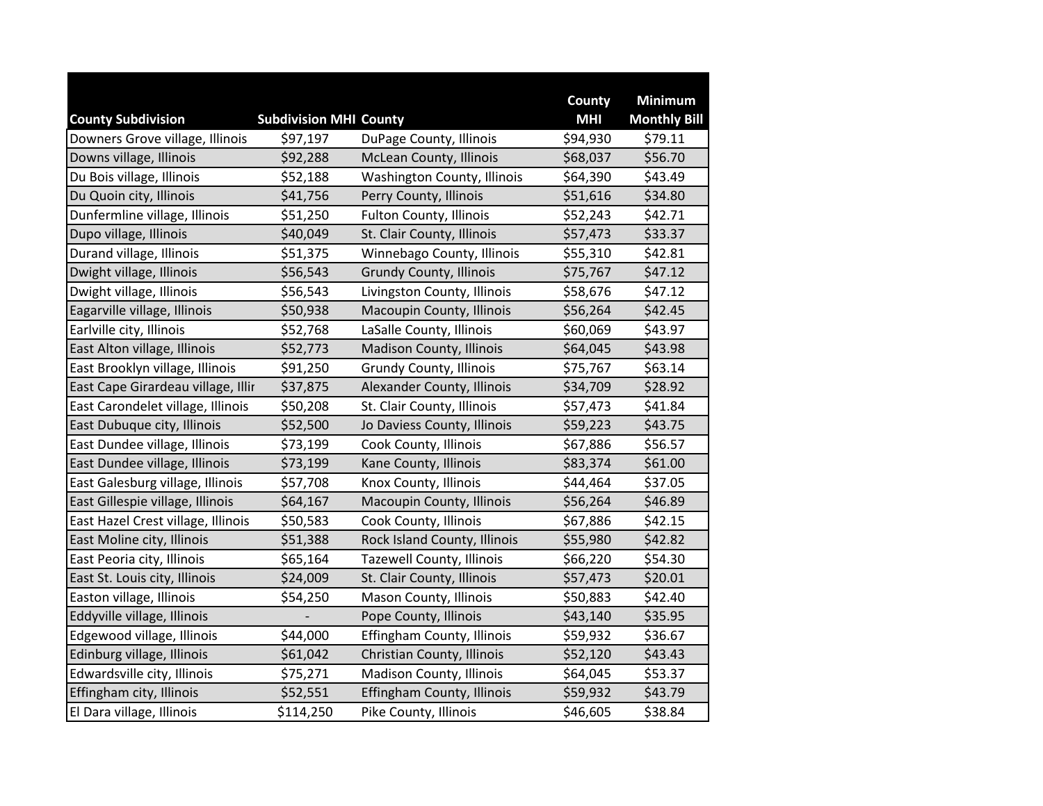| County Subdivision | Subdivision MHI | County | County MHI | Minimum Monthly Bill |
|---|---|---|---|---|
| Downers Grove village, Illinois | $97,197 | DuPage County, Illinois | $94,930 | $79.11 |
| Downs village, Illinois | $92,288 | McLean County, Illinois | $68,037 | $56.70 |
| Du Bois village, Illinois | $52,188 | Washington County, Illinois | $64,390 | $43.49 |
| Du Quoin city, Illinois | $41,756 | Perry County, Illinois | $51,616 | $34.80 |
| Dunfermline village, Illinois | $51,250 | Fulton County, Illinois | $52,243 | $42.71 |
| Dupo village, Illinois | $40,049 | St. Clair County, Illinois | $57,473 | $33.37 |
| Durand village, Illinois | $51,375 | Winnebago County, Illinois | $55,310 | $42.81 |
| Dwight village, Illinois | $56,543 | Grundy County, Illinois | $75,767 | $47.12 |
| Dwight village, Illinois | $56,543 | Livingston County, Illinois | $58,676 | $47.12 |
| Eagarville village, Illinois | $50,938 | Macoupin County, Illinois | $56,264 | $42.45 |
| Earlville city, Illinois | $52,768 | LaSalle County, Illinois | $60,069 | $43.97 |
| East Alton village, Illinois | $52,773 | Madison County, Illinois | $64,045 | $43.98 |
| East Brooklyn village, Illinois | $91,250 | Grundy County, Illinois | $75,767 | $63.14 |
| East Cape Girardeau village, Illir | $37,875 | Alexander County, Illinois | $34,709 | $28.92 |
| East Carondelet village, Illinois | $50,208 | St. Clair County, Illinois | $57,473 | $41.84 |
| East Dubuque city, Illinois | $52,500 | Jo Daviess County, Illinois | $59,223 | $43.75 |
| East Dundee village, Illinois | $73,199 | Cook County, Illinois | $67,886 | $56.57 |
| East Dundee village, Illinois | $73,199 | Kane County, Illinois | $83,374 | $61.00 |
| East Galesburg village, Illinois | $57,708 | Knox County, Illinois | $44,464 | $37.05 |
| East Gillespie village, Illinois | $64,167 | Macoupin County, Illinois | $56,264 | $46.89 |
| East Hazel Crest village, Illinois | $50,583 | Cook County, Illinois | $67,886 | $42.15 |
| East Moline city, Illinois | $51,388 | Rock Island County, Illinois | $55,980 | $42.82 |
| East Peoria city, Illinois | $65,164 | Tazewell County, Illinois | $66,220 | $54.30 |
| East St. Louis city, Illinois | $24,009 | St. Clair County, Illinois | $57,473 | $20.01 |
| Easton village, Illinois | $54,250 | Mason County, Illinois | $50,883 | $42.40 |
| Eddyville village, Illinois | - | Pope County, Illinois | $43,140 | $35.95 |
| Edgewood village, Illinois | $44,000 | Effingham County, Illinois | $59,932 | $36.67 |
| Edinburg village, Illinois | $61,042 | Christian County, Illinois | $52,120 | $43.43 |
| Edwardsville city, Illinois | $75,271 | Madison County, Illinois | $64,045 | $53.37 |
| Effingham city, Illinois | $52,551 | Effingham County, Illinois | $59,932 | $43.79 |
| El Dara village, Illinois | $114,250 | Pike County, Illinois | $46,605 | $38.84 |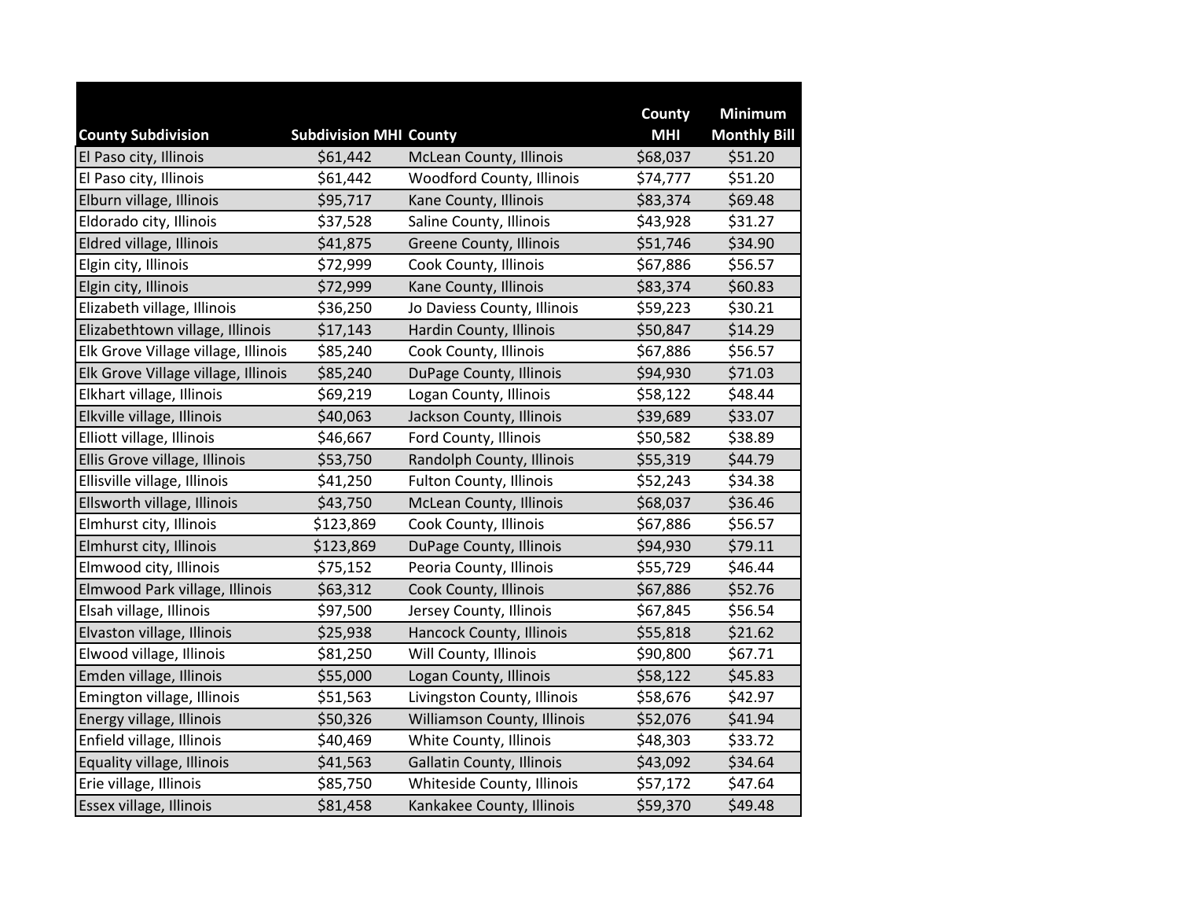| County Subdivision | Subdivision MHI | County | County MHI | Minimum Monthly Bill |
|---|---|---|---|---|
| El Paso city, Illinois | $61,442 | McLean County, Illinois | $68,037 | $51.20 |
| El Paso city, Illinois | $61,442 | Woodford County, Illinois | $74,777 | $51.20 |
| Elburn village, Illinois | $95,717 | Kane County, Illinois | $83,374 | $69.48 |
| Eldorado city, Illinois | $37,528 | Saline County, Illinois | $43,928 | $31.27 |
| Eldred village, Illinois | $41,875 | Greene County, Illinois | $51,746 | $34.90 |
| Elgin city, Illinois | $72,999 | Cook County, Illinois | $67,886 | $56.57 |
| Elgin city, Illinois | $72,999 | Kane County, Illinois | $83,374 | $60.83 |
| Elizabeth village, Illinois | $36,250 | Jo Daviess County, Illinois | $59,223 | $30.21 |
| Elizabethtown village, Illinois | $17,143 | Hardin County, Illinois | $50,847 | $14.29 |
| Elk Grove Village village, Illinois | $85,240 | Cook County, Illinois | $67,886 | $56.57 |
| Elk Grove Village village, Illinois | $85,240 | DuPage County, Illinois | $94,930 | $71.03 |
| Elkhart village, Illinois | $69,219 | Logan County, Illinois | $58,122 | $48.44 |
| Elkville village, Illinois | $40,063 | Jackson County, Illinois | $39,689 | $33.07 |
| Elliott village, Illinois | $46,667 | Ford County, Illinois | $50,582 | $38.89 |
| Ellis Grove village, Illinois | $53,750 | Randolph County, Illinois | $55,319 | $44.79 |
| Ellisville village, Illinois | $41,250 | Fulton County, Illinois | $52,243 | $34.38 |
| Ellsworth village, Illinois | $43,750 | McLean County, Illinois | $68,037 | $36.46 |
| Elmhurst city, Illinois | $123,869 | Cook County, Illinois | $67,886 | $56.57 |
| Elmhurst city, Illinois | $123,869 | DuPage County, Illinois | $94,930 | $79.11 |
| Elmwood city, Illinois | $75,152 | Peoria County, Illinois | $55,729 | $46.44 |
| Elmwood Park village, Illinois | $63,312 | Cook County, Illinois | $67,886 | $52.76 |
| Elsah village, Illinois | $97,500 | Jersey County, Illinois | $67,845 | $56.54 |
| Elvaston village, Illinois | $25,938 | Hancock County, Illinois | $55,818 | $21.62 |
| Elwood village, Illinois | $81,250 | Will County, Illinois | $90,800 | $67.71 |
| Emden village, Illinois | $55,000 | Logan County, Illinois | $58,122 | $45.83 |
| Emington village, Illinois | $51,563 | Livingston County, Illinois | $58,676 | $42.97 |
| Energy village, Illinois | $50,326 | Williamson County, Illinois | $52,076 | $41.94 |
| Enfield village, Illinois | $40,469 | White County, Illinois | $48,303 | $33.72 |
| Equality village, Illinois | $41,563 | Gallatin County, Illinois | $43,092 | $34.64 |
| Erie village, Illinois | $85,750 | Whiteside County, Illinois | $57,172 | $47.64 |
| Essex village, Illinois | $81,458 | Kankakee County, Illinois | $59,370 | $49.48 |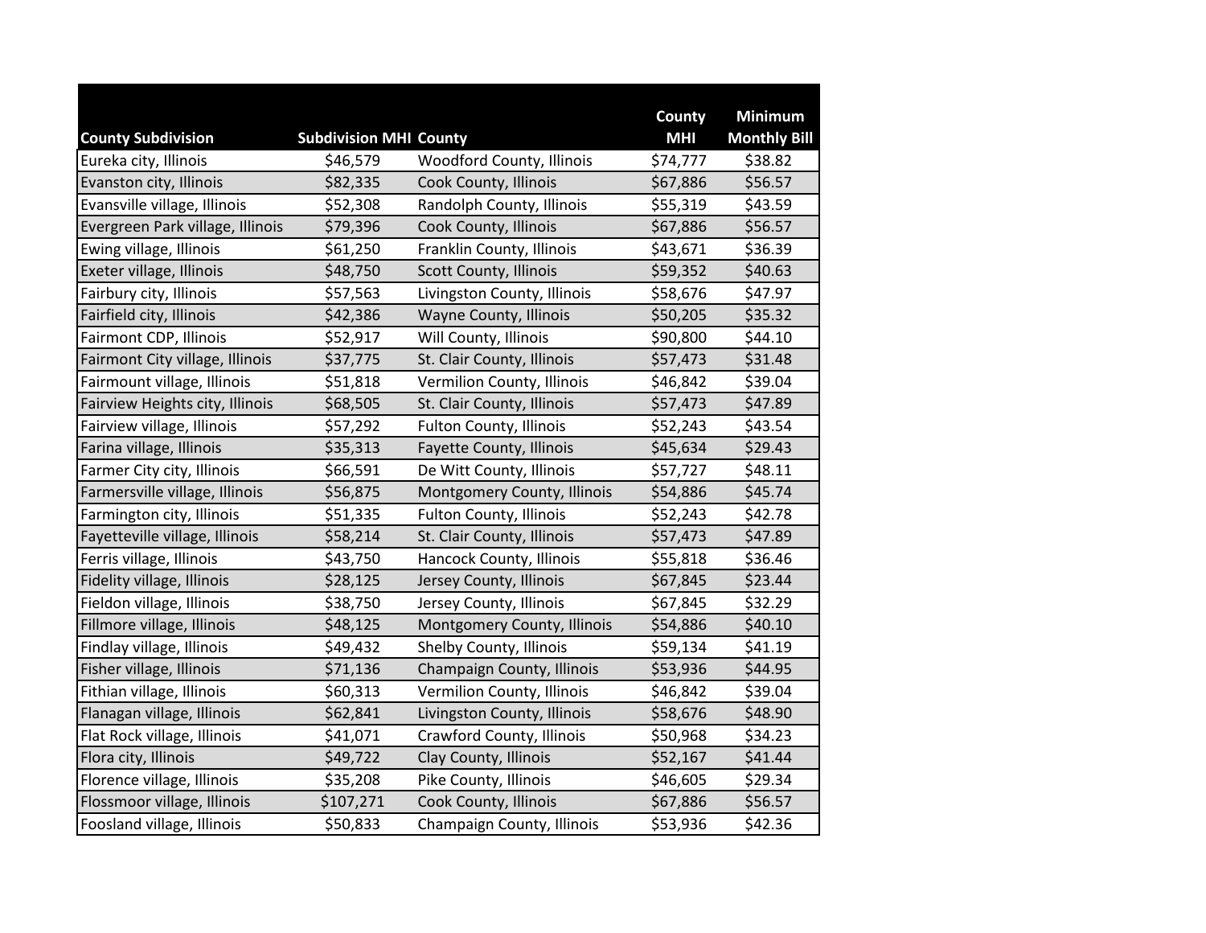| County Subdivision | Subdivision MHI | County | County MHI | Minimum Monthly Bill |
|---|---|---|---|---|
| Eureka city, Illinois | $46,579 | Woodford County, Illinois | $74,777 | $38.82 |
| Evanston city, Illinois | $82,335 | Cook County, Illinois | $67,886 | $56.57 |
| Evansville village, Illinois | $52,308 | Randolph County, Illinois | $55,319 | $43.59 |
| Evergreen Park village, Illinois | $79,396 | Cook County, Illinois | $67,886 | $56.57 |
| Ewing village, Illinois | $61,250 | Franklin County, Illinois | $43,671 | $36.39 |
| Exeter village, Illinois | $48,750 | Scott County, Illinois | $59,352 | $40.63 |
| Fairbury city, Illinois | $57,563 | Livingston County, Illinois | $58,676 | $47.97 |
| Fairfield city, Illinois | $42,386 | Wayne County, Illinois | $50,205 | $35.32 |
| Fairmont CDP, Illinois | $52,917 | Will County, Illinois | $90,800 | $44.10 |
| Fairmont City village, Illinois | $37,775 | St. Clair County, Illinois | $57,473 | $31.48 |
| Fairmount village, Illinois | $51,818 | Vermilion County, Illinois | $46,842 | $39.04 |
| Fairview Heights city, Illinois | $68,505 | St. Clair County, Illinois | $57,473 | $47.89 |
| Fairview village, Illinois | $57,292 | Fulton County, Illinois | $52,243 | $43.54 |
| Farina village, Illinois | $35,313 | Fayette County, Illinois | $45,634 | $29.43 |
| Farmer City city, Illinois | $66,591 | De Witt County, Illinois | $57,727 | $48.11 |
| Farmersville village, Illinois | $56,875 | Montgomery County, Illinois | $54,886 | $45.74 |
| Farmington city, Illinois | $51,335 | Fulton County, Illinois | $52,243 | $42.78 |
| Fayetteville village, Illinois | $58,214 | St. Clair County, Illinois | $57,473 | $47.89 |
| Ferris village, Illinois | $43,750 | Hancock County, Illinois | $55,818 | $36.46 |
| Fidelity village, Illinois | $28,125 | Jersey County, Illinois | $67,845 | $23.44 |
| Fieldon village, Illinois | $38,750 | Jersey County, Illinois | $67,845 | $32.29 |
| Fillmore village, Illinois | $48,125 | Montgomery County, Illinois | $54,886 | $40.10 |
| Findlay village, Illinois | $49,432 | Shelby County, Illinois | $59,134 | $41.19 |
| Fisher village, Illinois | $71,136 | Champaign County, Illinois | $53,936 | $44.95 |
| Fithian village, Illinois | $60,313 | Vermilion County, Illinois | $46,842 | $39.04 |
| Flanagan village, Illinois | $62,841 | Livingston County, Illinois | $58,676 | $48.90 |
| Flat Rock village, Illinois | $41,071 | Crawford County, Illinois | $50,968 | $34.23 |
| Flora city, Illinois | $49,722 | Clay County, Illinois | $52,167 | $41.44 |
| Florence village, Illinois | $35,208 | Pike County, Illinois | $46,605 | $29.34 |
| Flossmoor village, Illinois | $107,271 | Cook County, Illinois | $67,886 | $56.57 |
| Foosland village, Illinois | $50,833 | Champaign County, Illinois | $53,936 | $42.36 |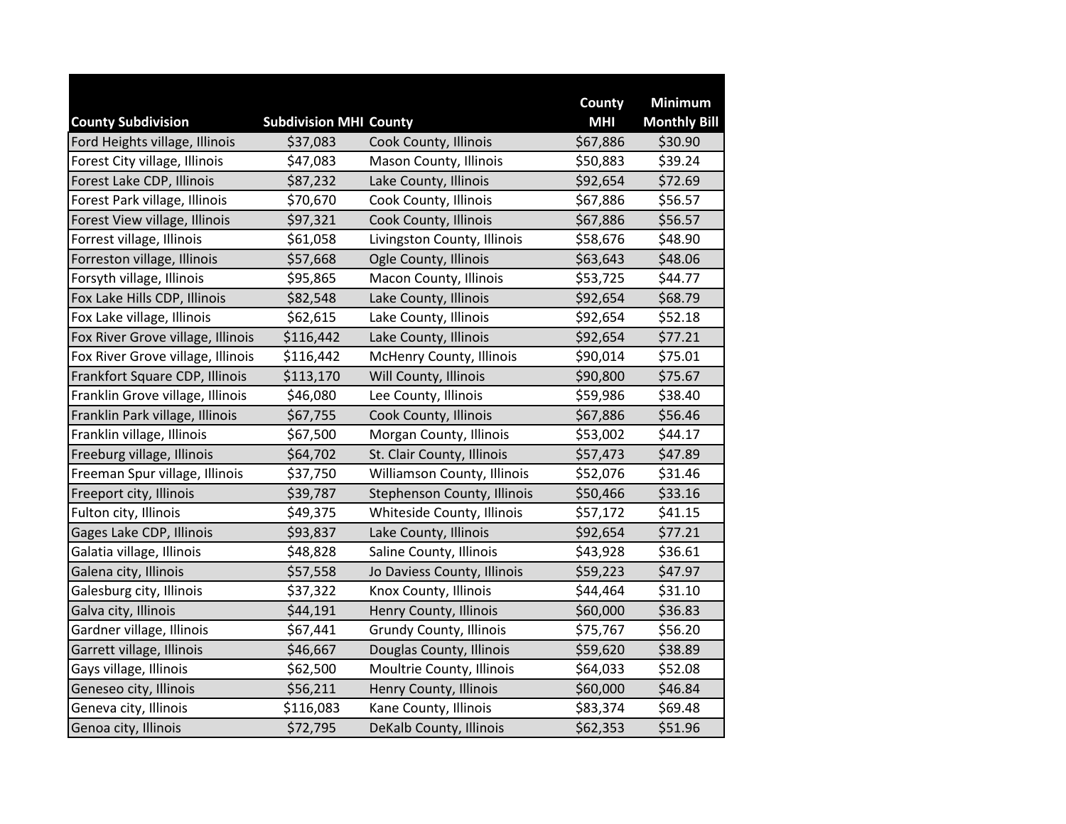| County Subdivision | Subdivision MHI | County | County MHI | Minimum Monthly Bill |
|---|---|---|---|---|
| Ford Heights village, Illinois | $37,083 | Cook County, Illinois | $67,886 | $30.90 |
| Forest City village, Illinois | $47,083 | Mason County, Illinois | $50,883 | $39.24 |
| Forest Lake CDP, Illinois | $87,232 | Lake County, Illinois | $92,654 | $72.69 |
| Forest Park village, Illinois | $70,670 | Cook County, Illinois | $67,886 | $56.57 |
| Forest View village, Illinois | $97,321 | Cook County, Illinois | $67,886 | $56.57 |
| Forrest village, Illinois | $61,058 | Livingston County, Illinois | $58,676 | $48.90 |
| Forreston village, Illinois | $57,668 | Ogle County, Illinois | $63,643 | $48.06 |
| Forsyth village, Illinois | $95,865 | Macon County, Illinois | $53,725 | $44.77 |
| Fox Lake Hills CDP, Illinois | $82,548 | Lake County, Illinois | $92,654 | $68.79 |
| Fox Lake village, Illinois | $62,615 | Lake County, Illinois | $92,654 | $52.18 |
| Fox River Grove village, Illinois | $116,442 | Lake County, Illinois | $92,654 | $77.21 |
| Fox River Grove village, Illinois | $116,442 | McHenry County, Illinois | $90,014 | $75.01 |
| Frankfort Square CDP, Illinois | $113,170 | Will County, Illinois | $90,800 | $75.67 |
| Franklin Grove village, Illinois | $46,080 | Lee County, Illinois | $59,986 | $38.40 |
| Franklin Park village, Illinois | $67,755 | Cook County, Illinois | $67,886 | $56.46 |
| Franklin village, Illinois | $67,500 | Morgan County, Illinois | $53,002 | $44.17 |
| Freeburg village, Illinois | $64,702 | St. Clair County, Illinois | $57,473 | $47.89 |
| Freeman Spur village, Illinois | $37,750 | Williamson County, Illinois | $52,076 | $31.46 |
| Freeport city, Illinois | $39,787 | Stephenson County, Illinois | $50,466 | $33.16 |
| Fulton city, Illinois | $49,375 | Whiteside County, Illinois | $57,172 | $41.15 |
| Gages Lake CDP, Illinois | $93,837 | Lake County, Illinois | $92,654 | $77.21 |
| Galatia village, Illinois | $48,828 | Saline County, Illinois | $43,928 | $36.61 |
| Galena city, Illinois | $57,558 | Jo Daviess County, Illinois | $59,223 | $47.97 |
| Galesburg city, Illinois | $37,322 | Knox County, Illinois | $44,464 | $31.10 |
| Galva city, Illinois | $44,191 | Henry County, Illinois | $60,000 | $36.83 |
| Gardner village, Illinois | $67,441 | Grundy County, Illinois | $75,767 | $56.20 |
| Garrett village, Illinois | $46,667 | Douglas County, Illinois | $59,620 | $38.89 |
| Gays village, Illinois | $62,500 | Moultrie County, Illinois | $64,033 | $52.08 |
| Geneseo city, Illinois | $56,211 | Henry County, Illinois | $60,000 | $46.84 |
| Geneva city, Illinois | $116,083 | Kane County, Illinois | $83,374 | $69.48 |
| Genoa city, Illinois | $72,795 | DeKalb County, Illinois | $62,353 | $51.96 |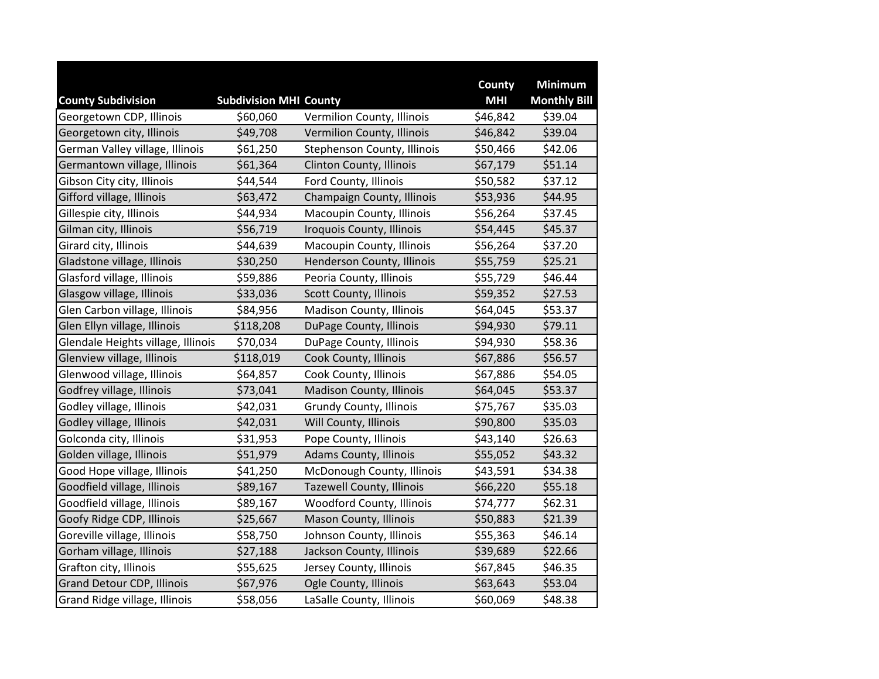| County Subdivision | Subdivision MHI | County | County MHI | Minimum Monthly Bill |
|---|---|---|---|---|
| Georgetown CDP, Illinois | $60,060 | Vermilion County, Illinois | $46,842 | $39.04 |
| Georgetown city, Illinois | $49,708 | Vermilion County, Illinois | $46,842 | $39.04 |
| German Valley village, Illinois | $61,250 | Stephenson County, Illinois | $50,466 | $42.06 |
| Germantown village, Illinois | $61,364 | Clinton County, Illinois | $67,179 | $51.14 |
| Gibson City city, Illinois | $44,544 | Ford County, Illinois | $50,582 | $37.12 |
| Gifford village, Illinois | $63,472 | Champaign County, Illinois | $53,936 | $44.95 |
| Gillespie city, Illinois | $44,934 | Macoupin County, Illinois | $56,264 | $37.45 |
| Gilman city, Illinois | $56,719 | Iroquois County, Illinois | $54,445 | $45.37 |
| Girard city, Illinois | $44,639 | Macoupin County, Illinois | $56,264 | $37.20 |
| Gladstone village, Illinois | $30,250 | Henderson County, Illinois | $55,759 | $25.21 |
| Glasford village, Illinois | $59,886 | Peoria County, Illinois | $55,729 | $46.44 |
| Glasgow village, Illinois | $33,036 | Scott County, Illinois | $59,352 | $27.53 |
| Glen Carbon village, Illinois | $84,956 | Madison County, Illinois | $64,045 | $53.37 |
| Glen Ellyn village, Illinois | $118,208 | DuPage County, Illinois | $94,930 | $79.11 |
| Glendale Heights village, Illinois | $70,034 | DuPage County, Illinois | $94,930 | $58.36 |
| Glenview village, Illinois | $118,019 | Cook County, Illinois | $67,886 | $56.57 |
| Glenwood village, Illinois | $64,857 | Cook County, Illinois | $67,886 | $54.05 |
| Godfrey village, Illinois | $73,041 | Madison County, Illinois | $64,045 | $53.37 |
| Godley village, Illinois | $42,031 | Grundy County, Illinois | $75,767 | $35.03 |
| Godley village, Illinois | $42,031 | Will County, Illinois | $90,800 | $35.03 |
| Golconda city, Illinois | $31,953 | Pope County, Illinois | $43,140 | $26.63 |
| Golden village, Illinois | $51,979 | Adams County, Illinois | $55,052 | $43.32 |
| Good Hope village, Illinois | $41,250 | McDonough County, Illinois | $43,591 | $34.38 |
| Goodfield village, Illinois | $89,167 | Tazewell County, Illinois | $66,220 | $55.18 |
| Goodfield village, Illinois | $89,167 | Woodford County, Illinois | $74,777 | $62.31 |
| Goofy Ridge CDP, Illinois | $25,667 | Mason County, Illinois | $50,883 | $21.39 |
| Goreville village, Illinois | $58,750 | Johnson County, Illinois | $55,363 | $46.14 |
| Gorham village, Illinois | $27,188 | Jackson County, Illinois | $39,689 | $22.66 |
| Grafton city, Illinois | $55,625 | Jersey County, Illinois | $67,845 | $46.35 |
| Grand Detour CDP, Illinois | $67,976 | Ogle County, Illinois | $63,643 | $53.04 |
| Grand Ridge village, Illinois | $58,056 | LaSalle County, Illinois | $60,069 | $48.38 |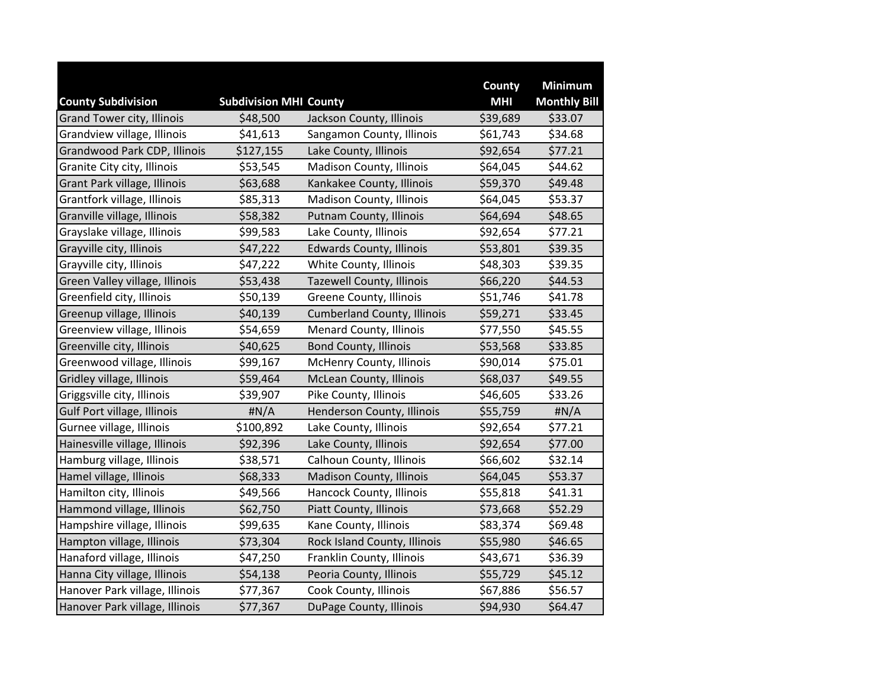| County Subdivision | Subdivision MHI | County | County MHI | Minimum Monthly Bill |
|---|---|---|---|---|
| Grand Tower city, Illinois | $48,500 | Jackson County, Illinois | $39,689 | $33.07 |
| Grandview village, Illinois | $41,613 | Sangamon County, Illinois | $61,743 | $34.68 |
| Grandwood Park CDP, Illinois | $127,155 | Lake County, Illinois | $92,654 | $77.21 |
| Granite City city, Illinois | $53,545 | Madison County, Illinois | $64,045 | $44.62 |
| Grant Park village, Illinois | $63,688 | Kankakee County, Illinois | $59,370 | $49.48 |
| Grantfork village, Illinois | $85,313 | Madison County, Illinois | $64,045 | $53.37 |
| Granville village, Illinois | $58,382 | Putnam County, Illinois | $64,694 | $48.65 |
| Grayslake village, Illinois | $99,583 | Lake County, Illinois | $92,654 | $77.21 |
| Grayville city, Illinois | $47,222 | Edwards County, Illinois | $53,801 | $39.35 |
| Grayville city, Illinois | $47,222 | White County, Illinois | $48,303 | $39.35 |
| Green Valley village, Illinois | $53,438 | Tazewell County, Illinois | $66,220 | $44.53 |
| Greenfield city, Illinois | $50,139 | Greene County, Illinois | $51,746 | $41.78 |
| Greenup village, Illinois | $40,139 | Cumberland County, Illinois | $59,271 | $33.45 |
| Greenview village, Illinois | $54,659 | Menard County, Illinois | $77,550 | $45.55 |
| Greenville city, Illinois | $40,625 | Bond County, Illinois | $53,568 | $33.85 |
| Greenwood village, Illinois | $99,167 | McHenry County, Illinois | $90,014 | $75.01 |
| Gridley village, Illinois | $59,464 | McLean County, Illinois | $68,037 | $49.55 |
| Griggsville city, Illinois | $39,907 | Pike County, Illinois | $46,605 | $33.26 |
| Gulf Port village, Illinois | #N/A | Henderson County, Illinois | $55,759 | #N/A |
| Gurnee village, Illinois | $100,892 | Lake County, Illinois | $92,654 | $77.21 |
| Hainesville village, Illinois | $92,396 | Lake County, Illinois | $92,654 | $77.00 |
| Hamburg village, Illinois | $38,571 | Calhoun County, Illinois | $66,602 | $32.14 |
| Hamel village, Illinois | $68,333 | Madison County, Illinois | $64,045 | $53.37 |
| Hamilton city, Illinois | $49,566 | Hancock County, Illinois | $55,818 | $41.31 |
| Hammond village, Illinois | $62,750 | Piatt County, Illinois | $73,668 | $52.29 |
| Hampshire village, Illinois | $99,635 | Kane County, Illinois | $83,374 | $69.48 |
| Hampton village, Illinois | $73,304 | Rock Island County, Illinois | $55,980 | $46.65 |
| Hanaford village, Illinois | $47,250 | Franklin County, Illinois | $43,671 | $36.39 |
| Hanna City village, Illinois | $54,138 | Peoria County, Illinois | $55,729 | $45.12 |
| Hanover Park village, Illinois | $77,367 | Cook County, Illinois | $67,886 | $56.57 |
| Hanover Park village, Illinois | $77,367 | DuPage County, Illinois | $94,930 | $64.47 |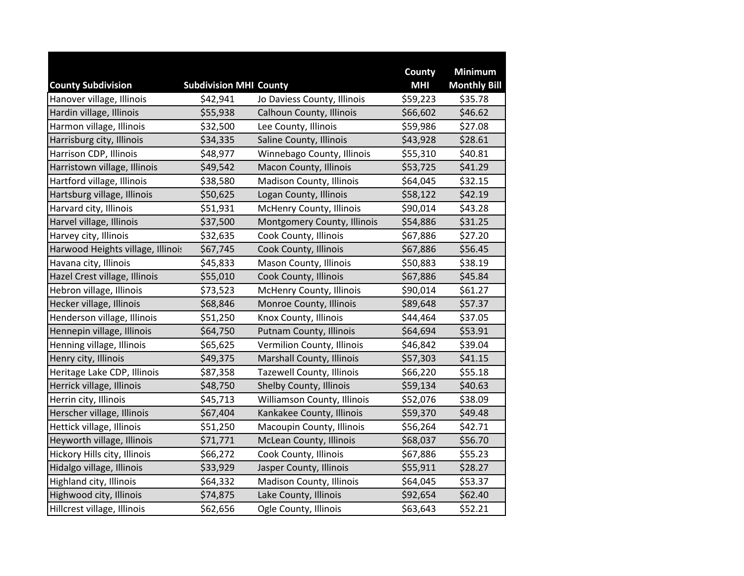| County Subdivision | Subdivision MHI | County | County MHI | Minimum Monthly Bill |
|---|---|---|---|---|
| Hanover village, Illinois | $42,941 | Jo Daviess County, Illinois | $59,223 | $35.78 |
| Hardin village, Illinois | $55,938 | Calhoun County, Illinois | $66,602 | $46.62 |
| Harmon village, Illinois | $32,500 | Lee County, Illinois | $59,986 | $27.08 |
| Harrisburg city, Illinois | $34,335 | Saline County, Illinois | $43,928 | $28.61 |
| Harrison CDP, Illinois | $48,977 | Winnebago County, Illinois | $55,310 | $40.81 |
| Harristown village, Illinois | $49,542 | Macon County, Illinois | $53,725 | $41.29 |
| Hartford village, Illinois | $38,580 | Madison County, Illinois | $64,045 | $32.15 |
| Hartsburg village, Illinois | $50,625 | Logan County, Illinois | $58,122 | $42.19 |
| Harvard city, Illinois | $51,931 | McHenry County, Illinois | $90,014 | $43.28 |
| Harvel village, Illinois | $37,500 | Montgomery County, Illinois | $54,886 | $31.25 |
| Harvey city, Illinois | $32,635 | Cook County, Illinois | $67,886 | $27.20 |
| Harwood Heights village, Illinois | $67,745 | Cook County, Illinois | $67,886 | $56.45 |
| Havana city, Illinois | $45,833 | Mason County, Illinois | $50,883 | $38.19 |
| Hazel Crest village, Illinois | $55,010 | Cook County, Illinois | $67,886 | $45.84 |
| Hebron village, Illinois | $73,523 | McHenry County, Illinois | $90,014 | $61.27 |
| Hecker village, Illinois | $68,846 | Monroe County, Illinois | $89,648 | $57.37 |
| Henderson village, Illinois | $51,250 | Knox County, Illinois | $44,464 | $37.05 |
| Hennepin village, Illinois | $64,750 | Putnam County, Illinois | $64,694 | $53.91 |
| Henning village, Illinois | $65,625 | Vermilion County, Illinois | $46,842 | $39.04 |
| Henry city, Illinois | $49,375 | Marshall County, Illinois | $57,303 | $41.15 |
| Heritage Lake CDP, Illinois | $87,358 | Tazewell County, Illinois | $66,220 | $55.18 |
| Herrick village, Illinois | $48,750 | Shelby County, Illinois | $59,134 | $40.63 |
| Herrin city, Illinois | $45,713 | Williamson County, Illinois | $52,076 | $38.09 |
| Herscher village, Illinois | $67,404 | Kankakee County, Illinois | $59,370 | $49.48 |
| Hettick village, Illinois | $51,250 | Macoupin County, Illinois | $56,264 | $42.71 |
| Heyworth village, Illinois | $71,771 | McLean County, Illinois | $68,037 | $56.70 |
| Hickory Hills city, Illinois | $66,272 | Cook County, Illinois | $67,886 | $55.23 |
| Hidalgo village, Illinois | $33,929 | Jasper County, Illinois | $55,911 | $28.27 |
| Highland city, Illinois | $64,332 | Madison County, Illinois | $64,045 | $53.37 |
| Highwood city, Illinois | $74,875 | Lake County, Illinois | $92,654 | $62.40 |
| Hillcrest village, Illinois | $62,656 | Ogle County, Illinois | $63,643 | $52.21 |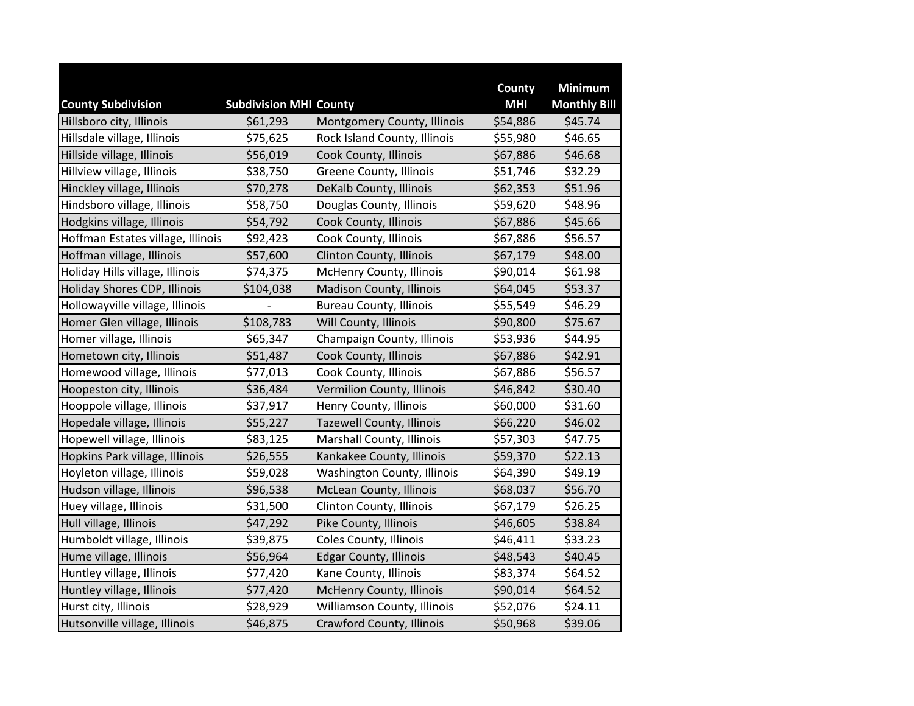| County Subdivision | Subdivision MHI | County | County MHI | Minimum Monthly Bill |
|---|---|---|---|---|
| Hillsboro city, Illinois | $61,293 | Montgomery County, Illinois | $54,886 | $45.74 |
| Hillsdale village, Illinois | $75,625 | Rock Island County, Illinois | $55,980 | $46.65 |
| Hillside village, Illinois | $56,019 | Cook County, Illinois | $67,886 | $46.68 |
| Hillview village, Illinois | $38,750 | Greene County, Illinois | $51,746 | $32.29 |
| Hinckley village, Illinois | $70,278 | DeKalb County, Illinois | $62,353 | $51.96 |
| Hindsboro village, Illinois | $58,750 | Douglas County, Illinois | $59,620 | $48.96 |
| Hodgkins village, Illinois | $54,792 | Cook County, Illinois | $67,886 | $45.66 |
| Hoffman Estates village, Illinois | $92,423 | Cook County, Illinois | $67,886 | $56.57 |
| Hoffman village, Illinois | $57,600 | Clinton County, Illinois | $67,179 | $48.00 |
| Holiday Hills village, Illinois | $74,375 | McHenry County, Illinois | $90,014 | $61.98 |
| Holiday Shores CDP, Illinois | $104,038 | Madison County, Illinois | $64,045 | $53.37 |
| Hollowayville village, Illinois | - | Bureau County, Illinois | $55,549 | $46.29 |
| Homer Glen village, Illinois | $108,783 | Will County, Illinois | $90,800 | $75.67 |
| Homer village, Illinois | $65,347 | Champaign County, Illinois | $53,936 | $44.95 |
| Hometown city, Illinois | $51,487 | Cook County, Illinois | $67,886 | $42.91 |
| Homewood village, Illinois | $77,013 | Cook County, Illinois | $67,886 | $56.57 |
| Hoopeston city, Illinois | $36,484 | Vermilion County, Illinois | $46,842 | $30.40 |
| Hooppole village, Illinois | $37,917 | Henry County, Illinois | $60,000 | $31.60 |
| Hopedale village, Illinois | $55,227 | Tazewell County, Illinois | $66,220 | $46.02 |
| Hopewell village, Illinois | $83,125 | Marshall County, Illinois | $57,303 | $47.75 |
| Hopkins Park village, Illinois | $26,555 | Kankakee County, Illinois | $59,370 | $22.13 |
| Hoyleton village, Illinois | $59,028 | Washington County, Illinois | $64,390 | $49.19 |
| Hudson village, Illinois | $96,538 | McLean County, Illinois | $68,037 | $56.70 |
| Huey village, Illinois | $31,500 | Clinton County, Illinois | $67,179 | $26.25 |
| Hull village, Illinois | $47,292 | Pike County, Illinois | $46,605 | $38.84 |
| Humboldt village, Illinois | $39,875 | Coles County, Illinois | $46,411 | $33.23 |
| Hume village, Illinois | $56,964 | Edgar County, Illinois | $48,543 | $40.45 |
| Huntley village, Illinois | $77,420 | Kane County, Illinois | $83,374 | $64.52 |
| Huntley village, Illinois | $77,420 | McHenry County, Illinois | $90,014 | $64.52 |
| Hurst city, Illinois | $28,929 | Williamson County, Illinois | $52,076 | $24.11 |
| Hutsonville village, Illinois | $46,875 | Crawford County, Illinois | $50,968 | $39.06 |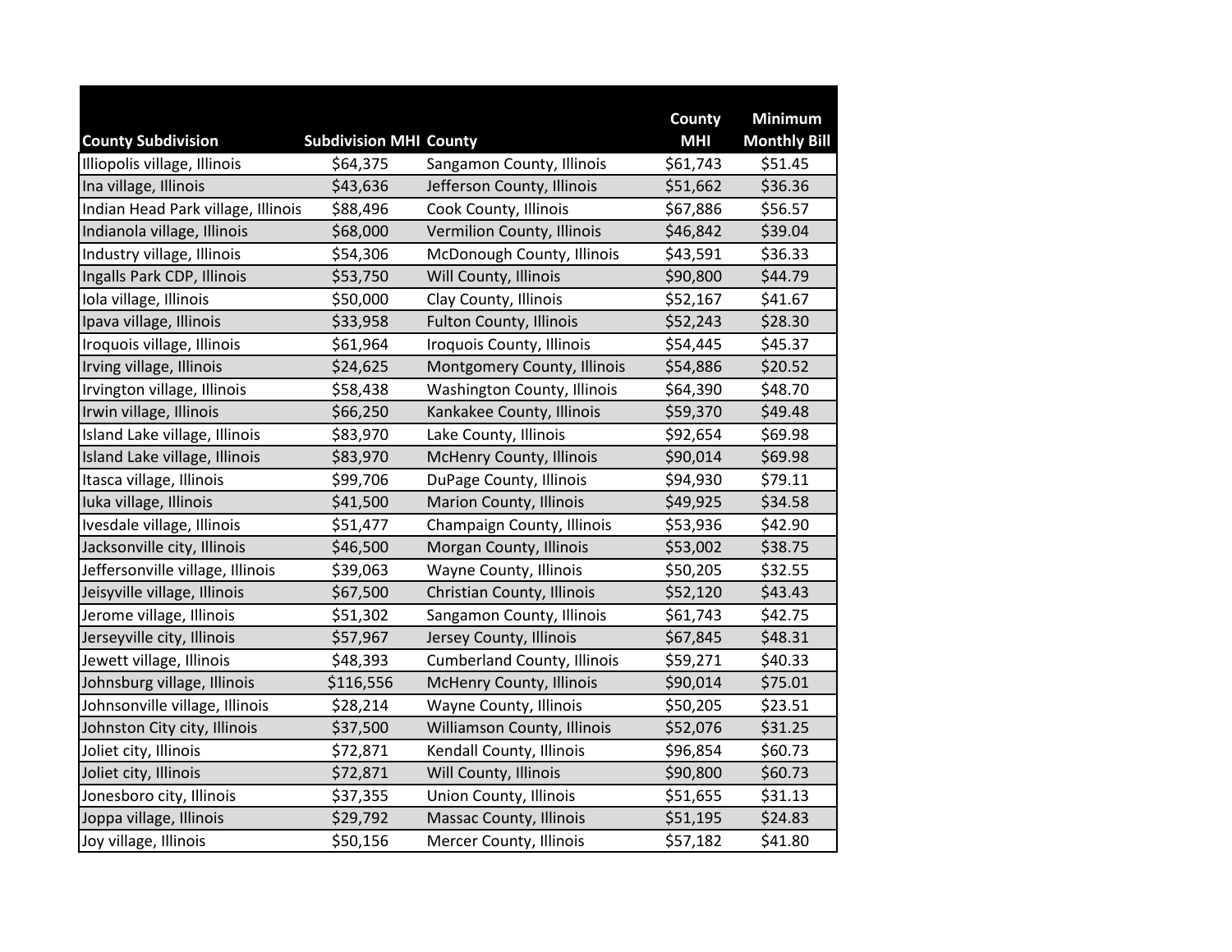| County Subdivision | Subdivision MHI | County | County MHI | Minimum Monthly Bill |
|---|---|---|---|---|
| Illiopolis village, Illinois | $64,375 | Sangamon County, Illinois | $61,743 | $51.45 |
| Ina village, Illinois | $43,636 | Jefferson County, Illinois | $51,662 | $36.36 |
| Indian Head Park village, Illinois | $88,496 | Cook County, Illinois | $67,886 | $56.57 |
| Indianola village, Illinois | $68,000 | Vermilion County, Illinois | $46,842 | $39.04 |
| Industry village, Illinois | $54,306 | McDonough County, Illinois | $43,591 | $36.33 |
| Ingalls Park CDP, Illinois | $53,750 | Will County, Illinois | $90,800 | $44.79 |
| Iola village, Illinois | $50,000 | Clay County, Illinois | $52,167 | $41.67 |
| Ipava village, Illinois | $33,958 | Fulton County, Illinois | $52,243 | $28.30 |
| Iroquois village, Illinois | $61,964 | Iroquois County, Illinois | $54,445 | $45.37 |
| Irving village, Illinois | $24,625 | Montgomery County, Illinois | $54,886 | $20.52 |
| Irvington village, Illinois | $58,438 | Washington County, Illinois | $64,390 | $48.70 |
| Irwin village, Illinois | $66,250 | Kankakee County, Illinois | $59,370 | $49.48 |
| Island Lake village, Illinois | $83,970 | Lake County, Illinois | $92,654 | $69.98 |
| Island Lake village, Illinois | $83,970 | McHenry County, Illinois | $90,014 | $69.98 |
| Itasca village, Illinois | $99,706 | DuPage County, Illinois | $94,930 | $79.11 |
| Iuka village, Illinois | $41,500 | Marion County, Illinois | $49,925 | $34.58 |
| Ivesdale village, Illinois | $51,477 | Champaign County, Illinois | $53,936 | $42.90 |
| Jacksonville city, Illinois | $46,500 | Morgan County, Illinois | $53,002 | $38.75 |
| Jeffersonville village, Illinois | $39,063 | Wayne County, Illinois | $50,205 | $32.55 |
| Jeisyville village, Illinois | $67,500 | Christian County, Illinois | $52,120 | $43.43 |
| Jerome village, Illinois | $51,302 | Sangamon County, Illinois | $61,743 | $42.75 |
| Jerseyville city, Illinois | $57,967 | Jersey County, Illinois | $67,845 | $48.31 |
| Jewett village, Illinois | $48,393 | Cumberland County, Illinois | $59,271 | $40.33 |
| Johnsburg village, Illinois | $116,556 | McHenry County, Illinois | $90,014 | $75.01 |
| Johnsonville village, Illinois | $28,214 | Wayne County, Illinois | $50,205 | $23.51 |
| Johnston City city, Illinois | $37,500 | Williamson County, Illinois | $52,076 | $31.25 |
| Joliet city, Illinois | $72,871 | Kendall County, Illinois | $96,854 | $60.73 |
| Joliet city, Illinois | $72,871 | Will County, Illinois | $90,800 | $60.73 |
| Jonesboro city, Illinois | $37,355 | Union County, Illinois | $51,655 | $31.13 |
| Joppa village, Illinois | $29,792 | Massac County, Illinois | $51,195 | $24.83 |
| Joy village, Illinois | $50,156 | Mercer County, Illinois | $57,182 | $41.80 |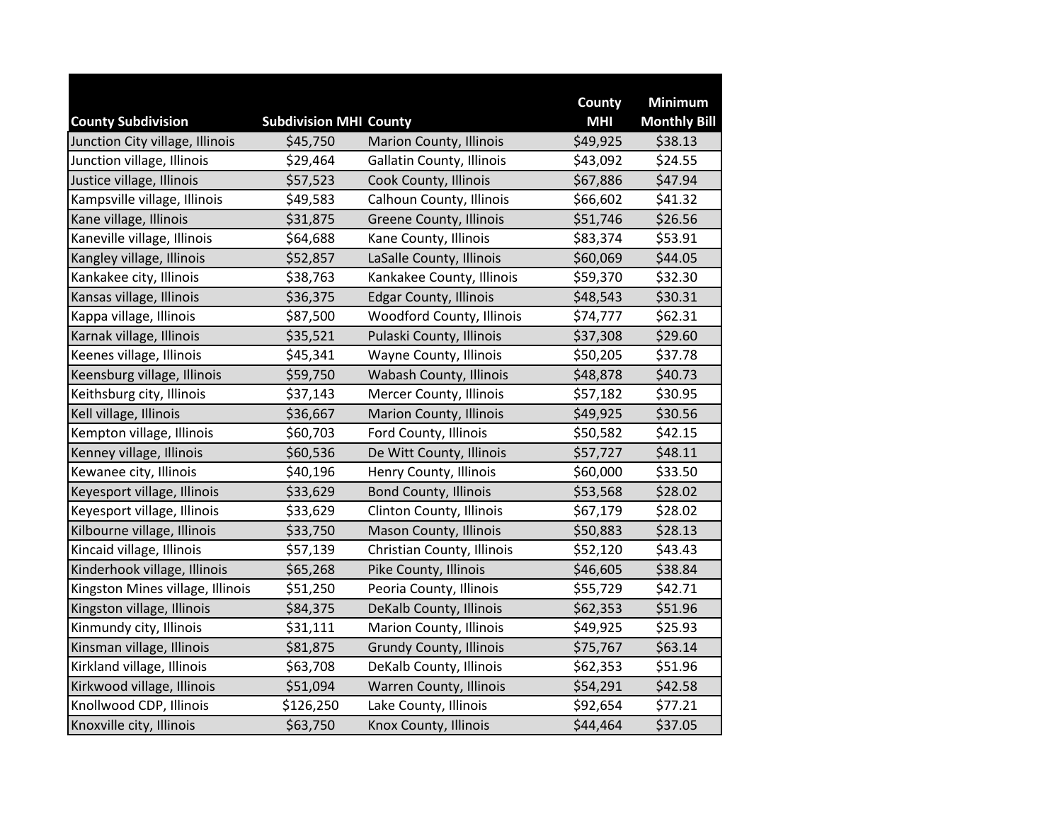| County Subdivision | Subdivision MHI | County | County MHI | Minimum Monthly Bill |
|---|---|---|---|---|
| Junction City village, Illinois | $45,750 | Marion County, Illinois | $49,925 | $38.13 |
| Junction village, Illinois | $29,464 | Gallatin County, Illinois | $43,092 | $24.55 |
| Justice village, Illinois | $57,523 | Cook County, Illinois | $67,886 | $47.94 |
| Kampsville village, Illinois | $49,583 | Calhoun County, Illinois | $66,602 | $41.32 |
| Kane village, Illinois | $31,875 | Greene County, Illinois | $51,746 | $26.56 |
| Kaneville village, Illinois | $64,688 | Kane County, Illinois | $83,374 | $53.91 |
| Kangley village, Illinois | $52,857 | LaSalle County, Illinois | $60,069 | $44.05 |
| Kankakee city, Illinois | $38,763 | Kankakee County, Illinois | $59,370 | $32.30 |
| Kansas village, Illinois | $36,375 | Edgar County, Illinois | $48,543 | $30.31 |
| Kappa village, Illinois | $87,500 | Woodford County, Illinois | $74,777 | $62.31 |
| Karnak village, Illinois | $35,521 | Pulaski County, Illinois | $37,308 | $29.60 |
| Keenes village, Illinois | $45,341 | Wayne County, Illinois | $50,205 | $37.78 |
| Keensburg village, Illinois | $59,750 | Wabash County, Illinois | $48,878 | $40.73 |
| Keithsburg city, Illinois | $37,143 | Mercer County, Illinois | $57,182 | $30.95 |
| Kell village, Illinois | $36,667 | Marion County, Illinois | $49,925 | $30.56 |
| Kempton village, Illinois | $60,703 | Ford County, Illinois | $50,582 | $42.15 |
| Kenney village, Illinois | $60,536 | De Witt County, Illinois | $57,727 | $48.11 |
| Kewanee city, Illinois | $40,196 | Henry County, Illinois | $60,000 | $33.50 |
| Keyesport village, Illinois | $33,629 | Bond County, Illinois | $53,568 | $28.02 |
| Keyesport village, Illinois | $33,629 | Clinton County, Illinois | $67,179 | $28.02 |
| Kilbourne village, Illinois | $33,750 | Mason County, Illinois | $50,883 | $28.13 |
| Kincaid village, Illinois | $57,139 | Christian County, Illinois | $52,120 | $43.43 |
| Kinderhook village, Illinois | $65,268 | Pike County, Illinois | $46,605 | $38.84 |
| Kingston Mines village, Illinois | $51,250 | Peoria County, Illinois | $55,729 | $42.71 |
| Kingston village, Illinois | $84,375 | DeKalb County, Illinois | $62,353 | $51.96 |
| Kinmundy city, Illinois | $31,111 | Marion County, Illinois | $49,925 | $25.93 |
| Kinsman village, Illinois | $81,875 | Grundy County, Illinois | $75,767 | $63.14 |
| Kirkland village, Illinois | $63,708 | DeKalb County, Illinois | $62,353 | $51.96 |
| Kirkwood village, Illinois | $51,094 | Warren County, Illinois | $54,291 | $42.58 |
| Knollwood CDP, Illinois | $126,250 | Lake County, Illinois | $92,654 | $77.21 |
| Knoxville city, Illinois | $63,750 | Knox County, Illinois | $44,464 | $37.05 |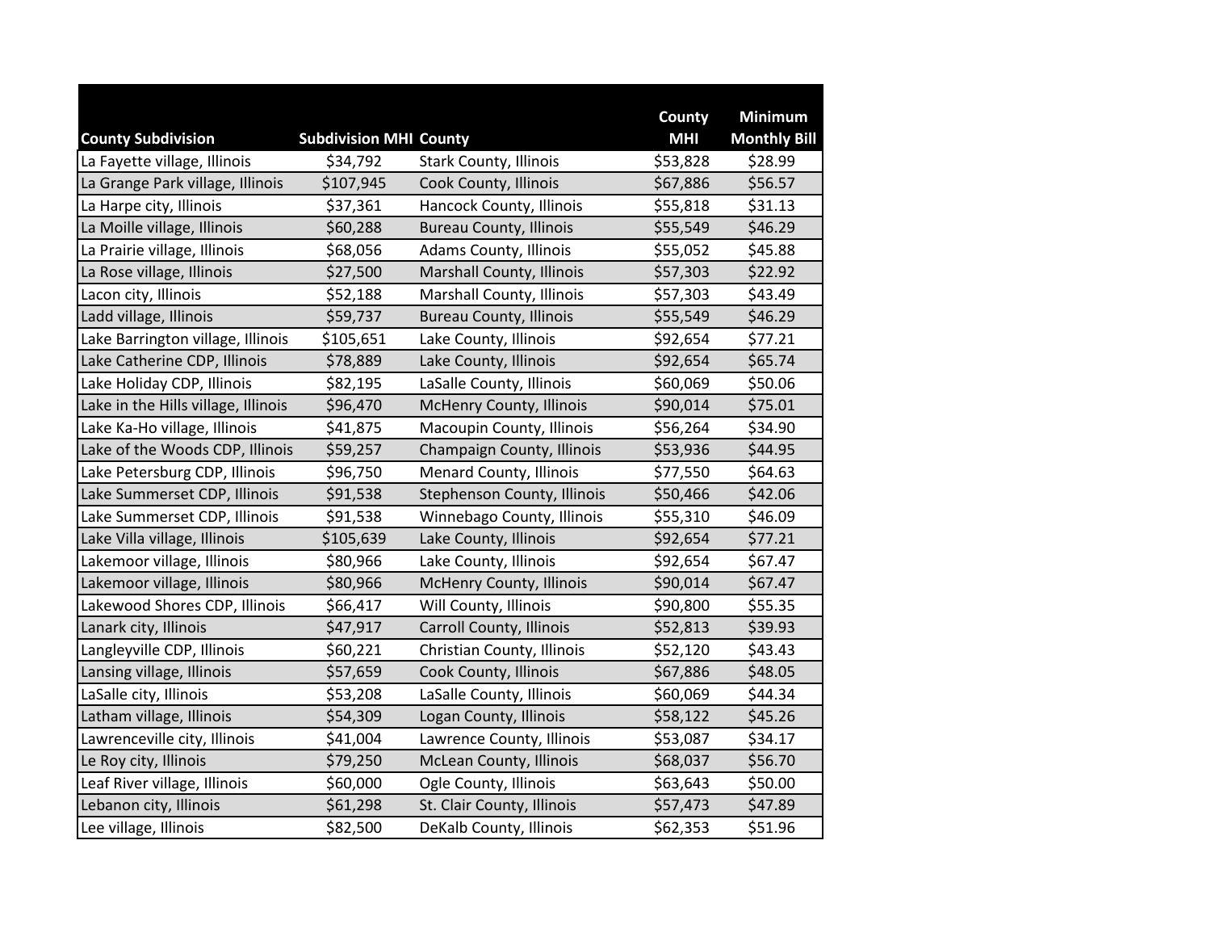| County Subdivision | Subdivision MHI | County | County MHI | Minimum Monthly Bill |
|---|---|---|---|---|
| La Fayette village, Illinois | $34,792 | Stark County, Illinois | $53,828 | $28.99 |
| La Grange Park village, Illinois | $107,945 | Cook County, Illinois | $67,886 | $56.57 |
| La Harpe city, Illinois | $37,361 | Hancock County, Illinois | $55,818 | $31.13 |
| La Moille village, Illinois | $60,288 | Bureau County, Illinois | $55,549 | $46.29 |
| La Prairie village, Illinois | $68,056 | Adams County, Illinois | $55,052 | $45.88 |
| La Rose village, Illinois | $27,500 | Marshall County, Illinois | $57,303 | $22.92 |
| Lacon city, Illinois | $52,188 | Marshall County, Illinois | $57,303 | $43.49 |
| Ladd village, Illinois | $59,737 | Bureau County, Illinois | $55,549 | $46.29 |
| Lake Barrington village, Illinois | $105,651 | Lake County, Illinois | $92,654 | $77.21 |
| Lake Catherine CDP, Illinois | $78,889 | Lake County, Illinois | $92,654 | $65.74 |
| Lake Holiday CDP, Illinois | $82,195 | LaSalle County, Illinois | $60,069 | $50.06 |
| Lake in the Hills village, Illinois | $96,470 | McHenry County, Illinois | $90,014 | $75.01 |
| Lake Ka-Ho village, Illinois | $41,875 | Macoupin County, Illinois | $56,264 | $34.90 |
| Lake of the Woods CDP, Illinois | $59,257 | Champaign County, Illinois | $53,936 | $44.95 |
| Lake Petersburg CDP, Illinois | $96,750 | Menard County, Illinois | $77,550 | $64.63 |
| Lake Summerset CDP, Illinois | $91,538 | Stephenson County, Illinois | $50,466 | $42.06 |
| Lake Summerset CDP, Illinois | $91,538 | Winnebago County, Illinois | $55,310 | $46.09 |
| Lake Villa village, Illinois | $105,639 | Lake County, Illinois | $92,654 | $77.21 |
| Lakemoor village, Illinois | $80,966 | Lake County, Illinois | $92,654 | $67.47 |
| Lakemoor village, Illinois | $80,966 | McHenry County, Illinois | $90,014 | $67.47 |
| Lakewood Shores CDP, Illinois | $66,417 | Will County, Illinois | $90,800 | $55.35 |
| Lanark city, Illinois | $47,917 | Carroll County, Illinois | $52,813 | $39.93 |
| Langleyville CDP, Illinois | $60,221 | Christian County, Illinois | $52,120 | $43.43 |
| Lansing village, Illinois | $57,659 | Cook County, Illinois | $67,886 | $48.05 |
| LaSalle city, Illinois | $53,208 | LaSalle County, Illinois | $60,069 | $44.34 |
| Latham village, Illinois | $54,309 | Logan County, Illinois | $58,122 | $45.26 |
| Lawrenceville city, Illinois | $41,004 | Lawrence County, Illinois | $53,087 | $34.17 |
| Le Roy city, Illinois | $79,250 | McLean County, Illinois | $68,037 | $56.70 |
| Leaf River village, Illinois | $60,000 | Ogle County, Illinois | $63,643 | $50.00 |
| Lebanon city, Illinois | $61,298 | St. Clair County, Illinois | $57,473 | $47.89 |
| Lee village, Illinois | $82,500 | DeKalb County, Illinois | $62,353 | $51.96 |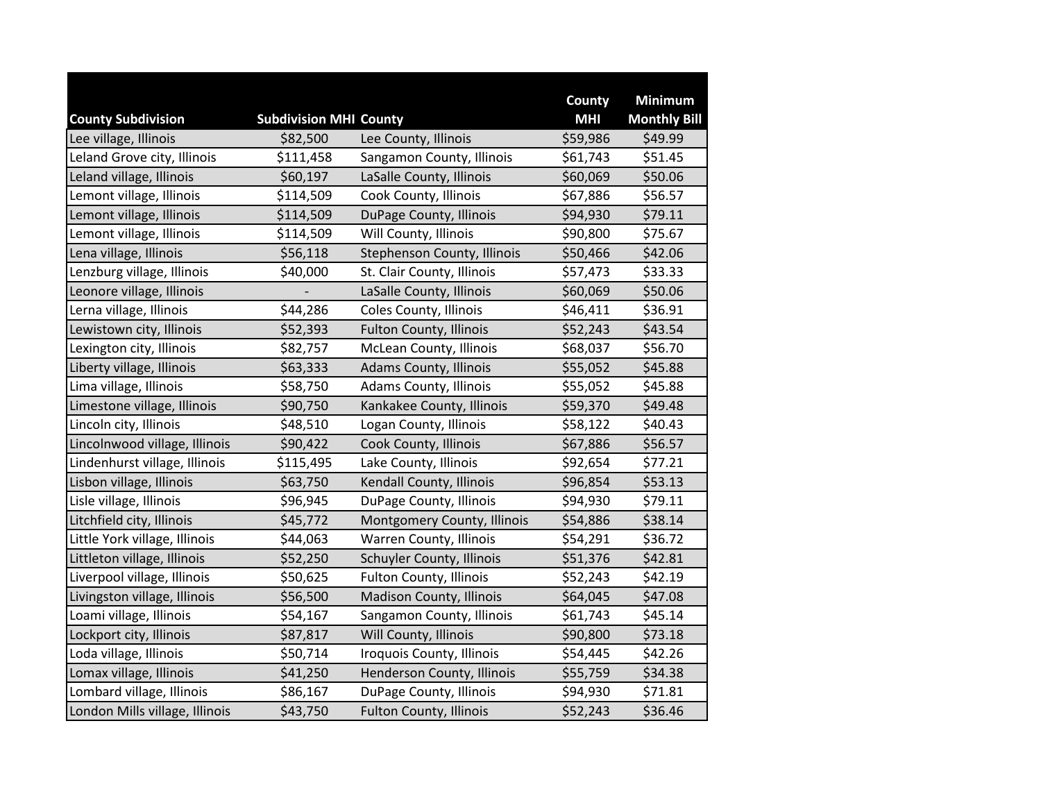| County Subdivision | Subdivision MHI | County | County MHI | Minimum Monthly Bill |
|---|---|---|---|---|
| Lee village, Illinois | $82,500 | Lee County, Illinois | $59,986 | $49.99 |
| Leland Grove city, Illinois | $111,458 | Sangamon County, Illinois | $61,743 | $51.45 |
| Leland village, Illinois | $60,197 | LaSalle County, Illinois | $60,069 | $50.06 |
| Lemont village, Illinois | $114,509 | Cook County, Illinois | $67,886 | $56.57 |
| Lemont village, Illinois | $114,509 | DuPage County, Illinois | $94,930 | $79.11 |
| Lemont village, Illinois | $114,509 | Will County, Illinois | $90,800 | $75.67 |
| Lena village, Illinois | $56,118 | Stephenson County, Illinois | $50,466 | $42.06 |
| Lenzburg village, Illinois | $40,000 | St. Clair County, Illinois | $57,473 | $33.33 |
| Leonore village, Illinois | - | LaSalle County, Illinois | $60,069 | $50.06 |
| Lerna village, Illinois | $44,286 | Coles County, Illinois | $46,411 | $36.91 |
| Lewistown city, Illinois | $52,393 | Fulton County, Illinois | $52,243 | $43.54 |
| Lexington city, Illinois | $82,757 | McLean County, Illinois | $68,037 | $56.70 |
| Liberty village, Illinois | $63,333 | Adams County, Illinois | $55,052 | $45.88 |
| Lima village, Illinois | $58,750 | Adams County, Illinois | $55,052 | $45.88 |
| Limestone village, Illinois | $90,750 | Kankakee County, Illinois | $59,370 | $49.48 |
| Lincoln city, Illinois | $48,510 | Logan County, Illinois | $58,122 | $40.43 |
| Lincolnwood village, Illinois | $90,422 | Cook County, Illinois | $67,886 | $56.57 |
| Lindenhurst village, Illinois | $115,495 | Lake County, Illinois | $92,654 | $77.21 |
| Lisbon village, Illinois | $63,750 | Kendall County, Illinois | $96,854 | $53.13 |
| Lisle village, Illinois | $96,945 | DuPage County, Illinois | $94,930 | $79.11 |
| Litchfield city, Illinois | $45,772 | Montgomery County, Illinois | $54,886 | $38.14 |
| Little York village, Illinois | $44,063 | Warren County, Illinois | $54,291 | $36.72 |
| Littleton village, Illinois | $52,250 | Schuyler County, Illinois | $51,376 | $42.81 |
| Liverpool village, Illinois | $50,625 | Fulton County, Illinois | $52,243 | $42.19 |
| Livingston village, Illinois | $56,500 | Madison County, Illinois | $64,045 | $47.08 |
| Loami village, Illinois | $54,167 | Sangamon County, Illinois | $61,743 | $45.14 |
| Lockport city, Illinois | $87,817 | Will County, Illinois | $90,800 | $73.18 |
| Loda village, Illinois | $50,714 | Iroquois County, Illinois | $54,445 | $42.26 |
| Lomax village, Illinois | $41,250 | Henderson County, Illinois | $55,759 | $34.38 |
| Lombard village, Illinois | $86,167 | DuPage County, Illinois | $94,930 | $71.81 |
| London Mills village, Illinois | $43,750 | Fulton County, Illinois | $52,243 | $36.46 |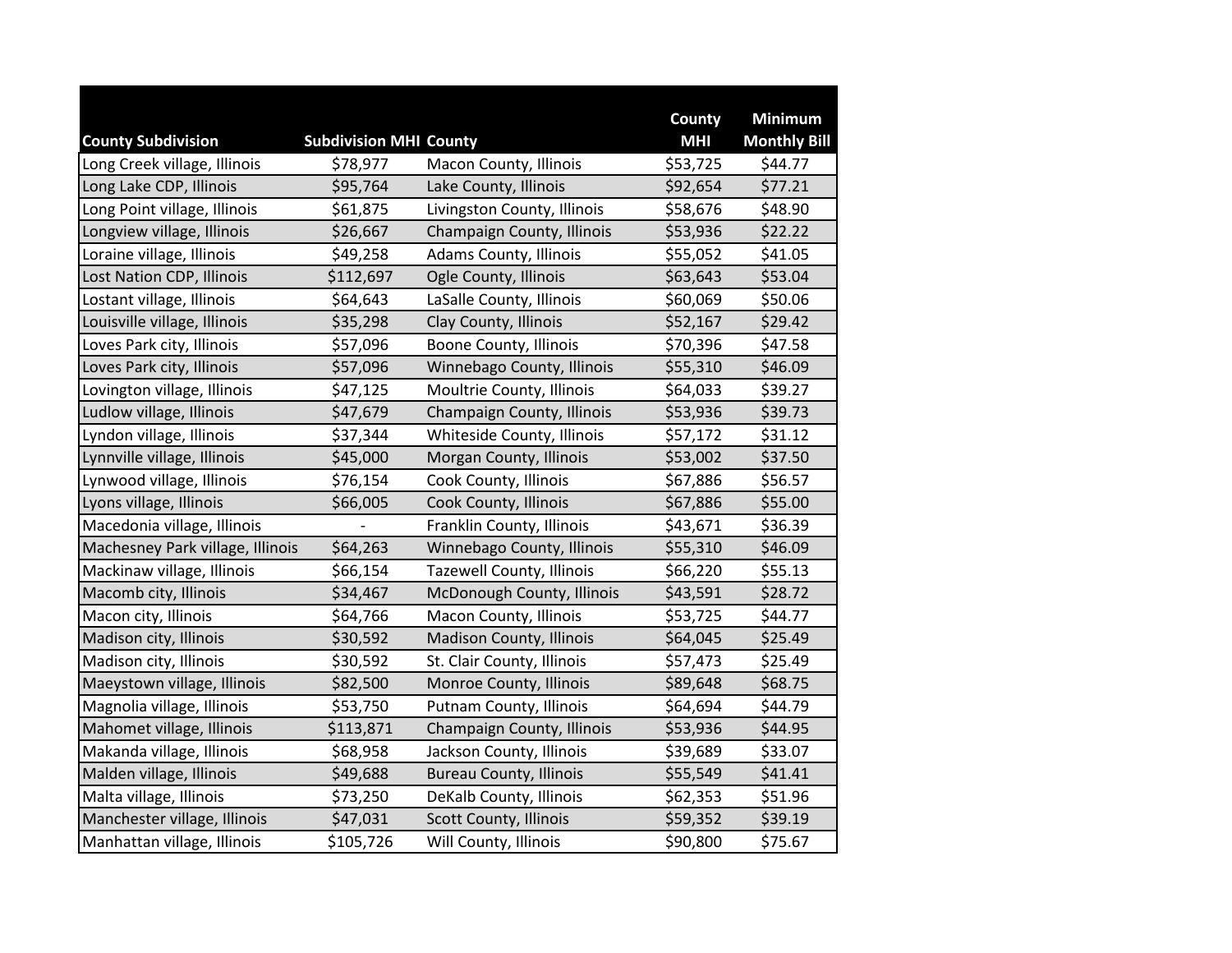| County Subdivision | Subdivision MHI | County | County MHI | Minimum Monthly Bill |
|---|---|---|---|---|
| Long Creek village, Illinois | $78,977 | Macon County, Illinois | $53,725 | $44.77 |
| Long Lake CDP, Illinois | $95,764 | Lake County, Illinois | $92,654 | $77.21 |
| Long Point village, Illinois | $61,875 | Livingston County, Illinois | $58,676 | $48.90 |
| Longview village, Illinois | $26,667 | Champaign County, Illinois | $53,936 | $22.22 |
| Loraine village, Illinois | $49,258 | Adams County, Illinois | $55,052 | $41.05 |
| Lost Nation CDP, Illinois | $112,697 | Ogle County, Illinois | $63,643 | $53.04 |
| Lostant village, Illinois | $64,643 | LaSalle County, Illinois | $60,069 | $50.06 |
| Louisville village, Illinois | $35,298 | Clay County, Illinois | $52,167 | $29.42 |
| Loves Park city, Illinois | $57,096 | Boone County, Illinois | $70,396 | $47.58 |
| Loves Park city, Illinois | $57,096 | Winnebago County, Illinois | $55,310 | $46.09 |
| Lovington village, Illinois | $47,125 | Moultrie County, Illinois | $64,033 | $39.27 |
| Ludlow village, Illinois | $47,679 | Champaign County, Illinois | $53,936 | $39.73 |
| Lyndon village, Illinois | $37,344 | Whiteside County, Illinois | $57,172 | $31.12 |
| Lynnville village, Illinois | $45,000 | Morgan County, Illinois | $53,002 | $37.50 |
| Lynwood village, Illinois | $76,154 | Cook County, Illinois | $67,886 | $56.57 |
| Lyons village, Illinois | $66,005 | Cook County, Illinois | $67,886 | $55.00 |
| Macedonia village, Illinois | - | Franklin County, Illinois | $43,671 | $36.39 |
| Machesney Park village, Illinois | $64,263 | Winnebago County, Illinois | $55,310 | $46.09 |
| Mackinaw village, Illinois | $66,154 | Tazewell County, Illinois | $66,220 | $55.13 |
| Macomb city, Illinois | $34,467 | McDonough County, Illinois | $43,591 | $28.72 |
| Macon city, Illinois | $64,766 | Macon County, Illinois | $53,725 | $44.77 |
| Madison city, Illinois | $30,592 | Madison County, Illinois | $64,045 | $25.49 |
| Madison city, Illinois | $30,592 | St. Clair County, Illinois | $57,473 | $25.49 |
| Maeystown village, Illinois | $82,500 | Monroe County, Illinois | $89,648 | $68.75 |
| Magnolia village, Illinois | $53,750 | Putnam County, Illinois | $64,694 | $44.79 |
| Mahomet village, Illinois | $113,871 | Champaign County, Illinois | $53,936 | $44.95 |
| Makanda village, Illinois | $68,958 | Jackson County, Illinois | $39,689 | $33.07 |
| Malden village, Illinois | $49,688 | Bureau County, Illinois | $55,549 | $41.41 |
| Malta village, Illinois | $73,250 | DeKalb County, Illinois | $62,353 | $51.96 |
| Manchester village, Illinois | $47,031 | Scott County, Illinois | $59,352 | $39.19 |
| Manhattan village, Illinois | $105,726 | Will County, Illinois | $90,800 | $75.67 |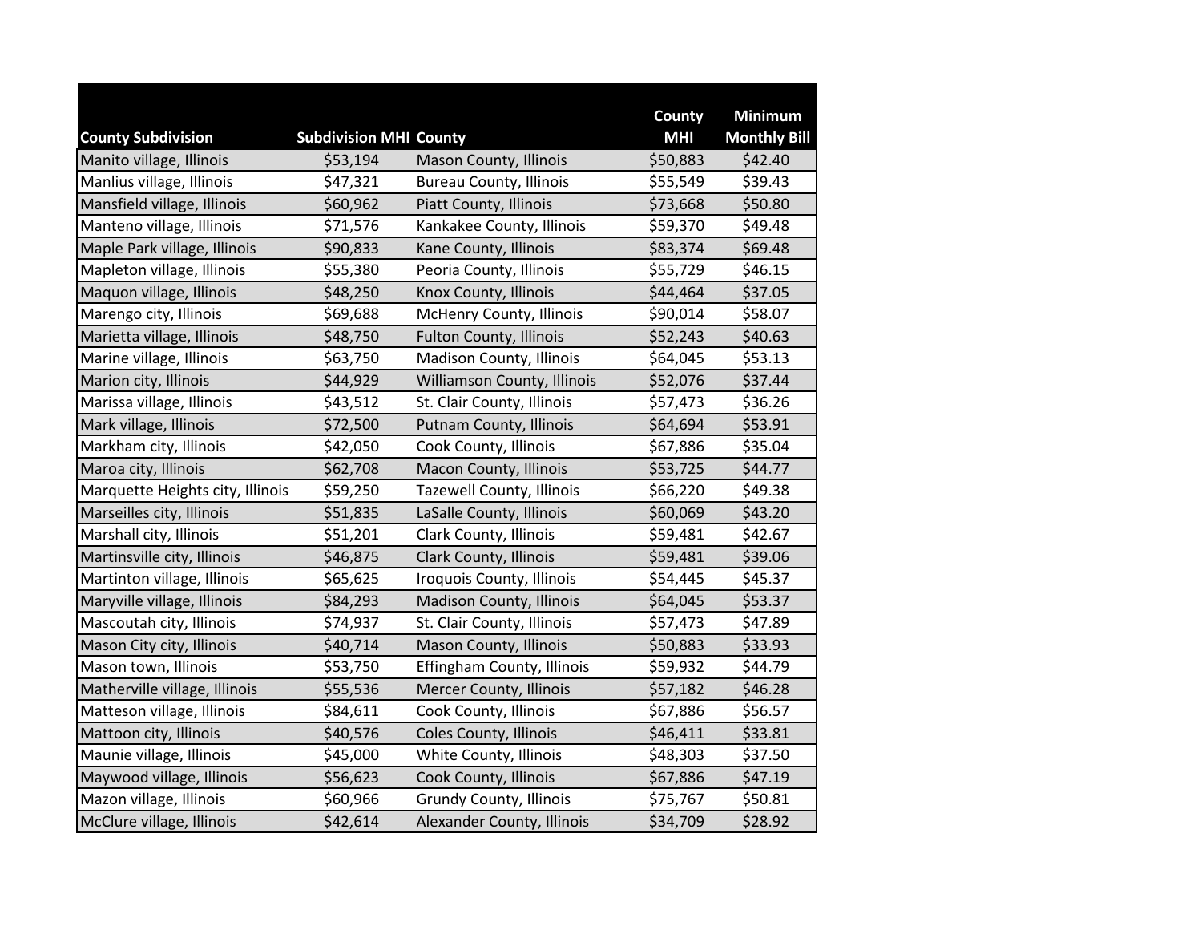| County Subdivision | Subdivision MHI | County | County MHI | Minimum Monthly Bill |
|---|---|---|---|---|
| Manito village, Illinois | $53,194 | Mason County, Illinois | $50,883 | $42.40 |
| Manlius village, Illinois | $47,321 | Bureau County, Illinois | $55,549 | $39.43 |
| Mansfield village, Illinois | $60,962 | Piatt County, Illinois | $73,668 | $50.80 |
| Manteno village, Illinois | $71,576 | Kankakee County, Illinois | $59,370 | $49.48 |
| Maple Park village, Illinois | $90,833 | Kane County, Illinois | $83,374 | $69.48 |
| Mapleton village, Illinois | $55,380 | Peoria County, Illinois | $55,729 | $46.15 |
| Maquon village, Illinois | $48,250 | Knox County, Illinois | $44,464 | $37.05 |
| Marengo city, Illinois | $69,688 | McHenry County, Illinois | $90,014 | $58.07 |
| Marietta village, Illinois | $48,750 | Fulton County, Illinois | $52,243 | $40.63 |
| Marine village, Illinois | $63,750 | Madison County, Illinois | $64,045 | $53.13 |
| Marion city, Illinois | $44,929 | Williamson County, Illinois | $52,076 | $37.44 |
| Marissa village, Illinois | $43,512 | St. Clair County, Illinois | $57,473 | $36.26 |
| Mark village, Illinois | $72,500 | Putnam County, Illinois | $64,694 | $53.91 |
| Markham city, Illinois | $42,050 | Cook County, Illinois | $67,886 | $35.04 |
| Maroa city, Illinois | $62,708 | Macon County, Illinois | $53,725 | $44.77 |
| Marquette Heights city, Illinois | $59,250 | Tazewell County, Illinois | $66,220 | $49.38 |
| Marseilles city, Illinois | $51,835 | LaSalle County, Illinois | $60,069 | $43.20 |
| Marshall city, Illinois | $51,201 | Clark County, Illinois | $59,481 | $42.67 |
| Martinsville city, Illinois | $46,875 | Clark County, Illinois | $59,481 | $39.06 |
| Martinton village, Illinois | $65,625 | Iroquois County, Illinois | $54,445 | $45.37 |
| Maryville village, Illinois | $84,293 | Madison County, Illinois | $64,045 | $53.37 |
| Mascoutah city, Illinois | $74,937 | St. Clair County, Illinois | $57,473 | $47.89 |
| Mason City city, Illinois | $40,714 | Mason County, Illinois | $50,883 | $33.93 |
| Mason town, Illinois | $53,750 | Effingham County, Illinois | $59,932 | $44.79 |
| Matherville village, Illinois | $55,536 | Mercer County, Illinois | $57,182 | $46.28 |
| Matteson village, Illinois | $84,611 | Cook County, Illinois | $67,886 | $56.57 |
| Mattoon city, Illinois | $40,576 | Coles County, Illinois | $46,411 | $33.81 |
| Maunie village, Illinois | $45,000 | White County, Illinois | $48,303 | $37.50 |
| Maywood village, Illinois | $56,623 | Cook County, Illinois | $67,886 | $47.19 |
| Mazon village, Illinois | $60,966 | Grundy County, Illinois | $75,767 | $50.81 |
| McClure village, Illinois | $42,614 | Alexander County, Illinois | $34,709 | $28.92 |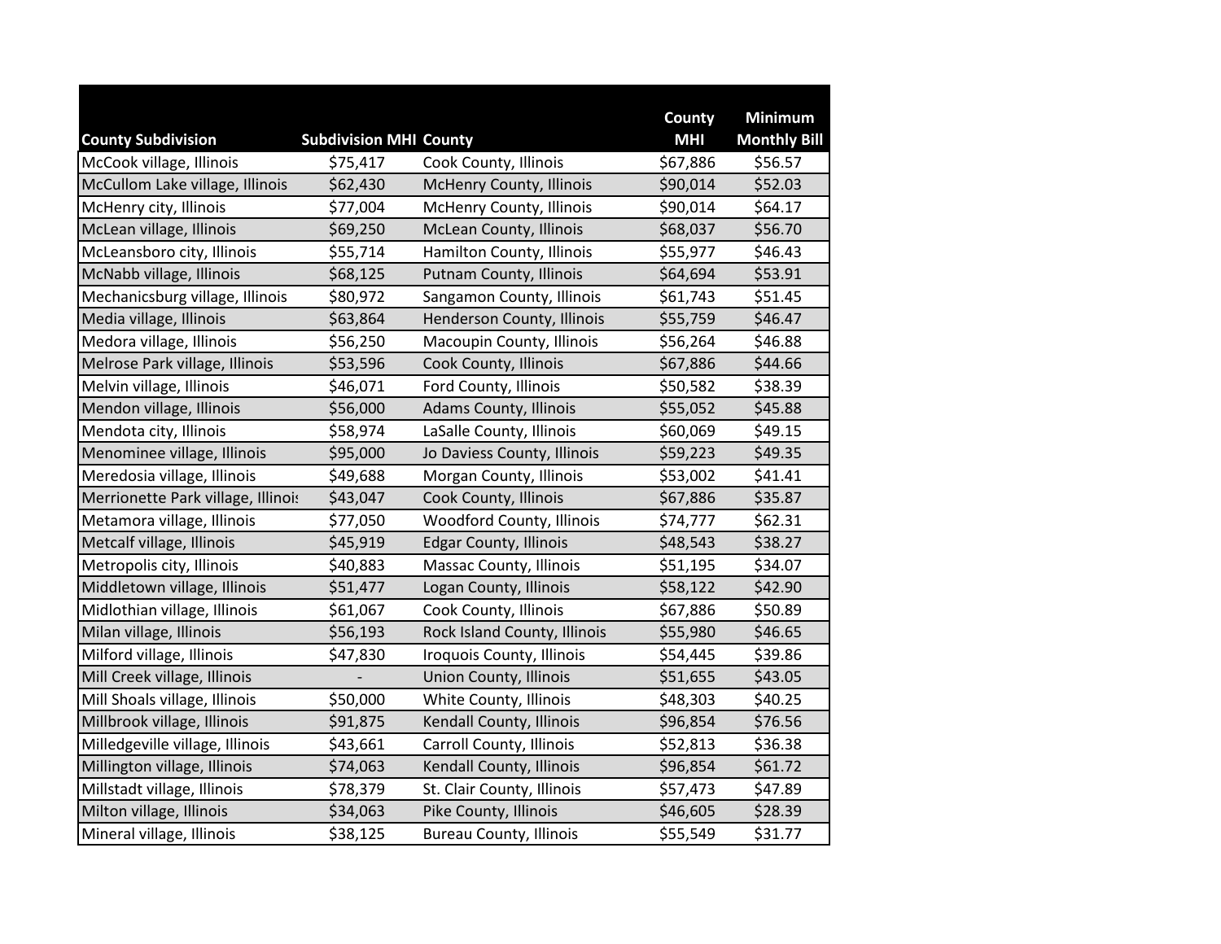| County Subdivision | Subdivision MHI | County | County MHI | Minimum Monthly Bill |
|---|---|---|---|---|
| McCook village, Illinois | $75,417 | Cook County, Illinois | $67,886 | $56.57 |
| McCullom Lake village, Illinois | $62,430 | McHenry County, Illinois | $90,014 | $52.03 |
| McHenry city, Illinois | $77,004 | McHenry County, Illinois | $90,014 | $64.17 |
| McLean village, Illinois | $69,250 | McLean County, Illinois | $68,037 | $56.70 |
| McLeansboro city, Illinois | $55,714 | Hamilton County, Illinois | $55,977 | $46.43 |
| McNabb village, Illinois | $68,125 | Putnam County, Illinois | $64,694 | $53.91 |
| Mechanicsburg village, Illinois | $80,972 | Sangamon County, Illinois | $61,743 | $51.45 |
| Media village, Illinois | $63,864 | Henderson County, Illinois | $55,759 | $46.47 |
| Medora village, Illinois | $56,250 | Macoupin County, Illinois | $56,264 | $46.88 |
| Melrose Park village, Illinois | $53,596 | Cook County, Illinois | $67,886 | $44.66 |
| Melvin village, Illinois | $46,071 | Ford County, Illinois | $50,582 | $38.39 |
| Mendon village, Illinois | $56,000 | Adams County, Illinois | $55,052 | $45.88 |
| Mendota city, Illinois | $58,974 | LaSalle County, Illinois | $60,069 | $49.15 |
| Menominee village, Illinois | $95,000 | Jo Daviess County, Illinois | $59,223 | $49.35 |
| Meredosia village, Illinois | $49,688 | Morgan County, Illinois | $53,002 | $41.41 |
| Merrionette Park village, Illinois | $43,047 | Cook County, Illinois | $67,886 | $35.87 |
| Metamora village, Illinois | $77,050 | Woodford County, Illinois | $74,777 | $62.31 |
| Metcalf village, Illinois | $45,919 | Edgar County, Illinois | $48,543 | $38.27 |
| Metropolis city, Illinois | $40,883 | Massac County, Illinois | $51,195 | $34.07 |
| Middletown village, Illinois | $51,477 | Logan County, Illinois | $58,122 | $42.90 |
| Midlothian village, Illinois | $61,067 | Cook County, Illinois | $67,886 | $50.89 |
| Milan village, Illinois | $56,193 | Rock Island County, Illinois | $55,980 | $46.65 |
| Milford village, Illinois | $47,830 | Iroquois County, Illinois | $54,445 | $39.86 |
| Mill Creek village, Illinois | - | Union County, Illinois | $51,655 | $43.05 |
| Mill Shoals village, Illinois | $50,000 | White County, Illinois | $48,303 | $40.25 |
| Millbrook village, Illinois | $91,875 | Kendall County, Illinois | $96,854 | $76.56 |
| Milledgeville village, Illinois | $43,661 | Carroll County, Illinois | $52,813 | $36.38 |
| Millington village, Illinois | $74,063 | Kendall County, Illinois | $96,854 | $61.72 |
| Millstadt village, Illinois | $78,379 | St. Clair County, Illinois | $57,473 | $47.89 |
| Milton village, Illinois | $34,063 | Pike County, Illinois | $46,605 | $28.39 |
| Mineral village, Illinois | $38,125 | Bureau County, Illinois | $55,549 | $31.77 |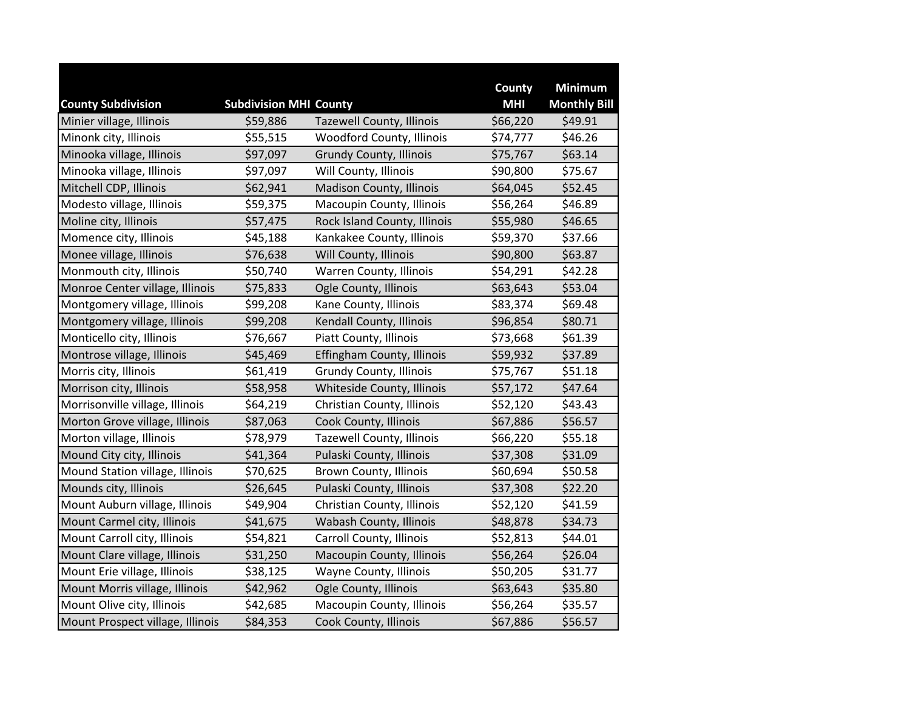| County Subdivision | Subdivision MHI | County | County MHI | Minimum Monthly Bill |
|---|---|---|---|---|
| Minier village, Illinois | $59,886 | Tazewell County, Illinois | $66,220 | $49.91 |
| Minonk city, Illinois | $55,515 | Woodford County, Illinois | $74,777 | $46.26 |
| Minooka village, Illinois | $97,097 | Grundy County, Illinois | $75,767 | $63.14 |
| Minooka village, Illinois | $97,097 | Will County, Illinois | $90,800 | $75.67 |
| Mitchell CDP, Illinois | $62,941 | Madison County, Illinois | $64,045 | $52.45 |
| Modesto village, Illinois | $59,375 | Macoupin County, Illinois | $56,264 | $46.89 |
| Moline city, Illinois | $57,475 | Rock Island County, Illinois | $55,980 | $46.65 |
| Momence city, Illinois | $45,188 | Kankakee County, Illinois | $59,370 | $37.66 |
| Monee village, Illinois | $76,638 | Will County, Illinois | $90,800 | $63.87 |
| Monmouth city, Illinois | $50,740 | Warren County, Illinois | $54,291 | $42.28 |
| Monroe Center village, Illinois | $75,833 | Ogle County, Illinois | $63,643 | $53.04 |
| Montgomery village, Illinois | $99,208 | Kane County, Illinois | $83,374 | $69.48 |
| Montgomery village, Illinois | $99,208 | Kendall County, Illinois | $96,854 | $80.71 |
| Monticello city, Illinois | $76,667 | Piatt County, Illinois | $73,668 | $61.39 |
| Montrose village, Illinois | $45,469 | Effingham County, Illinois | $59,932 | $37.89 |
| Morris city, Illinois | $61,419 | Grundy County, Illinois | $75,767 | $51.18 |
| Morrison city, Illinois | $58,958 | Whiteside County, Illinois | $57,172 | $47.64 |
| Morrisonville village, Illinois | $64,219 | Christian County, Illinois | $52,120 | $43.43 |
| Morton Grove village, Illinois | $87,063 | Cook County, Illinois | $67,886 | $56.57 |
| Morton village, Illinois | $78,979 | Tazewell County, Illinois | $66,220 | $55.18 |
| Mound City city, Illinois | $41,364 | Pulaski County, Illinois | $37,308 | $31.09 |
| Mound Station village, Illinois | $70,625 | Brown County, Illinois | $60,694 | $50.58 |
| Mounds city, Illinois | $26,645 | Pulaski County, Illinois | $37,308 | $22.20 |
| Mount Auburn village, Illinois | $49,904 | Christian County, Illinois | $52,120 | $41.59 |
| Mount Carmel city, Illinois | $41,675 | Wabash County, Illinois | $48,878 | $34.73 |
| Mount Carroll city, Illinois | $54,821 | Carroll County, Illinois | $52,813 | $44.01 |
| Mount Clare village, Illinois | $31,250 | Macoupin County, Illinois | $56,264 | $26.04 |
| Mount Erie village, Illinois | $38,125 | Wayne County, Illinois | $50,205 | $31.77 |
| Mount Morris village, Illinois | $42,962 | Ogle County, Illinois | $63,643 | $35.80 |
| Mount Olive city, Illinois | $42,685 | Macoupin County, Illinois | $56,264 | $35.57 |
| Mount Prospect village, Illinois | $84,353 | Cook County, Illinois | $67,886 | $56.57 |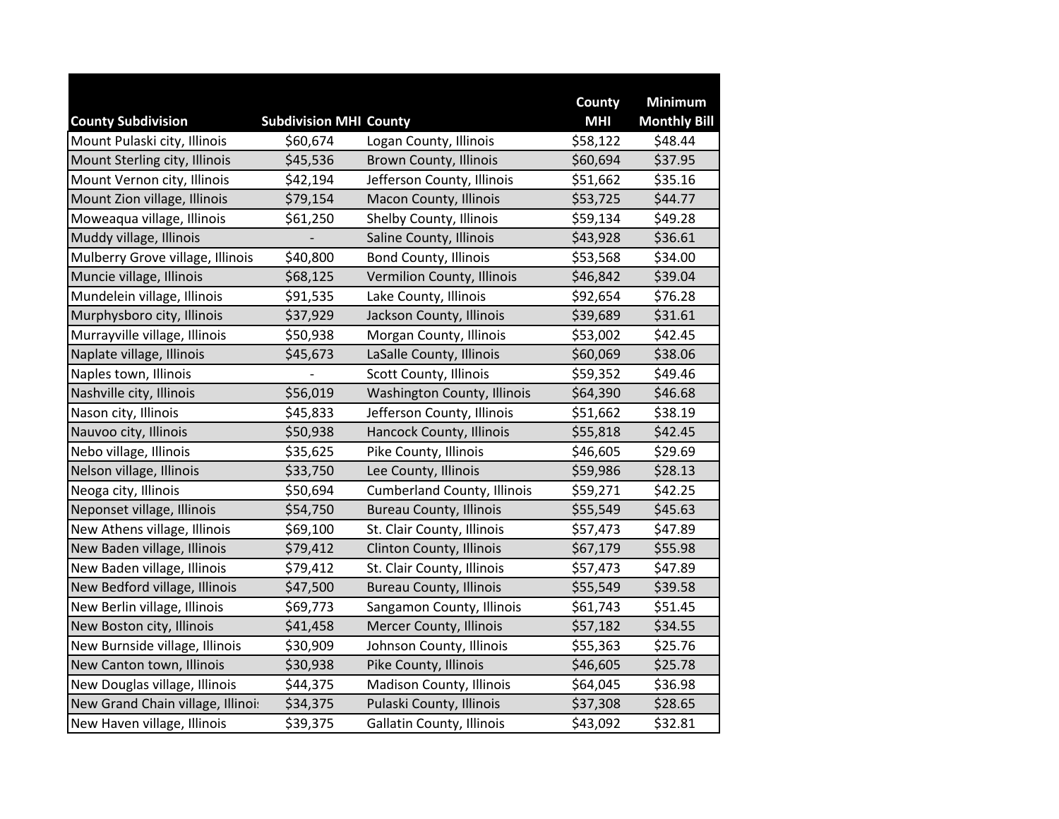| County Subdivision | Subdivision MHI | County | County MHI | Minimum Monthly Bill |
|---|---|---|---|---|
| Mount Pulaski city, Illinois | $60,674 | Logan County, Illinois | $58,122 | $48.44 |
| Mount Sterling city, Illinois | $45,536 | Brown County, Illinois | $60,694 | $37.95 |
| Mount Vernon city, Illinois | $42,194 | Jefferson County, Illinois | $51,662 | $35.16 |
| Mount Zion village, Illinois | $79,154 | Macon County, Illinois | $53,725 | $44.77 |
| Moweaqua village, Illinois | $61,250 | Shelby County, Illinois | $59,134 | $49.28 |
| Muddy village, Illinois | - | Saline County, Illinois | $43,928 | $36.61 |
| Mulberry Grove village, Illinois | $40,800 | Bond County, Illinois | $53,568 | $34.00 |
| Muncie village, Illinois | $68,125 | Vermilion County, Illinois | $46,842 | $39.04 |
| Mundelein village, Illinois | $91,535 | Lake County, Illinois | $92,654 | $76.28 |
| Murphysboro city, Illinois | $37,929 | Jackson County, Illinois | $39,689 | $31.61 |
| Murrayville village, Illinois | $50,938 | Morgan County, Illinois | $53,002 | $42.45 |
| Naplate village, Illinois | $45,673 | LaSalle County, Illinois | $60,069 | $38.06 |
| Naples town, Illinois | - | Scott County, Illinois | $59,352 | $49.46 |
| Nashville city, Illinois | $56,019 | Washington County, Illinois | $64,390 | $46.68 |
| Nason city, Illinois | $45,833 | Jefferson County, Illinois | $51,662 | $38.19 |
| Nauvoo city, Illinois | $50,938 | Hancock County, Illinois | $55,818 | $42.45 |
| Nebo village, Illinois | $35,625 | Pike County, Illinois | $46,605 | $29.69 |
| Nelson village, Illinois | $33,750 | Lee County, Illinois | $59,986 | $28.13 |
| Neoga city, Illinois | $50,694 | Cumberland County, Illinois | $59,271 | $42.25 |
| Neponset village, Illinois | $54,750 | Bureau County, Illinois | $55,549 | $45.63 |
| New Athens village, Illinois | $69,100 | St. Clair County, Illinois | $57,473 | $47.89 |
| New Baden village, Illinois | $79,412 | Clinton County, Illinois | $67,179 | $55.98 |
| New Baden village, Illinois | $79,412 | St. Clair County, Illinois | $57,473 | $47.89 |
| New Bedford village, Illinois | $47,500 | Bureau County, Illinois | $55,549 | $39.58 |
| New Berlin village, Illinois | $69,773 | Sangamon County, Illinois | $61,743 | $51.45 |
| New Boston city, Illinois | $41,458 | Mercer County, Illinois | $57,182 | $34.55 |
| New Burnside village, Illinois | $30,909 | Johnson County, Illinois | $55,363 | $25.76 |
| New Canton town, Illinois | $30,938 | Pike County, Illinois | $46,605 | $25.78 |
| New Douglas village, Illinois | $44,375 | Madison County, Illinois | $64,045 | $36.98 |
| New Grand Chain village, Illinois | $34,375 | Pulaski County, Illinois | $37,308 | $28.65 |
| New Haven village, Illinois | $39,375 | Gallatin County, Illinois | $43,092 | $32.81 |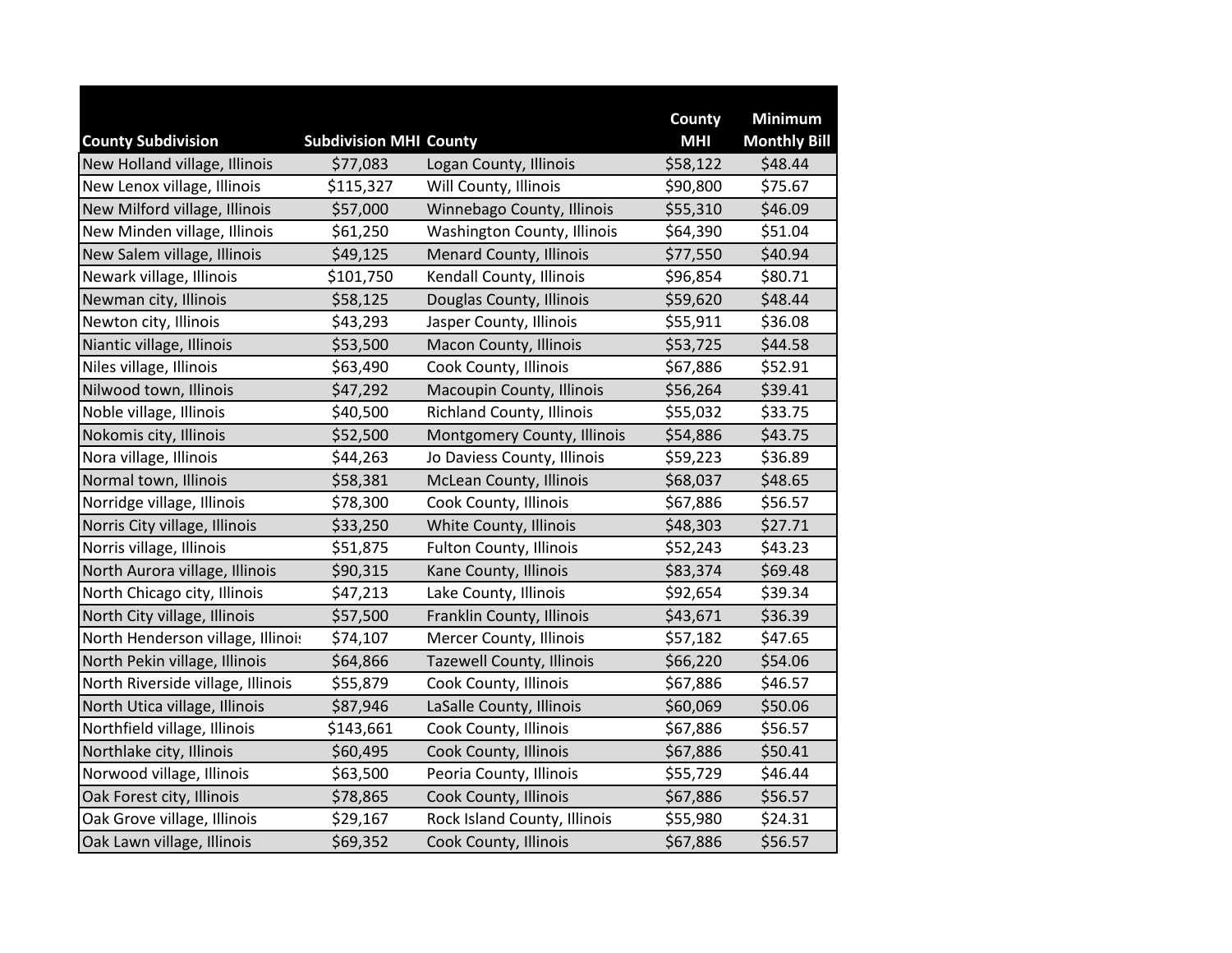| County Subdivision | Subdivision MHI | County | County MHI | Minimum Monthly Bill |
|---|---|---|---|---|
| New Holland village, Illinois | $77,083 | Logan County, Illinois | $58,122 | $48.44 |
| New Lenox village, Illinois | $115,327 | Will County, Illinois | $90,800 | $75.67 |
| New Milford village, Illinois | $57,000 | Winnebago County, Illinois | $55,310 | $46.09 |
| New Minden village, Illinois | $61,250 | Washington County, Illinois | $64,390 | $51.04 |
| New Salem village, Illinois | $49,125 | Menard County, Illinois | $77,550 | $40.94 |
| Newark village, Illinois | $101,750 | Kendall County, Illinois | $96,854 | $80.71 |
| Newman city, Illinois | $58,125 | Douglas County, Illinois | $59,620 | $48.44 |
| Newton city, Illinois | $43,293 | Jasper County, Illinois | $55,911 | $36.08 |
| Niantic village, Illinois | $53,500 | Macon County, Illinois | $53,725 | $44.58 |
| Niles village, Illinois | $63,490 | Cook County, Illinois | $67,886 | $52.91 |
| Nilwood town, Illinois | $47,292 | Macoupin County, Illinois | $56,264 | $39.41 |
| Noble village, Illinois | $40,500 | Richland County, Illinois | $55,032 | $33.75 |
| Nokomis city, Illinois | $52,500 | Montgomery County, Illinois | $54,886 | $43.75 |
| Nora village, Illinois | $44,263 | Jo Daviess County, Illinois | $59,223 | $36.89 |
| Normal town, Illinois | $58,381 | McLean County, Illinois | $68,037 | $48.65 |
| Norridge village, Illinois | $78,300 | Cook County, Illinois | $67,886 | $56.57 |
| Norris City village, Illinois | $33,250 | White County, Illinois | $48,303 | $27.71 |
| Norris village, Illinois | $51,875 | Fulton County, Illinois | $52,243 | $43.23 |
| North Aurora village, Illinois | $90,315 | Kane County, Illinois | $83,374 | $69.48 |
| North Chicago city, Illinois | $47,213 | Lake County, Illinois | $92,654 | $39.34 |
| North City village, Illinois | $57,500 | Franklin County, Illinois | $43,671 | $36.39 |
| North Henderson village, Illinois | $74,107 | Mercer County, Illinois | $57,182 | $47.65 |
| North Pekin village, Illinois | $64,866 | Tazewell County, Illinois | $66,220 | $54.06 |
| North Riverside village, Illinois | $55,879 | Cook County, Illinois | $67,886 | $46.57 |
| North Utica village, Illinois | $87,946 | LaSalle County, Illinois | $60,069 | $50.06 |
| Northfield village, Illinois | $143,661 | Cook County, Illinois | $67,886 | $56.57 |
| Northlake city, Illinois | $60,495 | Cook County, Illinois | $67,886 | $50.41 |
| Norwood village, Illinois | $63,500 | Peoria County, Illinois | $55,729 | $46.44 |
| Oak Forest city, Illinois | $78,865 | Cook County, Illinois | $67,886 | $56.57 |
| Oak Grove village, Illinois | $29,167 | Rock Island County, Illinois | $55,980 | $24.31 |
| Oak Lawn village, Illinois | $69,352 | Cook County, Illinois | $67,886 | $56.57 |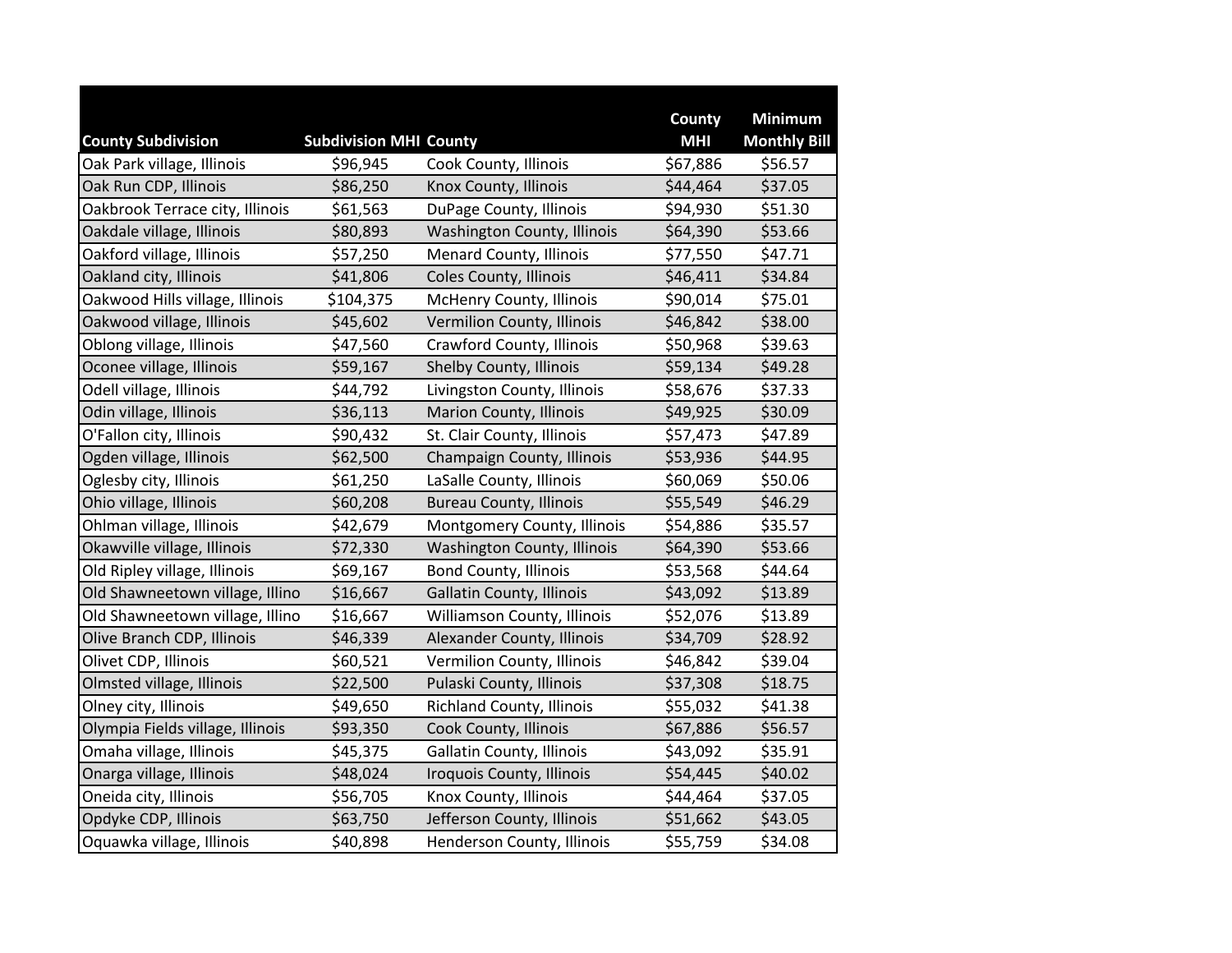| County Subdivision | Subdivision MHI | County | County MHI | Minimum Monthly Bill |
| --- | --- | --- | --- | --- |
| Oak Park village, Illinois | $96,945 | Cook County, Illinois | $67,886 | $56.57 |
| Oak Run CDP, Illinois | $86,250 | Knox County, Illinois | $44,464 | $37.05 |
| Oakbrook Terrace city, Illinois | $61,563 | DuPage County, Illinois | $94,930 | $51.30 |
| Oakdale village, Illinois | $80,893 | Washington County, Illinois | $64,390 | $53.66 |
| Oakford village, Illinois | $57,250 | Menard County, Illinois | $77,550 | $47.71 |
| Oakland city, Illinois | $41,806 | Coles County, Illinois | $46,411 | $34.84 |
| Oakwood Hills village, Illinois | $104,375 | McHenry County, Illinois | $90,014 | $75.01 |
| Oakwood village, Illinois | $45,602 | Vermilion County, Illinois | $46,842 | $38.00 |
| Oblong village, Illinois | $47,560 | Crawford County, Illinois | $50,968 | $39.63 |
| Oconee village, Illinois | $59,167 | Shelby County, Illinois | $59,134 | $49.28 |
| Odell village, Illinois | $44,792 | Livingston County, Illinois | $58,676 | $37.33 |
| Odin village, Illinois | $36,113 | Marion County, Illinois | $49,925 | $30.09 |
| O'Fallon city, Illinois | $90,432 | St. Clair County, Illinois | $57,473 | $47.89 |
| Ogden village, Illinois | $62,500 | Champaign County, Illinois | $53,936 | $44.95 |
| Oglesby city, Illinois | $61,250 | LaSalle County, Illinois | $60,069 | $50.06 |
| Ohio village, Illinois | $60,208 | Bureau County, Illinois | $55,549 | $46.29 |
| Ohlman village, Illinois | $42,679 | Montgomery County, Illinois | $54,886 | $35.57 |
| Okawville village, Illinois | $72,330 | Washington County, Illinois | $64,390 | $53.66 |
| Old Ripley village, Illinois | $69,167 | Bond County, Illinois | $53,568 | $44.64 |
| Old Shawneetown village, Illino | $16,667 | Gallatin County, Illinois | $43,092 | $13.89 |
| Old Shawneetown village, Illino | $16,667 | Williamson County, Illinois | $52,076 | $13.89 |
| Olive Branch CDP, Illinois | $46,339 | Alexander County, Illinois | $34,709 | $28.92 |
| Olivet CDP, Illinois | $60,521 | Vermilion County, Illinois | $46,842 | $39.04 |
| Olmsted village, Illinois | $22,500 | Pulaski County, Illinois | $37,308 | $18.75 |
| Olney city, Illinois | $49,650 | Richland County, Illinois | $55,032 | $41.38 |
| Olympia Fields village, Illinois | $93,350 | Cook County, Illinois | $67,886 | $56.57 |
| Omaha village, Illinois | $45,375 | Gallatin County, Illinois | $43,092 | $35.91 |
| Onarga village, Illinois | $48,024 | Iroquois County, Illinois | $54,445 | $40.02 |
| Oneida city, Illinois | $56,705 | Knox County, Illinois | $44,464 | $37.05 |
| Opdyke CDP, Illinois | $63,750 | Jefferson County, Illinois | $51,662 | $43.05 |
| Oquawka village, Illinois | $40,898 | Henderson County, Illinois | $55,759 | $34.08 |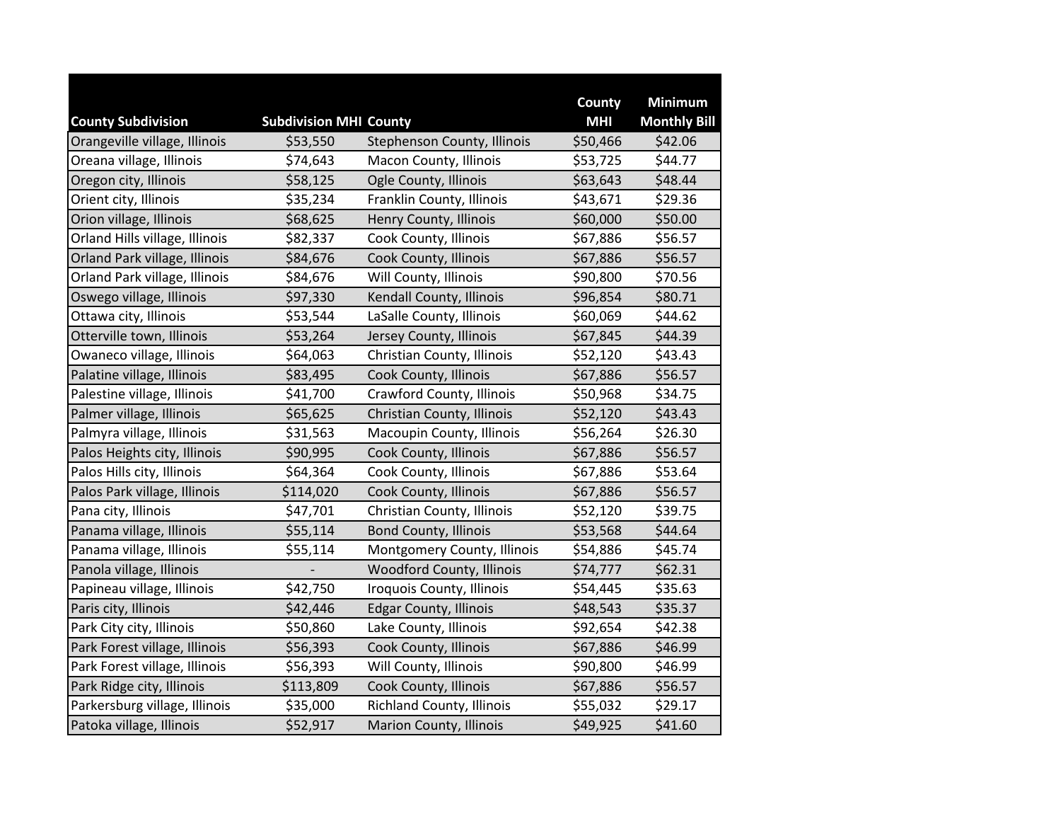| County Subdivision | Subdivision MHI | County | County MHI | Minimum Monthly Bill |
|---|---|---|---|---|
| Orangeville village, Illinois | $53,550 | Stephenson County, Illinois | $50,466 | $42.06 |
| Oreana village, Illinois | $74,643 | Macon County, Illinois | $53,725 | $44.77 |
| Oregon city, Illinois | $58,125 | Ogle County, Illinois | $63,643 | $48.44 |
| Orient city, Illinois | $35,234 | Franklin County, Illinois | $43,671 | $29.36 |
| Orion village, Illinois | $68,625 | Henry County, Illinois | $60,000 | $50.00 |
| Orland Hills village, Illinois | $82,337 | Cook County, Illinois | $67,886 | $56.57 |
| Orland Park village, Illinois | $84,676 | Cook County, Illinois | $67,886 | $56.57 |
| Orland Park village, Illinois | $84,676 | Will County, Illinois | $90,800 | $70.56 |
| Oswego village, Illinois | $97,330 | Kendall County, Illinois | $96,854 | $80.71 |
| Ottawa city, Illinois | $53,544 | LaSalle County, Illinois | $60,069 | $44.62 |
| Otterville town, Illinois | $53,264 | Jersey County, Illinois | $67,845 | $44.39 |
| Owaneco village, Illinois | $64,063 | Christian County, Illinois | $52,120 | $43.43 |
| Palatine village, Illinois | $83,495 | Cook County, Illinois | $67,886 | $56.57 |
| Palestine village, Illinois | $41,700 | Crawford County, Illinois | $50,968 | $34.75 |
| Palmer village, Illinois | $65,625 | Christian County, Illinois | $52,120 | $43.43 |
| Palmyra village, Illinois | $31,563 | Macoupin County, Illinois | $56,264 | $26.30 |
| Palos Heights city, Illinois | $90,995 | Cook County, Illinois | $67,886 | $56.57 |
| Palos Hills city, Illinois | $64,364 | Cook County, Illinois | $67,886 | $53.64 |
| Palos Park village, Illinois | $114,020 | Cook County, Illinois | $67,886 | $56.57 |
| Pana city, Illinois | $47,701 | Christian County, Illinois | $52,120 | $39.75 |
| Panama village, Illinois | $55,114 | Bond County, Illinois | $53,568 | $44.64 |
| Panama village, Illinois | $55,114 | Montgomery County, Illinois | $54,886 | $45.74 |
| Panola village, Illinois | - | Woodford County, Illinois | $74,777 | $62.31 |
| Papineau village, Illinois | $42,750 | Iroquois County, Illinois | $54,445 | $35.63 |
| Paris city, Illinois | $42,446 | Edgar County, Illinois | $48,543 | $35.37 |
| Park City city, Illinois | $50,860 | Lake County, Illinois | $92,654 | $42.38 |
| Park Forest village, Illinois | $56,393 | Cook County, Illinois | $67,886 | $46.99 |
| Park Forest village, Illinois | $56,393 | Will County, Illinois | $90,800 | $46.99 |
| Park Ridge city, Illinois | $113,809 | Cook County, Illinois | $67,886 | $56.57 |
| Parkersburg village, Illinois | $35,000 | Richland County, Illinois | $55,032 | $29.17 |
| Patoka village, Illinois | $52,917 | Marion County, Illinois | $49,925 | $41.60 |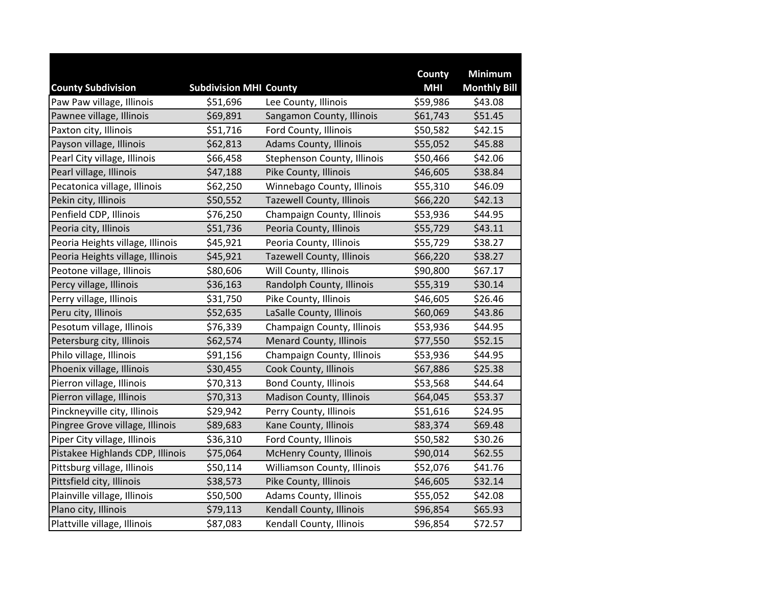| County Subdivision | Subdivision MHI | County | County MHI | Minimum Monthly Bill |
|---|---|---|---|---|
| Paw Paw village, Illinois | $51,696 | Lee County, Illinois | $59,986 | $43.08 |
| Pawnee village, Illinois | $69,891 | Sangamon County, Illinois | $61,743 | $51.45 |
| Paxton city, Illinois | $51,716 | Ford County, Illinois | $50,582 | $42.15 |
| Payson village, Illinois | $62,813 | Adams County, Illinois | $55,052 | $45.88 |
| Pearl City village, Illinois | $66,458 | Stephenson County, Illinois | $50,466 | $42.06 |
| Pearl village, Illinois | $47,188 | Pike County, Illinois | $46,605 | $38.84 |
| Pecatonica village, Illinois | $62,250 | Winnebago County, Illinois | $55,310 | $46.09 |
| Pekin city, Illinois | $50,552 | Tazewell County, Illinois | $66,220 | $42.13 |
| Penfield CDP, Illinois | $76,250 | Champaign County, Illinois | $53,936 | $44.95 |
| Peoria city, Illinois | $51,736 | Peoria County, Illinois | $55,729 | $43.11 |
| Peoria Heights village, Illinois | $45,921 | Peoria County, Illinois | $55,729 | $38.27 |
| Peoria Heights village, Illinois | $45,921 | Tazewell County, Illinois | $66,220 | $38.27 |
| Peotone village, Illinois | $80,606 | Will County, Illinois | $90,800 | $67.17 |
| Percy village, Illinois | $36,163 | Randolph County, Illinois | $55,319 | $30.14 |
| Perry village, Illinois | $31,750 | Pike County, Illinois | $46,605 | $26.46 |
| Peru city, Illinois | $52,635 | LaSalle County, Illinois | $60,069 | $43.86 |
| Pesotum village, Illinois | $76,339 | Champaign County, Illinois | $53,936 | $44.95 |
| Petersburg city, Illinois | $62,574 | Menard County, Illinois | $77,550 | $52.15 |
| Philo village, Illinois | $91,156 | Champaign County, Illinois | $53,936 | $44.95 |
| Phoenix village, Illinois | $30,455 | Cook County, Illinois | $67,886 | $25.38 |
| Pierron village, Illinois | $70,313 | Bond County, Illinois | $53,568 | $44.64 |
| Pierron village, Illinois | $70,313 | Madison County, Illinois | $64,045 | $53.37 |
| Pinckneyville city, Illinois | $29,942 | Perry County, Illinois | $51,616 | $24.95 |
| Pingree Grove village, Illinois | $89,683 | Kane County, Illinois | $83,374 | $69.48 |
| Piper City village, Illinois | $36,310 | Ford County, Illinois | $50,582 | $30.26 |
| Pistakee Highlands CDP, Illinois | $75,064 | McHenry County, Illinois | $90,014 | $62.55 |
| Pittsburg village, Illinois | $50,114 | Williamson County, Illinois | $52,076 | $41.76 |
| Pittsfield city, Illinois | $38,573 | Pike County, Illinois | $46,605 | $32.14 |
| Plainville village, Illinois | $50,500 | Adams County, Illinois | $55,052 | $42.08 |
| Plano city, Illinois | $79,113 | Kendall County, Illinois | $96,854 | $65.93 |
| Plattville village, Illinois | $87,083 | Kendall County, Illinois | $96,854 | $72.57 |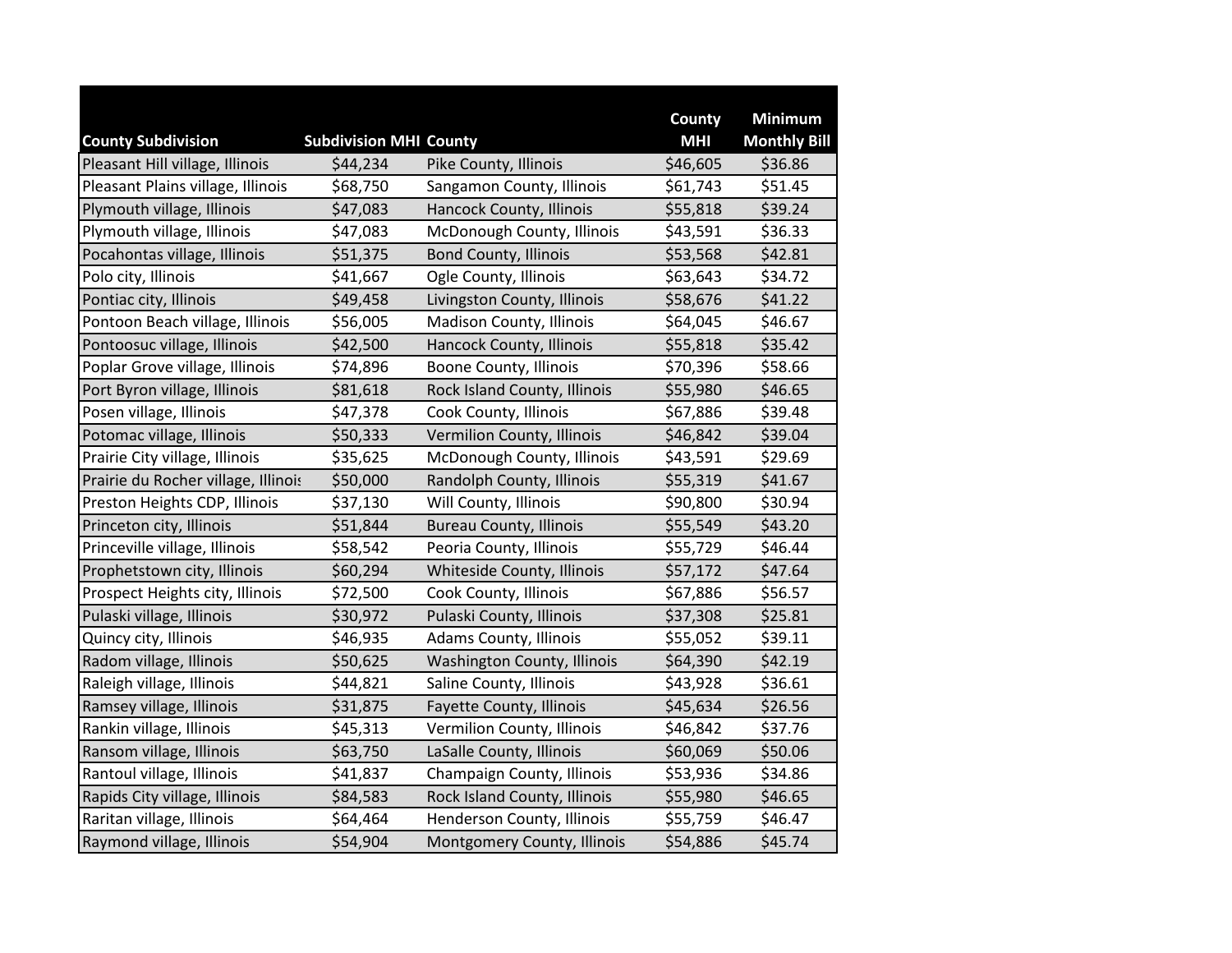| County Subdivision | Subdivision MHI | County | County MHI | Minimum Monthly Bill |
|---|---|---|---|---|
| Pleasant Hill village, Illinois | $44,234 | Pike County, Illinois | $46,605 | $36.86 |
| Pleasant Plains village, Illinois | $68,750 | Sangamon County, Illinois | $61,743 | $51.45 |
| Plymouth village, Illinois | $47,083 | Hancock County, Illinois | $55,818 | $39.24 |
| Plymouth village, Illinois | $47,083 | McDonough County, Illinois | $43,591 | $36.33 |
| Pocahontas village, Illinois | $51,375 | Bond County, Illinois | $53,568 | $42.81 |
| Polo city, Illinois | $41,667 | Ogle County, Illinois | $63,643 | $34.72 |
| Pontiac city, Illinois | $49,458 | Livingston County, Illinois | $58,676 | $41.22 |
| Pontoon Beach village, Illinois | $56,005 | Madison County, Illinois | $64,045 | $46.67 |
| Pontoosuc village, Illinois | $42,500 | Hancock County, Illinois | $55,818 | $35.42 |
| Poplar Grove village, Illinois | $74,896 | Boone County, Illinois | $70,396 | $58.66 |
| Port Byron village, Illinois | $81,618 | Rock Island County, Illinois | $55,980 | $46.65 |
| Posen village, Illinois | $47,378 | Cook County, Illinois | $67,886 | $39.48 |
| Potomac village, Illinois | $50,333 | Vermilion County, Illinois | $46,842 | $39.04 |
| Prairie City village, Illinois | $35,625 | McDonough County, Illinois | $43,591 | $29.69 |
| Prairie du Rocher village, Illinois | $50,000 | Randolph County, Illinois | $55,319 | $41.67 |
| Preston Heights CDP, Illinois | $37,130 | Will County, Illinois | $90,800 | $30.94 |
| Princeton city, Illinois | $51,844 | Bureau County, Illinois | $55,549 | $43.20 |
| Princeville village, Illinois | $58,542 | Peoria County, Illinois | $55,729 | $46.44 |
| Prophetstown city, Illinois | $60,294 | Whiteside County, Illinois | $57,172 | $47.64 |
| Prospect Heights city, Illinois | $72,500 | Cook County, Illinois | $67,886 | $56.57 |
| Pulaski village, Illinois | $30,972 | Pulaski County, Illinois | $37,308 | $25.81 |
| Quincy city, Illinois | $46,935 | Adams County, Illinois | $55,052 | $39.11 |
| Radom village, Illinois | $50,625 | Washington County, Illinois | $64,390 | $42.19 |
| Raleigh village, Illinois | $44,821 | Saline County, Illinois | $43,928 | $36.61 |
| Ramsey village, Illinois | $31,875 | Fayette County, Illinois | $45,634 | $26.56 |
| Rankin village, Illinois | $45,313 | Vermilion County, Illinois | $46,842 | $37.76 |
| Ransom village, Illinois | $63,750 | LaSalle County, Illinois | $60,069 | $50.06 |
| Rantoul village, Illinois | $41,837 | Champaign County, Illinois | $53,936 | $34.86 |
| Rapids City village, Illinois | $84,583 | Rock Island County, Illinois | $55,980 | $46.65 |
| Raritan village, Illinois | $64,464 | Henderson County, Illinois | $55,759 | $46.47 |
| Raymond village, Illinois | $54,904 | Montgomery County, Illinois | $54,886 | $45.74 |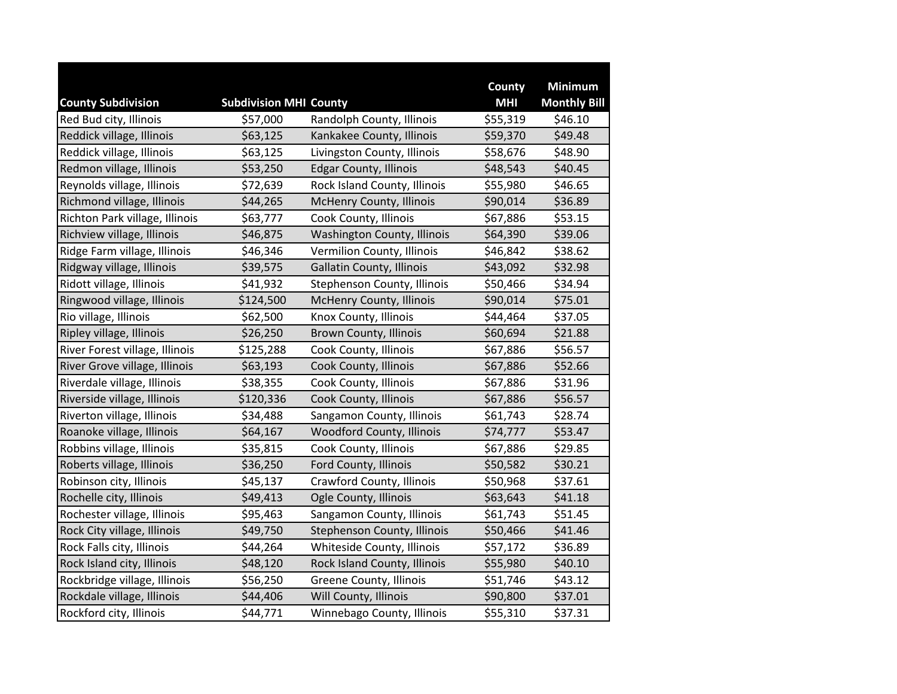| County Subdivision | Subdivision MHI | County | County MHI | Minimum Monthly Bill |
|---|---|---|---|---|
| Red Bud city, Illinois | $57,000 | Randolph County, Illinois | $55,319 | $46.10 |
| Reddick village, Illinois | $63,125 | Kankakee County, Illinois | $59,370 | $49.48 |
| Reddick village, Illinois | $63,125 | Livingston County, Illinois | $58,676 | $48.90 |
| Redmon village, Illinois | $53,250 | Edgar County, Illinois | $48,543 | $40.45 |
| Reynolds village, Illinois | $72,639 | Rock Island County, Illinois | $55,980 | $46.65 |
| Richmond village, Illinois | $44,265 | McHenry County, Illinois | $90,014 | $36.89 |
| Richton Park village, Illinois | $63,777 | Cook County, Illinois | $67,886 | $53.15 |
| Richview village, Illinois | $46,875 | Washington County, Illinois | $64,390 | $39.06 |
| Ridge Farm village, Illinois | $46,346 | Vermilion County, Illinois | $46,842 | $38.62 |
| Ridgway village, Illinois | $39,575 | Gallatin County, Illinois | $43,092 | $32.98 |
| Ridott village, Illinois | $41,932 | Stephenson County, Illinois | $50,466 | $34.94 |
| Ringwood village, Illinois | $124,500 | McHenry County, Illinois | $90,014 | $75.01 |
| Rio village, Illinois | $62,500 | Knox County, Illinois | $44,464 | $37.05 |
| Ripley village, Illinois | $26,250 | Brown County, Illinois | $60,694 | $21.88 |
| River Forest village, Illinois | $125,288 | Cook County, Illinois | $67,886 | $56.57 |
| River Grove village, Illinois | $63,193 | Cook County, Illinois | $67,886 | $52.66 |
| Riverdale village, Illinois | $38,355 | Cook County, Illinois | $67,886 | $31.96 |
| Riverside village, Illinois | $120,336 | Cook County, Illinois | $67,886 | $56.57 |
| Riverton village, Illinois | $34,488 | Sangamon County, Illinois | $61,743 | $28.74 |
| Roanoke village, Illinois | $64,167 | Woodford County, Illinois | $74,777 | $53.47 |
| Robbins village, Illinois | $35,815 | Cook County, Illinois | $67,886 | $29.85 |
| Roberts village, Illinois | $36,250 | Ford County, Illinois | $50,582 | $30.21 |
| Robinson city, Illinois | $45,137 | Crawford County, Illinois | $50,968 | $37.61 |
| Rochelle city, Illinois | $49,413 | Ogle County, Illinois | $63,643 | $41.18 |
| Rochester village, Illinois | $95,463 | Sangamon County, Illinois | $61,743 | $51.45 |
| Rock City village, Illinois | $49,750 | Stephenson County, Illinois | $50,466 | $41.46 |
| Rock Falls city, Illinois | $44,264 | Whiteside County, Illinois | $57,172 | $36.89 |
| Rock Island city, Illinois | $48,120 | Rock Island County, Illinois | $55,980 | $40.10 |
| Rockbridge village, Illinois | $56,250 | Greene County, Illinois | $51,746 | $43.12 |
| Rockdale village, Illinois | $44,406 | Will County, Illinois | $90,800 | $37.01 |
| Rockford city, Illinois | $44,771 | Winnebago County, Illinois | $55,310 | $37.31 |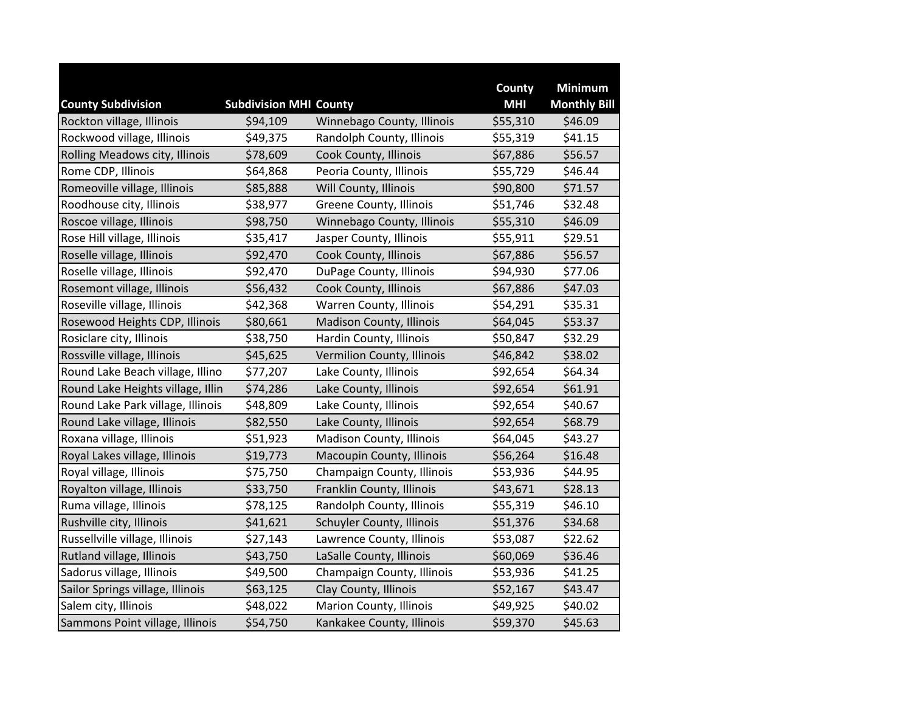| County Subdivision | Subdivision MHI | County | County MHI | Minimum Monthly Bill |
|---|---|---|---|---|
| Rockton village, Illinois | $94,109 | Winnebago County, Illinois | $55,310 | $46.09 |
| Rockwood village, Illinois | $49,375 | Randolph County, Illinois | $55,319 | $41.15 |
| Rolling Meadows city, Illinois | $78,609 | Cook County, Illinois | $67,886 | $56.57 |
| Rome CDP, Illinois | $64,868 | Peoria County, Illinois | $55,729 | $46.44 |
| Romeoville village, Illinois | $85,888 | Will County, Illinois | $90,800 | $71.57 |
| Roodhouse city, Illinois | $38,977 | Greene County, Illinois | $51,746 | $32.48 |
| Roscoe village, Illinois | $98,750 | Winnebago County, Illinois | $55,310 | $46.09 |
| Rose Hill village, Illinois | $35,417 | Jasper County, Illinois | $55,911 | $29.51 |
| Roselle village, Illinois | $92,470 | Cook County, Illinois | $67,886 | $56.57 |
| Roselle village, Illinois | $92,470 | DuPage County, Illinois | $94,930 | $77.06 |
| Rosemont village, Illinois | $56,432 | Cook County, Illinois | $67,886 | $47.03 |
| Roseville village, Illinois | $42,368 | Warren County, Illinois | $54,291 | $35.31 |
| Rosewood Heights CDP, Illinois | $80,661 | Madison County, Illinois | $64,045 | $53.37 |
| Rosiclare city, Illinois | $38,750 | Hardin County, Illinois | $50,847 | $32.29 |
| Rossville village, Illinois | $45,625 | Vermilion County, Illinois | $46,842 | $38.02 |
| Round Lake Beach village, Illino | $77,207 | Lake County, Illinois | $92,654 | $64.34 |
| Round Lake Heights village, Illin | $74,286 | Lake County, Illinois | $92,654 | $61.91 |
| Round Lake Park village, Illinois | $48,809 | Lake County, Illinois | $92,654 | $40.67 |
| Round Lake village, Illinois | $82,550 | Lake County, Illinois | $92,654 | $68.79 |
| Roxana village, Illinois | $51,923 | Madison County, Illinois | $64,045 | $43.27 |
| Royal Lakes village, Illinois | $19,773 | Macoupin County, Illinois | $56,264 | $16.48 |
| Royal village, Illinois | $75,750 | Champaign County, Illinois | $53,936 | $44.95 |
| Royalton village, Illinois | $33,750 | Franklin County, Illinois | $43,671 | $28.13 |
| Ruma village, Illinois | $78,125 | Randolph County, Illinois | $55,319 | $46.10 |
| Rushville city, Illinois | $41,621 | Schuyler County, Illinois | $51,376 | $34.68 |
| Russellville village, Illinois | $27,143 | Lawrence County, Illinois | $53,087 | $22.62 |
| Rutland village, Illinois | $43,750 | LaSalle County, Illinois | $60,069 | $36.46 |
| Sadorus village, Illinois | $49,500 | Champaign County, Illinois | $53,936 | $41.25 |
| Sailor Springs village, Illinois | $63,125 | Clay County, Illinois | $52,167 | $43.47 |
| Salem city, Illinois | $48,022 | Marion County, Illinois | $49,925 | $40.02 |
| Sammons Point village, Illinois | $54,750 | Kankakee County, Illinois | $59,370 | $45.63 |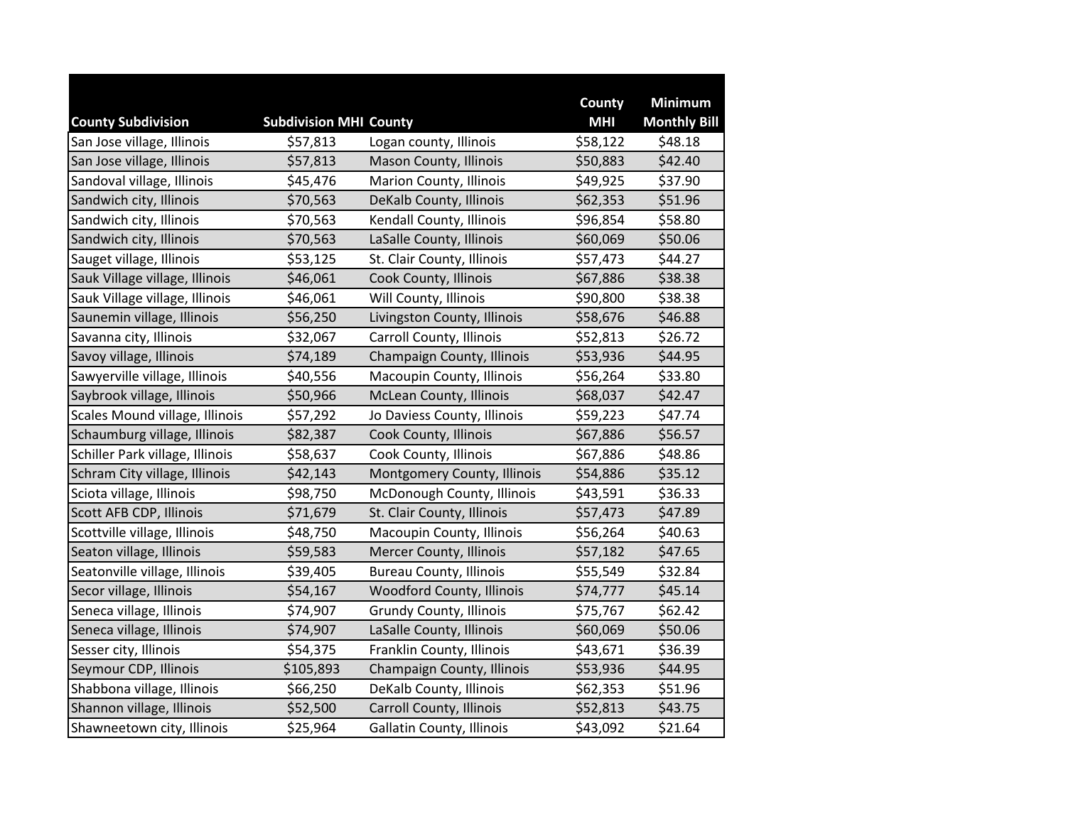| County Subdivision | Subdivision MHI | County | County MHI | Minimum Monthly Bill |
|---|---|---|---|---|
| San Jose village, Illinois | $57,813 | Logan county, Illinois | $58,122 | $48.18 |
| San Jose village, Illinois | $57,813 | Mason County, Illinois | $50,883 | $42.40 |
| Sandoval village, Illinois | $45,476 | Marion County, Illinois | $49,925 | $37.90 |
| Sandwich city, Illinois | $70,563 | DeKalb County, Illinois | $62,353 | $51.96 |
| Sandwich city, Illinois | $70,563 | Kendall County, Illinois | $96,854 | $58.80 |
| Sandwich city, Illinois | $70,563 | LaSalle County, Illinois | $60,069 | $50.06 |
| Sauget village, Illinois | $53,125 | St. Clair County, Illinois | $57,473 | $44.27 |
| Sauk Village village, Illinois | $46,061 | Cook County, Illinois | $67,886 | $38.38 |
| Sauk Village village, Illinois | $46,061 | Will County, Illinois | $90,800 | $38.38 |
| Saunemin village, Illinois | $56,250 | Livingston County, Illinois | $58,676 | $46.88 |
| Savanna city, Illinois | $32,067 | Carroll County, Illinois | $52,813 | $26.72 |
| Savoy village, Illinois | $74,189 | Champaign County, Illinois | $53,936 | $44.95 |
| Sawyerville village, Illinois | $40,556 | Macoupin County, Illinois | $56,264 | $33.80 |
| Saybrook village, Illinois | $50,966 | McLean County, Illinois | $68,037 | $42.47 |
| Scales Mound village, Illinois | $57,292 | Jo Daviess County, Illinois | $59,223 | $47.74 |
| Schaumburg village, Illinois | $82,387 | Cook County, Illinois | $67,886 | $56.57 |
| Schiller Park village, Illinois | $58,637 | Cook County, Illinois | $67,886 | $48.86 |
| Schram City village, Illinois | $42,143 | Montgomery County, Illinois | $54,886 | $35.12 |
| Sciota village, Illinois | $98,750 | McDonough County, Illinois | $43,591 | $36.33 |
| Scott AFB CDP, Illinois | $71,679 | St. Clair County, Illinois | $57,473 | $47.89 |
| Scottville village, Illinois | $48,750 | Macoupin County, Illinois | $56,264 | $40.63 |
| Seaton village, Illinois | $59,583 | Mercer County, Illinois | $57,182 | $47.65 |
| Seatonville village, Illinois | $39,405 | Bureau County, Illinois | $55,549 | $32.84 |
| Secor village, Illinois | $54,167 | Woodford County, Illinois | $74,777 | $45.14 |
| Seneca village, Illinois | $74,907 | Grundy County, Illinois | $75,767 | $62.42 |
| Seneca village, Illinois | $74,907 | LaSalle County, Illinois | $60,069 | $50.06 |
| Sesser city, Illinois | $54,375 | Franklin County, Illinois | $43,671 | $36.39 |
| Seymour CDP, Illinois | $105,893 | Champaign County, Illinois | $53,936 | $44.95 |
| Shabbona village, Illinois | $66,250 | DeKalb County, Illinois | $62,353 | $51.96 |
| Shannon village, Illinois | $52,500 | Carroll County, Illinois | $52,813 | $43.75 |
| Shawneetown city, Illinois | $25,964 | Gallatin County, Illinois | $43,092 | $21.64 |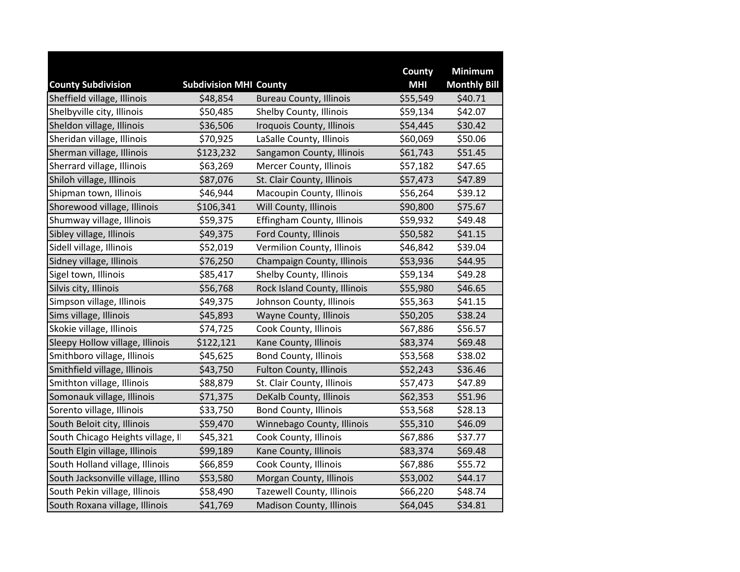| County Subdivision | Subdivision MHI | County | County MHI | Minimum Monthly Bill |
|---|---|---|---|---|
| Sheffield village, Illinois | $48,854 | Bureau County, Illinois | $55,549 | $40.71 |
| Shelbyville city, Illinois | $50,485 | Shelby County, Illinois | $59,134 | $42.07 |
| Sheldon village, Illinois | $36,506 | Iroquois County, Illinois | $54,445 | $30.42 |
| Sheridan village, Illinois | $70,925 | LaSalle County, Illinois | $60,069 | $50.06 |
| Sherman village, Illinois | $123,232 | Sangamon County, Illinois | $61,743 | $51.45 |
| Sherrard village, Illinois | $63,269 | Mercer County, Illinois | $57,182 | $47.65 |
| Shiloh village, Illinois | $87,076 | St. Clair County, Illinois | $57,473 | $47.89 |
| Shipman town, Illinois | $46,944 | Macoupin County, Illinois | $56,264 | $39.12 |
| Shorewood village, Illinois | $106,341 | Will County, Illinois | $90,800 | $75.67 |
| Shumway village, Illinois | $59,375 | Effingham County, Illinois | $59,932 | $49.48 |
| Sibley village, Illinois | $49,375 | Ford County, Illinois | $50,582 | $41.15 |
| Sidell village, Illinois | $52,019 | Vermilion County, Illinois | $46,842 | $39.04 |
| Sidney village, Illinois | $76,250 | Champaign County, Illinois | $53,936 | $44.95 |
| Sigel town, Illinois | $85,417 | Shelby County, Illinois | $59,134 | $49.28 |
| Silvis city, Illinois | $56,768 | Rock Island County, Illinois | $55,980 | $46.65 |
| Simpson village, Illinois | $49,375 | Johnson County, Illinois | $55,363 | $41.15 |
| Sims village, Illinois | $45,893 | Wayne County, Illinois | $50,205 | $38.24 |
| Skokie village, Illinois | $74,725 | Cook County, Illinois | $67,886 | $56.57 |
| Sleepy Hollow village, Illinois | $122,121 | Kane County, Illinois | $83,374 | $69.48 |
| Smithboro village, Illinois | $45,625 | Bond County, Illinois | $53,568 | $38.02 |
| Smithfield village, Illinois | $43,750 | Fulton County, Illinois | $52,243 | $36.46 |
| Smithton village, Illinois | $88,879 | St. Clair County, Illinois | $57,473 | $47.89 |
| Somonauk village, Illinois | $71,375 | DeKalb County, Illinois | $62,353 | $51.96 |
| Sorento village, Illinois | $33,750 | Bond County, Illinois | $53,568 | $28.13 |
| South Beloit city, Illinois | $59,470 | Winnebago County, Illinois | $55,310 | $46.09 |
| South Chicago Heights village, Il | $45,321 | Cook County, Illinois | $67,886 | $37.77 |
| South Elgin village, Illinois | $99,189 | Kane County, Illinois | $83,374 | $69.48 |
| South Holland village, Illinois | $66,859 | Cook County, Illinois | $67,886 | $55.72 |
| South Jacksonville village, Illino | $53,580 | Morgan County, Illinois | $53,002 | $44.17 |
| South Pekin village, Illinois | $58,490 | Tazewell County, Illinois | $66,220 | $48.74 |
| South Roxana village, Illinois | $41,769 | Madison County, Illinois | $64,045 | $34.81 |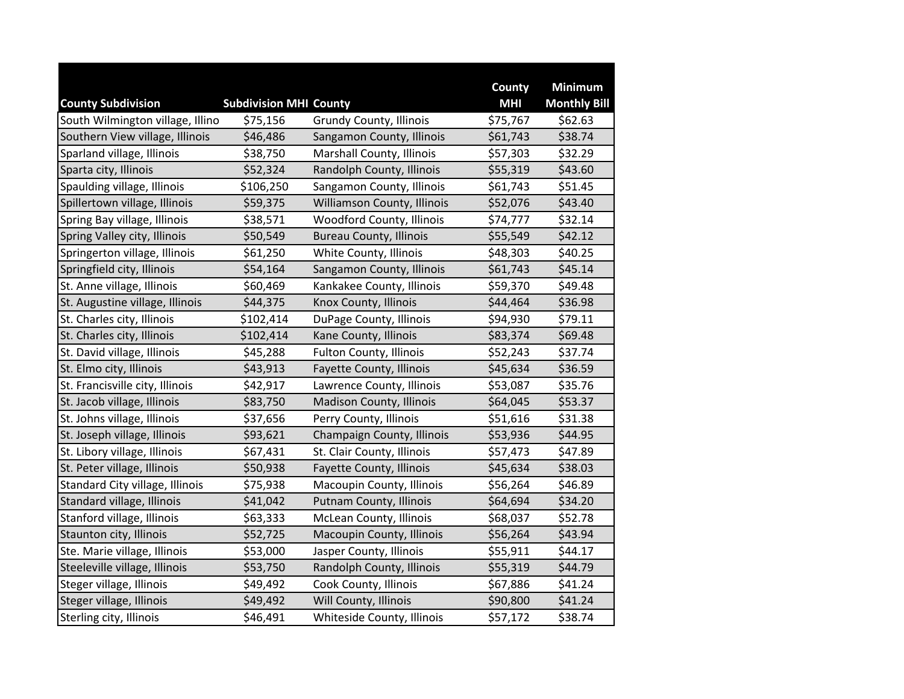| County Subdivision | Subdivision MHI | County | County MHI | Minimum Monthly Bill |
|---|---|---|---|---|
| South Wilmington village, Illino | $75,156 | Grundy County, Illinois | $75,767 | $62.63 |
| Southern View village, Illinois | $46,486 | Sangamon County, Illinois | $61,743 | $38.74 |
| Sparland village, Illinois | $38,750 | Marshall County, Illinois | $57,303 | $32.29 |
| Sparta city, Illinois | $52,324 | Randolph County, Illinois | $55,319 | $43.60 |
| Spaulding village, Illinois | $106,250 | Sangamon County, Illinois | $61,743 | $51.45 |
| Spillertown village, Illinois | $59,375 | Williamson County, Illinois | $52,076 | $43.40 |
| Spring Bay village, Illinois | $38,571 | Woodford County, Illinois | $74,777 | $32.14 |
| Spring Valley city, Illinois | $50,549 | Bureau County, Illinois | $55,549 | $42.12 |
| Springerton village, Illinois | $61,250 | White County, Illinois | $48,303 | $40.25 |
| Springfield city, Illinois | $54,164 | Sangamon County, Illinois | $61,743 | $45.14 |
| St. Anne village, Illinois | $60,469 | Kankakee County, Illinois | $59,370 | $49.48 |
| St. Augustine village, Illinois | $44,375 | Knox County, Illinois | $44,464 | $36.98 |
| St. Charles city, Illinois | $102,414 | DuPage County, Illinois | $94,930 | $79.11 |
| St. Charles city, Illinois | $102,414 | Kane County, Illinois | $83,374 | $69.48 |
| St. David village, Illinois | $45,288 | Fulton County, Illinois | $52,243 | $37.74 |
| St. Elmo city, Illinois | $43,913 | Fayette County, Illinois | $45,634 | $36.59 |
| St. Francisville city, Illinois | $42,917 | Lawrence County, Illinois | $53,087 | $35.76 |
| St. Jacob village, Illinois | $83,750 | Madison County, Illinois | $64,045 | $53.37 |
| St. Johns village, Illinois | $37,656 | Perry County, Illinois | $51,616 | $31.38 |
| St. Joseph village, Illinois | $93,621 | Champaign County, Illinois | $53,936 | $44.95 |
| St. Libory village, Illinois | $67,431 | St. Clair County, Illinois | $57,473 | $47.89 |
| St. Peter village, Illinois | $50,938 | Fayette County, Illinois | $45,634 | $38.03 |
| Standard City village, Illinois | $75,938 | Macoupin County, Illinois | $56,264 | $46.89 |
| Standard village, Illinois | $41,042 | Putnam County, Illinois | $64,694 | $34.20 |
| Stanford village, Illinois | $63,333 | McLean County, Illinois | $68,037 | $52.78 |
| Staunton city, Illinois | $52,725 | Macoupin County, Illinois | $56,264 | $43.94 |
| Ste. Marie village, Illinois | $53,000 | Jasper County, Illinois | $55,911 | $44.17 |
| Steeleville village, Illinois | $53,750 | Randolph County, Illinois | $55,319 | $44.79 |
| Steger village, Illinois | $49,492 | Cook County, Illinois | $67,886 | $41.24 |
| Steger village, Illinois | $49,492 | Will County, Illinois | $90,800 | $41.24 |
| Sterling city, Illinois | $46,491 | Whiteside County, Illinois | $57,172 | $38.74 |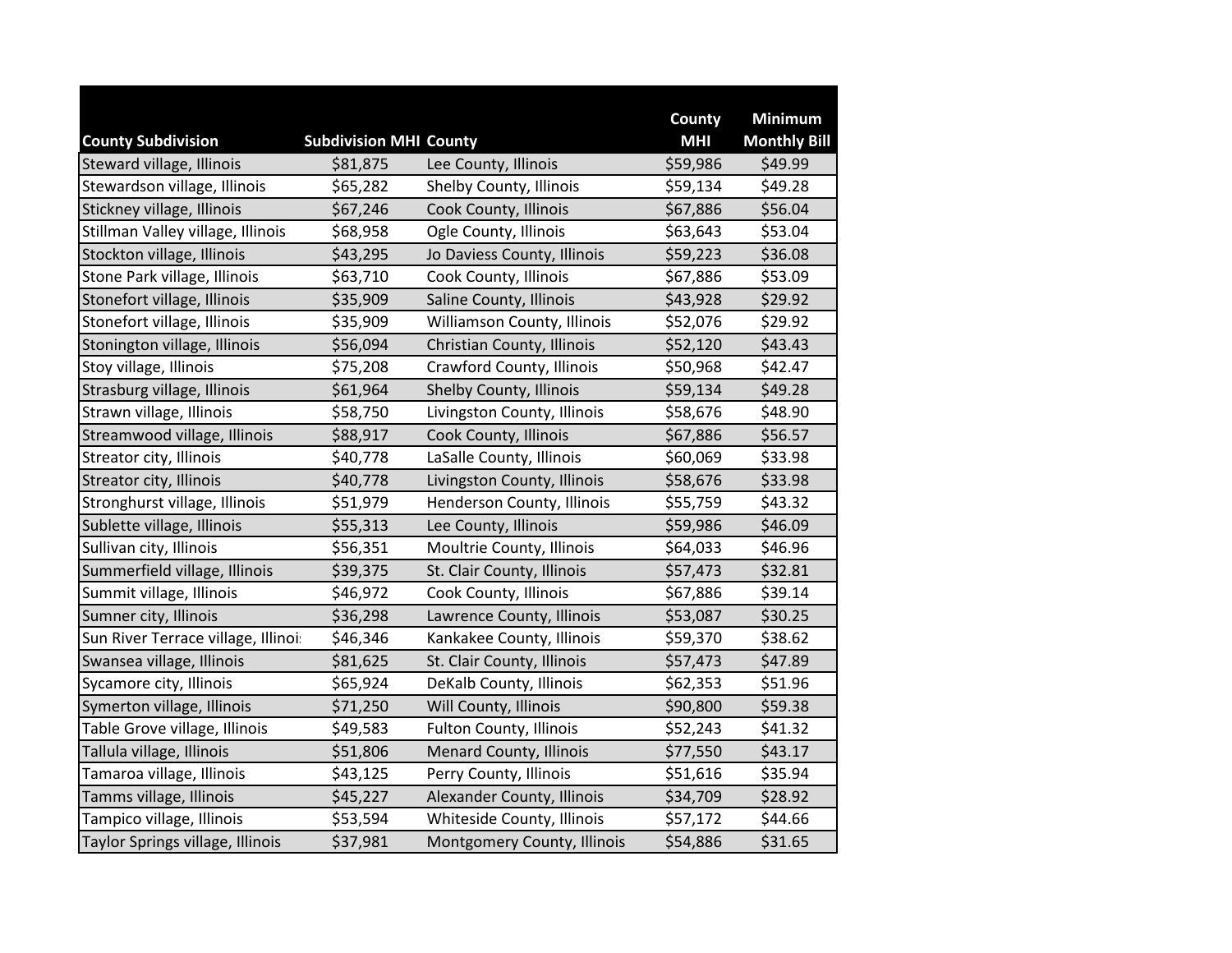| County Subdivision | Subdivision MHI | County | County MHI | Minimum Monthly Bill |
|---|---|---|---|---|
| Steward village, Illinois | $81,875 | Lee County, Illinois | $59,986 | $49.99 |
| Stewardson village, Illinois | $65,282 | Shelby County, Illinois | $59,134 | $49.28 |
| Stickney village, Illinois | $67,246 | Cook County, Illinois | $67,886 | $56.04 |
| Stillman Valley village, Illinois | $68,958 | Ogle County, Illinois | $63,643 | $53.04 |
| Stockton village, Illinois | $43,295 | Jo Daviess County, Illinois | $59,223 | $36.08 |
| Stone Park village, Illinois | $63,710 | Cook County, Illinois | $67,886 | $53.09 |
| Stonefort village, Illinois | $35,909 | Saline County, Illinois | $43,928 | $29.92 |
| Stonefort village, Illinois | $35,909 | Williamson County, Illinois | $52,076 | $29.92 |
| Stonington village, Illinois | $56,094 | Christian County, Illinois | $52,120 | $43.43 |
| Stoy village, Illinois | $75,208 | Crawford County, Illinois | $50,968 | $42.47 |
| Strasburg village, Illinois | $61,964 | Shelby County, Illinois | $59,134 | $49.28 |
| Strawn village, Illinois | $58,750 | Livingston County, Illinois | $58,676 | $48.90 |
| Streamwood village, Illinois | $88,917 | Cook County, Illinois | $67,886 | $56.57 |
| Streator city, Illinois | $40,778 | LaSalle County, Illinois | $60,069 | $33.98 |
| Streator city, Illinois | $40,778 | Livingston County, Illinois | $58,676 | $33.98 |
| Stronghurst village, Illinois | $51,979 | Henderson County, Illinois | $55,759 | $43.32 |
| Sublette village, Illinois | $55,313 | Lee County, Illinois | $59,986 | $46.09 |
| Sullivan city, Illinois | $56,351 | Moultrie County, Illinois | $64,033 | $46.96 |
| Summerfield village, Illinois | $39,375 | St. Clair County, Illinois | $57,473 | $32.81 |
| Summit village, Illinois | $46,972 | Cook County, Illinois | $67,886 | $39.14 |
| Sumner city, Illinois | $36,298 | Lawrence County, Illinois | $53,087 | $30.25 |
| Sun River Terrace village, Illinois | $46,346 | Kankakee County, Illinois | $59,370 | $38.62 |
| Swansea village, Illinois | $81,625 | St. Clair County, Illinois | $57,473 | $47.89 |
| Sycamore city, Illinois | $65,924 | DeKalb County, Illinois | $62,353 | $51.96 |
| Symerton village, Illinois | $71,250 | Will County, Illinois | $90,800 | $59.38 |
| Table Grove village, Illinois | $49,583 | Fulton County, Illinois | $52,243 | $41.32 |
| Tallula village, Illinois | $51,806 | Menard County, Illinois | $77,550 | $43.17 |
| Tamaroa village, Illinois | $43,125 | Perry County, Illinois | $51,616 | $35.94 |
| Tamms village, Illinois | $45,227 | Alexander County, Illinois | $34,709 | $28.92 |
| Tampico village, Illinois | $53,594 | Whiteside County, Illinois | $57,172 | $44.66 |
| Taylor Springs village, Illinois | $37,981 | Montgomery County, Illinois | $54,886 | $31.65 |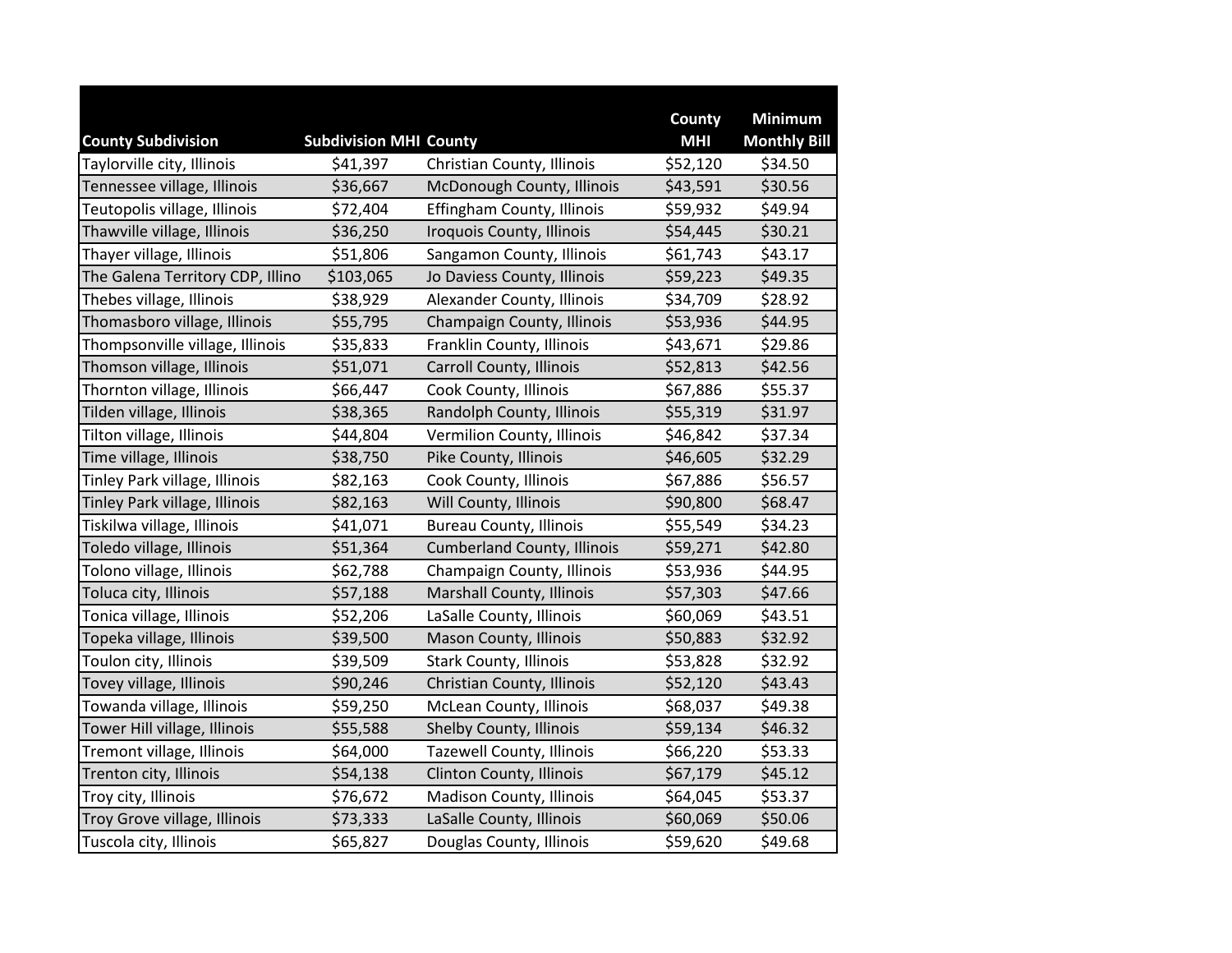| County Subdivision | Subdivision MHI | County | County MHI | Minimum Monthly Bill |
|---|---|---|---|---|
| Taylorville city, Illinois | $41,397 | Christian County, Illinois | $52,120 | $34.50 |
| Tennessee village, Illinois | $36,667 | McDonough County, Illinois | $43,591 | $30.56 |
| Teutopolis village, Illinois | $72,404 | Effingham County, Illinois | $59,932 | $49.94 |
| Thawville village, Illinois | $36,250 | Iroquois County, Illinois | $54,445 | $30.21 |
| Thayer village, Illinois | $51,806 | Sangamon County, Illinois | $61,743 | $43.17 |
| The Galena Territory CDP, Illino | $103,065 | Jo Daviess County, Illinois | $59,223 | $49.35 |
| Thebes village, Illinois | $38,929 | Alexander County, Illinois | $34,709 | $28.92 |
| Thomasboro village, Illinois | $55,795 | Champaign County, Illinois | $53,936 | $44.95 |
| Thompsonville village, Illinois | $35,833 | Franklin County, Illinois | $43,671 | $29.86 |
| Thomson village, Illinois | $51,071 | Carroll County, Illinois | $52,813 | $42.56 |
| Thornton village, Illinois | $66,447 | Cook County, Illinois | $67,886 | $55.37 |
| Tilden village, Illinois | $38,365 | Randolph County, Illinois | $55,319 | $31.97 |
| Tilton village, Illinois | $44,804 | Vermilion County, Illinois | $46,842 | $37.34 |
| Time village, Illinois | $38,750 | Pike County, Illinois | $46,605 | $32.29 |
| Tinley Park village, Illinois | $82,163 | Cook County, Illinois | $67,886 | $56.57 |
| Tinley Park village, Illinois | $82,163 | Will County, Illinois | $90,800 | $68.47 |
| Tiskilwa village, Illinois | $41,071 | Bureau County, Illinois | $55,549 | $34.23 |
| Toledo village, Illinois | $51,364 | Cumberland County, Illinois | $59,271 | $42.80 |
| Tolono village, Illinois | $62,788 | Champaign County, Illinois | $53,936 | $44.95 |
| Toluca city, Illinois | $57,188 | Marshall County, Illinois | $57,303 | $47.66 |
| Tonica village, Illinois | $52,206 | LaSalle County, Illinois | $60,069 | $43.51 |
| Topeka village, Illinois | $39,500 | Mason County, Illinois | $50,883 | $32.92 |
| Toulon city, Illinois | $39,509 | Stark County, Illinois | $53,828 | $32.92 |
| Tovey village, Illinois | $90,246 | Christian County, Illinois | $52,120 | $43.43 |
| Towanda village, Illinois | $59,250 | McLean County, Illinois | $68,037 | $49.38 |
| Tower Hill village, Illinois | $55,588 | Shelby County, Illinois | $59,134 | $46.32 |
| Tremont village, Illinois | $64,000 | Tazewell County, Illinois | $66,220 | $53.33 |
| Trenton city, Illinois | $54,138 | Clinton County, Illinois | $67,179 | $45.12 |
| Troy city, Illinois | $76,672 | Madison County, Illinois | $64,045 | $53.37 |
| Troy Grove village, Illinois | $73,333 | LaSalle County, Illinois | $60,069 | $50.06 |
| Tuscola city, Illinois | $65,827 | Douglas County, Illinois | $59,620 | $49.68 |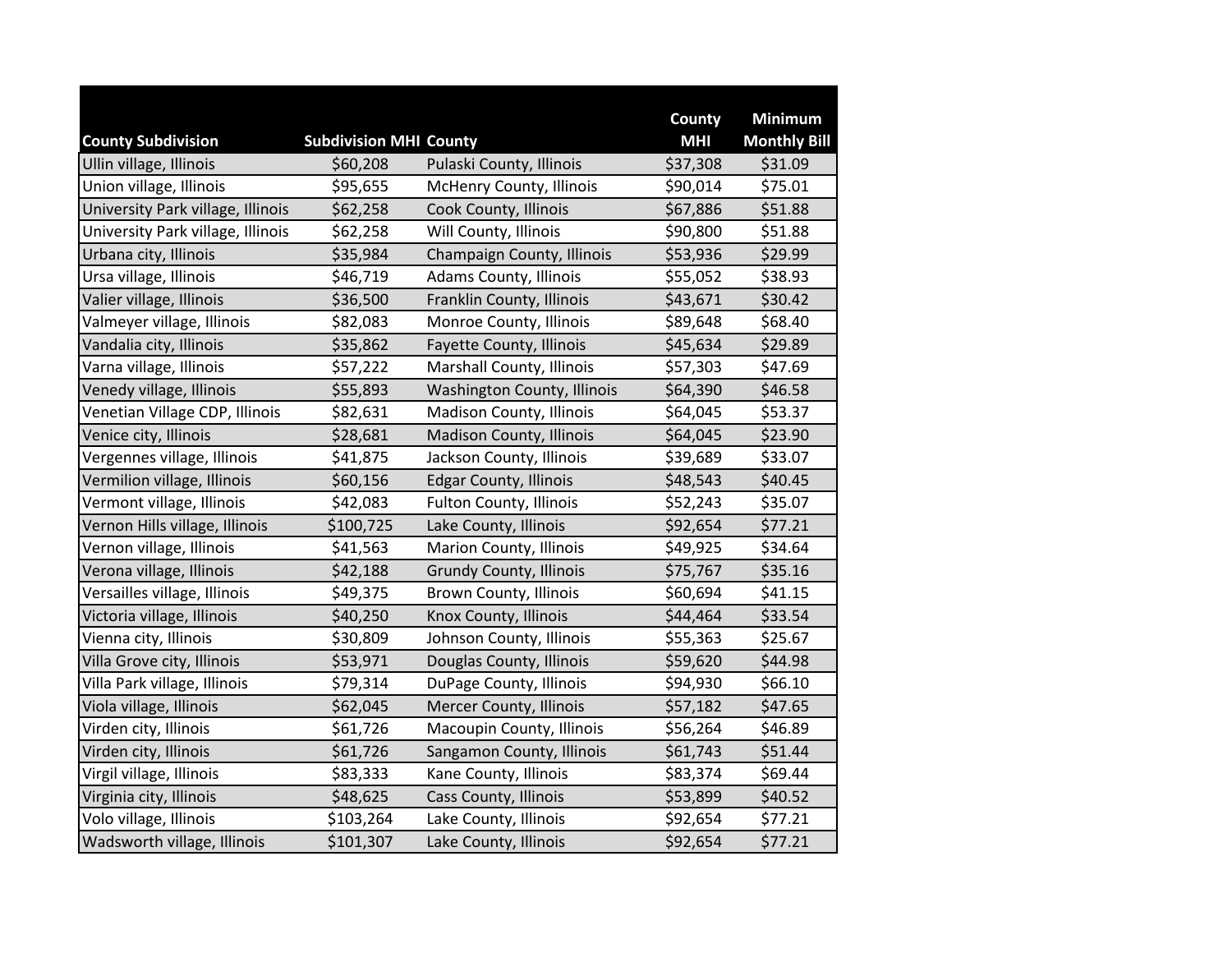| County Subdivision | Subdivision MHI | County | County MHI | Minimum Monthly Bill |
|---|---|---|---|---|
| Ullin village, Illinois | $60,208 | Pulaski County, Illinois | $37,308 | $31.09 |
| Union village, Illinois | $95,655 | McHenry County, Illinois | $90,014 | $75.01 |
| University Park village, Illinois | $62,258 | Cook County, Illinois | $67,886 | $51.88 |
| University Park village, Illinois | $62,258 | Will County, Illinois | $90,800 | $51.88 |
| Urbana city, Illinois | $35,984 | Champaign County, Illinois | $53,936 | $29.99 |
| Ursa village, Illinois | $46,719 | Adams County, Illinois | $55,052 | $38.93 |
| Valier village, Illinois | $36,500 | Franklin County, Illinois | $43,671 | $30.42 |
| Valmeyer village, Illinois | $82,083 | Monroe County, Illinois | $89,648 | $68.40 |
| Vandalia city, Illinois | $35,862 | Fayette County, Illinois | $45,634 | $29.89 |
| Varna village, Illinois | $57,222 | Marshall County, Illinois | $57,303 | $47.69 |
| Venedy village, Illinois | $55,893 | Washington County, Illinois | $64,390 | $46.58 |
| Venetian Village CDP, Illinois | $82,631 | Madison County, Illinois | $64,045 | $53.37 |
| Venice city, Illinois | $28,681 | Madison County, Illinois | $64,045 | $23.90 |
| Vergennes village, Illinois | $41,875 | Jackson County, Illinois | $39,689 | $33.07 |
| Vermilion village, Illinois | $60,156 | Edgar County, Illinois | $48,543 | $40.45 |
| Vermont village, Illinois | $42,083 | Fulton County, Illinois | $52,243 | $35.07 |
| Vernon Hills village, Illinois | $100,725 | Lake County, Illinois | $92,654 | $77.21 |
| Vernon village, Illinois | $41,563 | Marion County, Illinois | $49,925 | $34.64 |
| Verona village, Illinois | $42,188 | Grundy County, Illinois | $75,767 | $35.16 |
| Versailles village, Illinois | $49,375 | Brown County, Illinois | $60,694 | $41.15 |
| Victoria village, Illinois | $40,250 | Knox County, Illinois | $44,464 | $33.54 |
| Vienna city, Illinois | $30,809 | Johnson County, Illinois | $55,363 | $25.67 |
| Villa Grove city, Illinois | $53,971 | Douglas County, Illinois | $59,620 | $44.98 |
| Villa Park village, Illinois | $79,314 | DuPage County, Illinois | $94,930 | $66.10 |
| Viola village, Illinois | $62,045 | Mercer County, Illinois | $57,182 | $47.65 |
| Virden city, Illinois | $61,726 | Macoupin County, Illinois | $56,264 | $46.89 |
| Virden city, Illinois | $61,726 | Sangamon County, Illinois | $61,743 | $51.44 |
| Virgil village, Illinois | $83,333 | Kane County, Illinois | $83,374 | $69.44 |
| Virginia city, Illinois | $48,625 | Cass County, Illinois | $53,899 | $40.52 |
| Volo village, Illinois | $103,264 | Lake County, Illinois | $92,654 | $77.21 |
| Wadsworth village, Illinois | $101,307 | Lake County, Illinois | $92,654 | $77.21 |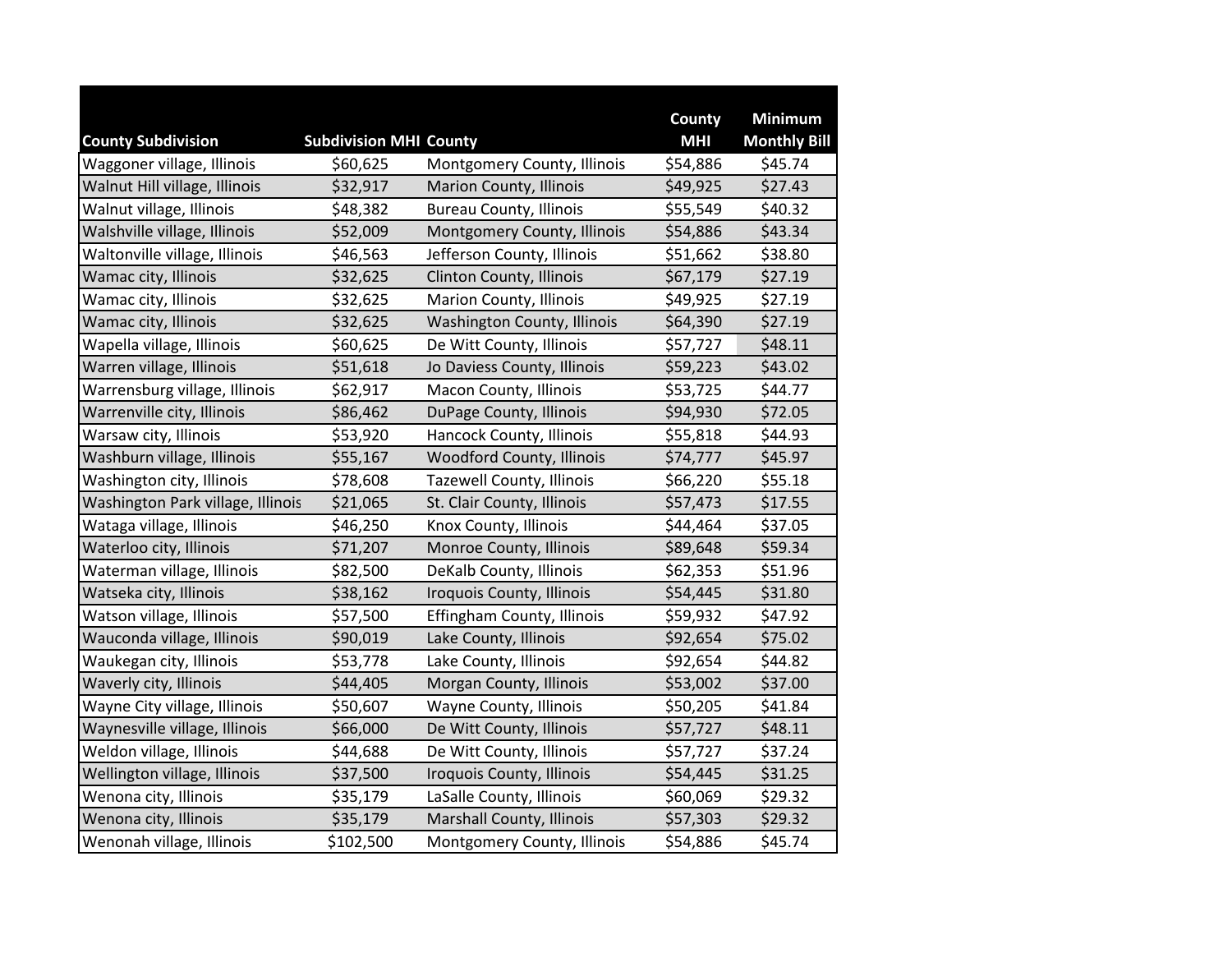| County Subdivision | Subdivision MHI | County | County MHI | Minimum Monthly Bill |
|---|---|---|---|---|
| Waggoner village, Illinois | $60,625 | Montgomery County, Illinois | $54,886 | $45.74 |
| Walnut Hill village, Illinois | $32,917 | Marion County, Illinois | $49,925 | $27.43 |
| Walnut village, Illinois | $48,382 | Bureau County, Illinois | $55,549 | $40.32 |
| Walshville village, Illinois | $52,009 | Montgomery County, Illinois | $54,886 | $43.34 |
| Waltonville village, Illinois | $46,563 | Jefferson County, Illinois | $51,662 | $38.80 |
| Wamac city, Illinois | $32,625 | Clinton County, Illinois | $67,179 | $27.19 |
| Wamac city, Illinois | $32,625 | Marion County, Illinois | $49,925 | $27.19 |
| Wamac city, Illinois | $32,625 | Washington County, Illinois | $64,390 | $27.19 |
| Wapella village, Illinois | $60,625 | De Witt County, Illinois | $57,727 | $48.11 |
| Warren village, Illinois | $51,618 | Jo Daviess County, Illinois | $59,223 | $43.02 |
| Warrensburg village, Illinois | $62,917 | Macon County, Illinois | $53,725 | $44.77 |
| Warrenville city, Illinois | $86,462 | DuPage County, Illinois | $94,930 | $72.05 |
| Warsaw city, Illinois | $53,920 | Hancock County, Illinois | $55,818 | $44.93 |
| Washburn village, Illinois | $55,167 | Woodford County, Illinois | $74,777 | $45.97 |
| Washington city, Illinois | $78,608 | Tazewell County, Illinois | $66,220 | $55.18 |
| Washington Park village, Illinois | $21,065 | St. Clair County, Illinois | $57,473 | $17.55 |
| Wataga village, Illinois | $46,250 | Knox County, Illinois | $44,464 | $37.05 |
| Waterloo city, Illinois | $71,207 | Monroe County, Illinois | $89,648 | $59.34 |
| Waterman village, Illinois | $82,500 | DeKalb County, Illinois | $62,353 | $51.96 |
| Watseka city, Illinois | $38,162 | Iroquois County, Illinois | $54,445 | $31.80 |
| Watson village, Illinois | $57,500 | Effingham County, Illinois | $59,932 | $47.92 |
| Wauconda village, Illinois | $90,019 | Lake County, Illinois | $92,654 | $75.02 |
| Waukegan city, Illinois | $53,778 | Lake County, Illinois | $92,654 | $44.82 |
| Waverly city, Illinois | $44,405 | Morgan County, Illinois | $53,002 | $37.00 |
| Wayne City village, Illinois | $50,607 | Wayne County, Illinois | $50,205 | $41.84 |
| Waynesville village, Illinois | $66,000 | De Witt County, Illinois | $57,727 | $48.11 |
| Weldon village, Illinois | $44,688 | De Witt County, Illinois | $57,727 | $37.24 |
| Wellington village, Illinois | $37,500 | Iroquois County, Illinois | $54,445 | $31.25 |
| Wenona city, Illinois | $35,179 | LaSalle County, Illinois | $60,069 | $29.32 |
| Wenona city, Illinois | $35,179 | Marshall County, Illinois | $57,303 | $29.32 |
| Wenonah village, Illinois | $102,500 | Montgomery County, Illinois | $54,886 | $45.74 |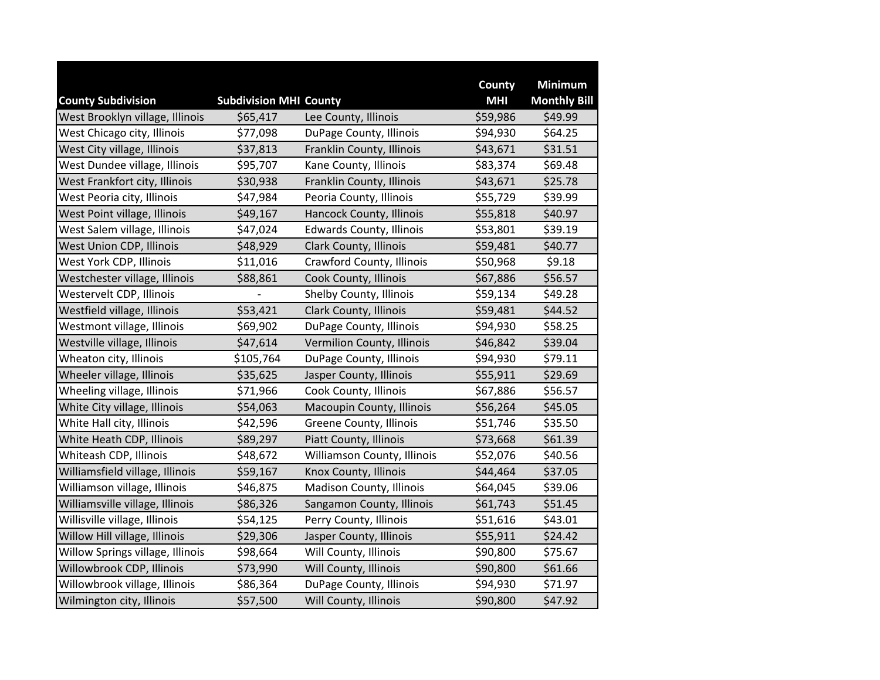| County Subdivision | Subdivision MHI | County | County MHI | Minimum Monthly Bill |
|---|---|---|---|---|
| West Brooklyn village, Illinois | $65,417 | Lee County, Illinois | $59,986 | $49.99 |
| West Chicago city, Illinois | $77,098 | DuPage County, Illinois | $94,930 | $64.25 |
| West City village, Illinois | $37,813 | Franklin County, Illinois | $43,671 | $31.51 |
| West Dundee village, Illinois | $95,707 | Kane County, Illinois | $83,374 | $69.48 |
| West Frankfort city, Illinois | $30,938 | Franklin County, Illinois | $43,671 | $25.78 |
| West Peoria city, Illinois | $47,984 | Peoria County, Illinois | $55,729 | $39.99 |
| West Point village, Illinois | $49,167 | Hancock County, Illinois | $55,818 | $40.97 |
| West Salem village, Illinois | $47,024 | Edwards County, Illinois | $53,801 | $39.19 |
| West Union CDP, Illinois | $48,929 | Clark County, Illinois | $59,481 | $40.77 |
| West York CDP, Illinois | $11,016 | Crawford County, Illinois | $50,968 | $9.18 |
| Westchester village, Illinois | $88,861 | Cook County, Illinois | $67,886 | $56.57 |
| Westervelt CDP, Illinois | - | Shelby County, Illinois | $59,134 | $49.28 |
| Westfield village, Illinois | $53,421 | Clark County, Illinois | $59,481 | $44.52 |
| Westmont village, Illinois | $69,902 | DuPage County, Illinois | $94,930 | $58.25 |
| Westville village, Illinois | $47,614 | Vermilion County, Illinois | $46,842 | $39.04 |
| Wheaton city, Illinois | $105,764 | DuPage County, Illinois | $94,930 | $79.11 |
| Wheeler village, Illinois | $35,625 | Jasper County, Illinois | $55,911 | $29.69 |
| Wheeling village, Illinois | $71,966 | Cook County, Illinois | $67,886 | $56.57 |
| White City village, Illinois | $54,063 | Macoupin County, Illinois | $56,264 | $45.05 |
| White Hall city, Illinois | $42,596 | Greene County, Illinois | $51,746 | $35.50 |
| White Heath CDP, Illinois | $89,297 | Piatt County, Illinois | $73,668 | $61.39 |
| Whiteash CDP, Illinois | $48,672 | Williamson County, Illinois | $52,076 | $40.56 |
| Williamsfield village, Illinois | $59,167 | Knox County, Illinois | $44,464 | $37.05 |
| Williamson village, Illinois | $46,875 | Madison County, Illinois | $64,045 | $39.06 |
| Williamsville village, Illinois | $86,326 | Sangamon County, Illinois | $61,743 | $51.45 |
| Willisville village, Illinois | $54,125 | Perry County, Illinois | $51,616 | $43.01 |
| Willow Hill village, Illinois | $29,306 | Jasper County, Illinois | $55,911 | $24.42 |
| Willow Springs village, Illinois | $98,664 | Will County, Illinois | $90,800 | $75.67 |
| Willowbrook CDP, Illinois | $73,990 | Will County, Illinois | $90,800 | $61.66 |
| Willowbrook village, Illinois | $86,364 | DuPage County, Illinois | $94,930 | $71.97 |
| Wilmington city, Illinois | $57,500 | Will County, Illinois | $90,800 | $47.92 |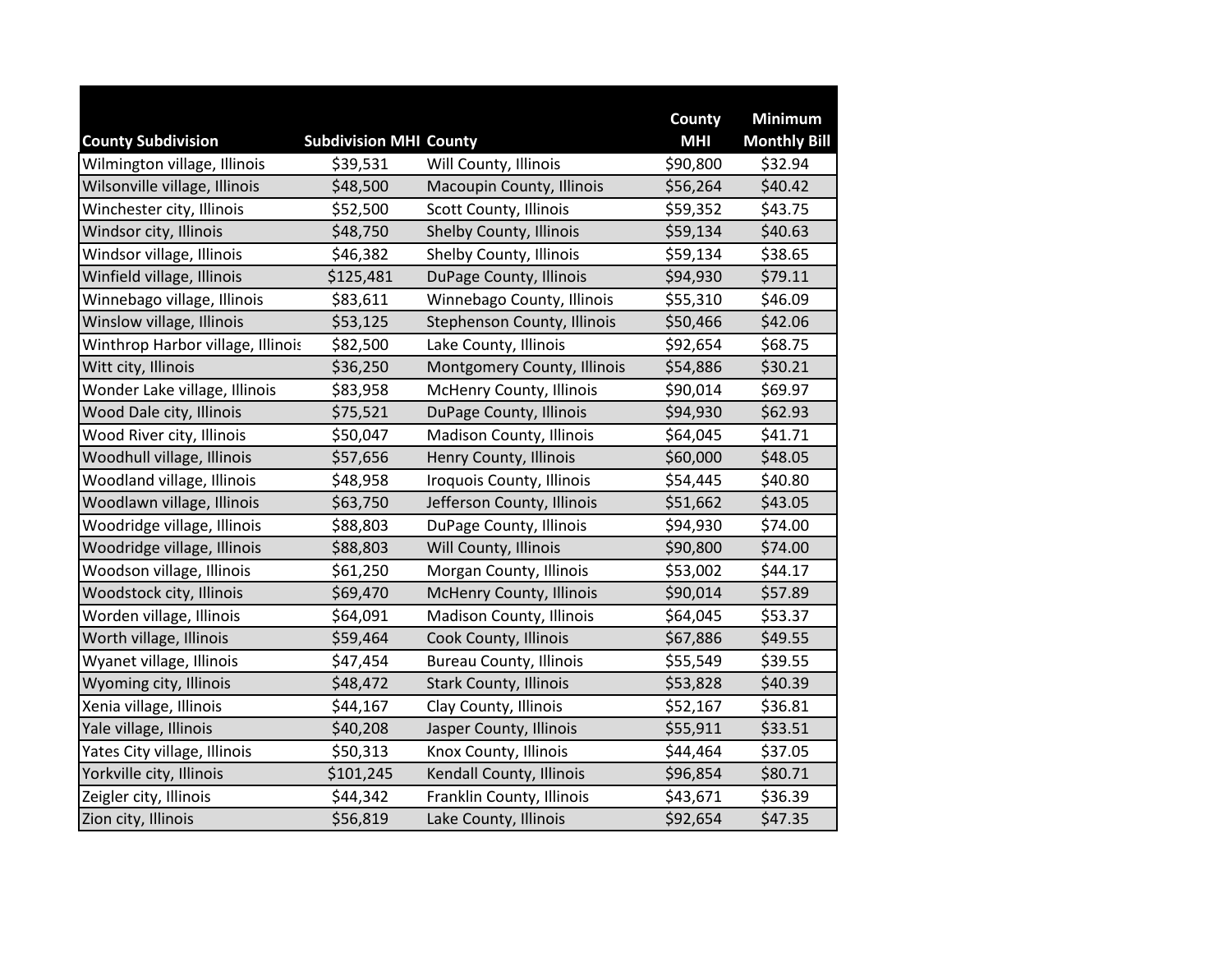| County Subdivision | Subdivision MHI | County | County MHI | Minimum Monthly Bill |
|---|---|---|---|---|
| Wilmington village, Illinois | $39,531 | Will County, Illinois | $90,800 | $32.94 |
| Wilsonville village, Illinois | $48,500 | Macoupin County, Illinois | $56,264 | $40.42 |
| Winchester city, Illinois | $52,500 | Scott County, Illinois | $59,352 | $43.75 |
| Windsor city, Illinois | $48,750 | Shelby County, Illinois | $59,134 | $40.63 |
| Windsor village, Illinois | $46,382 | Shelby County, Illinois | $59,134 | $38.65 |
| Winfield village, Illinois | $125,481 | DuPage County, Illinois | $94,930 | $79.11 |
| Winnebago village, Illinois | $83,611 | Winnebago County, Illinois | $55,310 | $46.09 |
| Winslow village, Illinois | $53,125 | Stephenson County, Illinois | $50,466 | $42.06 |
| Winthrop Harbor village, Illinois | $82,500 | Lake County, Illinois | $92,654 | $68.75 |
| Witt city, Illinois | $36,250 | Montgomery County, Illinois | $54,886 | $30.21 |
| Wonder Lake village, Illinois | $83,958 | McHenry County, Illinois | $90,014 | $69.97 |
| Wood Dale city, Illinois | $75,521 | DuPage County, Illinois | $94,930 | $62.93 |
| Wood River city, Illinois | $50,047 | Madison County, Illinois | $64,045 | $41.71 |
| Woodhull village, Illinois | $57,656 | Henry County, Illinois | $60,000 | $48.05 |
| Woodland village, Illinois | $48,958 | Iroquois County, Illinois | $54,445 | $40.80 |
| Woodlawn village, Illinois | $63,750 | Jefferson County, Illinois | $51,662 | $43.05 |
| Woodridge village, Illinois | $88,803 | DuPage County, Illinois | $94,930 | $74.00 |
| Woodridge village, Illinois | $88,803 | Will County, Illinois | $90,800 | $74.00 |
| Woodson village, Illinois | $61,250 | Morgan County, Illinois | $53,002 | $44.17 |
| Woodstock city, Illinois | $69,470 | McHenry County, Illinois | $90,014 | $57.89 |
| Worden village, Illinois | $64,091 | Madison County, Illinois | $64,045 | $53.37 |
| Worth village, Illinois | $59,464 | Cook County, Illinois | $67,886 | $49.55 |
| Wyanet village, Illinois | $47,454 | Bureau County, Illinois | $55,549 | $39.55 |
| Wyoming city, Illinois | $48,472 | Stark County, Illinois | $53,828 | $40.39 |
| Xenia village, Illinois | $44,167 | Clay County, Illinois | $52,167 | $36.81 |
| Yale village, Illinois | $40,208 | Jasper County, Illinois | $55,911 | $33.51 |
| Yates City village, Illinois | $50,313 | Knox County, Illinois | $44,464 | $37.05 |
| Yorkville city, Illinois | $101,245 | Kendall County, Illinois | $96,854 | $80.71 |
| Zeigler city, Illinois | $44,342 | Franklin County, Illinois | $43,671 | $36.39 |
| Zion city, Illinois | $56,819 | Lake County, Illinois | $92,654 | $47.35 |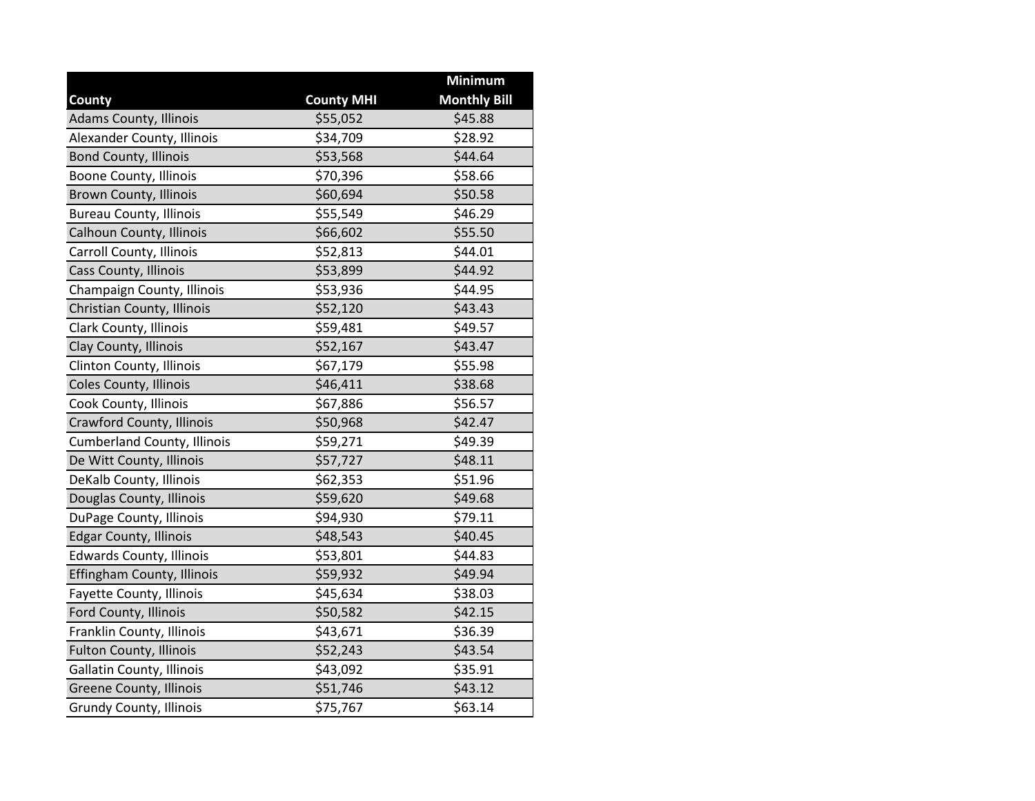| County | County MHI | Minimum Monthly Bill |
|---|---|---|
| Adams County, Illinois | $55,052 | $45.88 |
| Alexander County, Illinois | $34,709 | $28.92 |
| Bond County, Illinois | $53,568 | $44.64 |
| Boone County, Illinois | $70,396 | $58.66 |
| Brown County, Illinois | $60,694 | $50.58 |
| Bureau County, Illinois | $55,549 | $46.29 |
| Calhoun County, Illinois | $66,602 | $55.50 |
| Carroll County, Illinois | $52,813 | $44.01 |
| Cass County, Illinois | $53,899 | $44.92 |
| Champaign County, Illinois | $53,936 | $44.95 |
| Christian County, Illinois | $52,120 | $43.43 |
| Clark County, Illinois | $59,481 | $49.57 |
| Clay County, Illinois | $52,167 | $43.47 |
| Clinton County, Illinois | $67,179 | $55.98 |
| Coles County, Illinois | $46,411 | $38.68 |
| Cook County, Illinois | $67,886 | $56.57 |
| Crawford County, Illinois | $50,968 | $42.47 |
| Cumberland County, Illinois | $59,271 | $49.39 |
| De Witt County, Illinois | $57,727 | $48.11 |
| DeKalb County, Illinois | $62,353 | $51.96 |
| Douglas County, Illinois | $59,620 | $49.68 |
| DuPage County, Illinois | $94,930 | $79.11 |
| Edgar County, Illinois | $48,543 | $40.45 |
| Edwards County, Illinois | $53,801 | $44.83 |
| Effingham County, Illinois | $59,932 | $49.94 |
| Fayette County, Illinois | $45,634 | $38.03 |
| Ford County, Illinois | $50,582 | $42.15 |
| Franklin County, Illinois | $43,671 | $36.39 |
| Fulton County, Illinois | $52,243 | $43.54 |
| Gallatin County, Illinois | $43,092 | $35.91 |
| Greene County, Illinois | $51,746 | $43.12 |
| Grundy County, Illinois | $75,767 | $63.14 |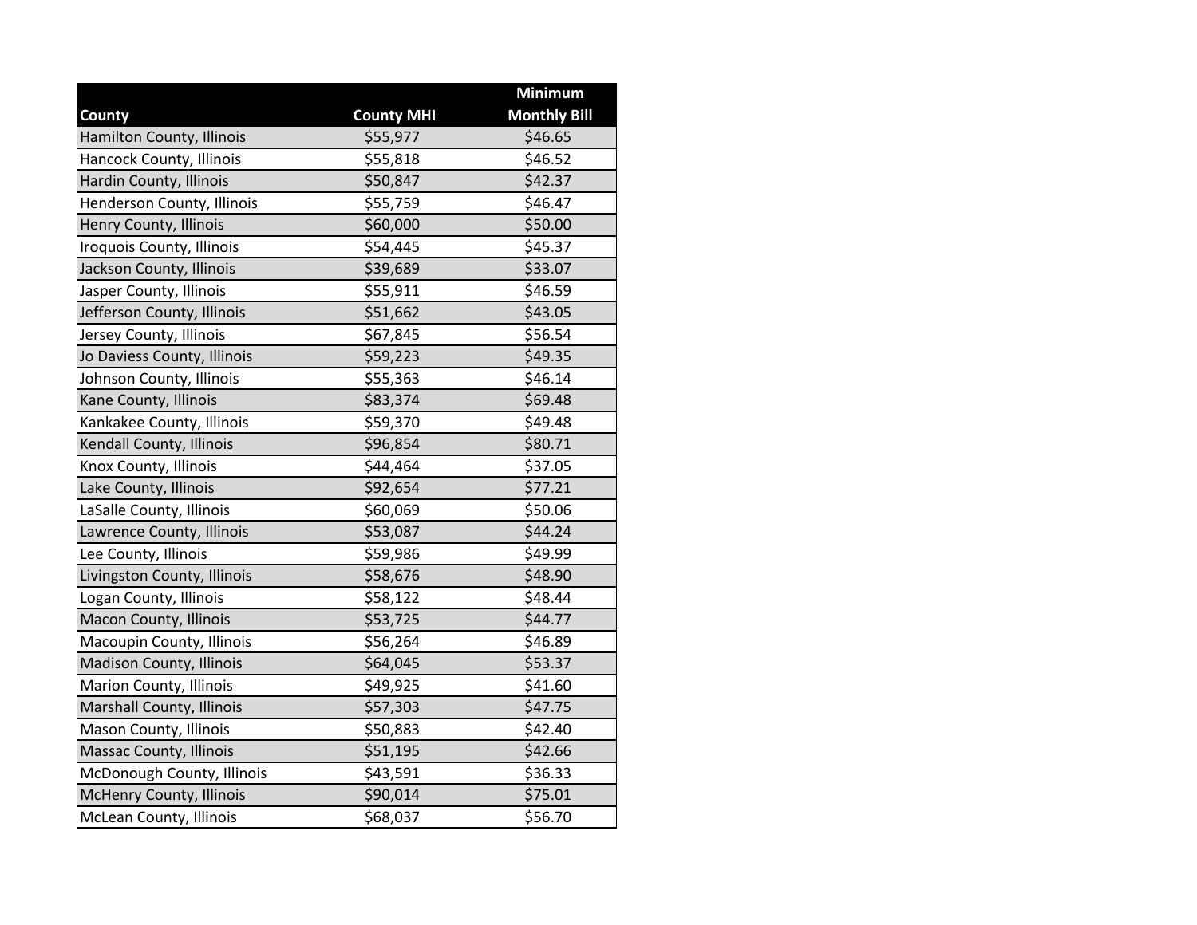| County | County MHI | Minimum Monthly Bill |
|---|---|---|
| Hamilton County, Illinois | $55,977 | $46.65 |
| Hancock County, Illinois | $55,818 | $46.52 |
| Hardin County, Illinois | $50,847 | $42.37 |
| Henderson County, Illinois | $55,759 | $46.47 |
| Henry County, Illinois | $60,000 | $50.00 |
| Iroquois County, Illinois | $54,445 | $45.37 |
| Jackson County, Illinois | $39,689 | $33.07 |
| Jasper County, Illinois | $55,911 | $46.59 |
| Jefferson County, Illinois | $51,662 | $43.05 |
| Jersey County, Illinois | $67,845 | $56.54 |
| Jo Daviess County, Illinois | $59,223 | $49.35 |
| Johnson County, Illinois | $55,363 | $46.14 |
| Kane County, Illinois | $83,374 | $69.48 |
| Kankakee County, Illinois | $59,370 | $49.48 |
| Kendall County, Illinois | $96,854 | $80.71 |
| Knox County, Illinois | $44,464 | $37.05 |
| Lake County, Illinois | $92,654 | $77.21 |
| LaSalle County, Illinois | $60,069 | $50.06 |
| Lawrence County, Illinois | $53,087 | $44.24 |
| Lee County, Illinois | $59,986 | $49.99 |
| Livingston County, Illinois | $58,676 | $48.90 |
| Logan County, Illinois | $58,122 | $48.44 |
| Macon County, Illinois | $53,725 | $44.77 |
| Macoupin County, Illinois | $56,264 | $46.89 |
| Madison County, Illinois | $64,045 | $53.37 |
| Marion County, Illinois | $49,925 | $41.60 |
| Marshall County, Illinois | $57,303 | $47.75 |
| Mason County, Illinois | $50,883 | $42.40 |
| Massac County, Illinois | $51,195 | $42.66 |
| McDonough County, Illinois | $43,591 | $36.33 |
| McHenry County, Illinois | $90,014 | $75.01 |
| McLean County, Illinois | $68,037 | $56.70 |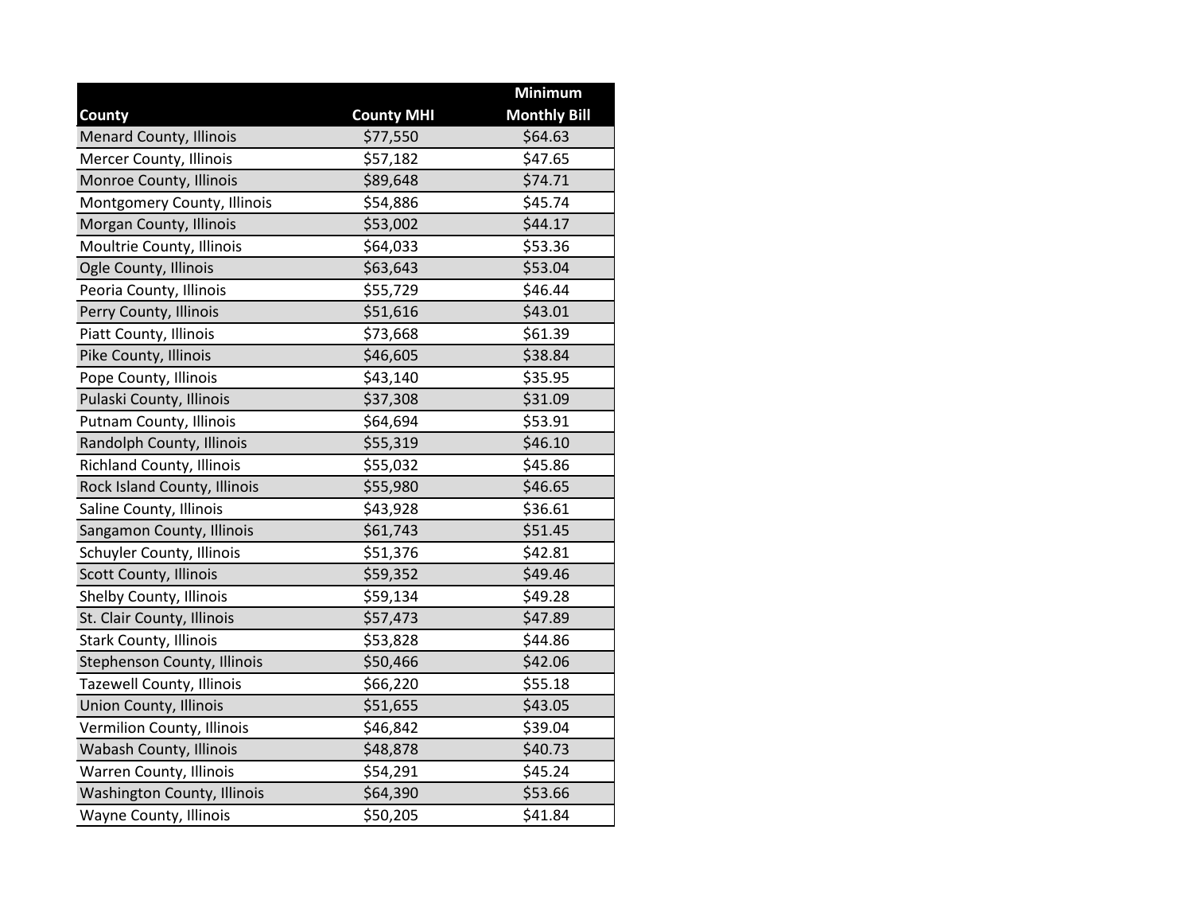| County | County MHI | Minimum Monthly Bill |
|---|---|---|
| Menard County, Illinois | $77,550 | $64.63 |
| Mercer County, Illinois | $57,182 | $47.65 |
| Monroe County, Illinois | $89,648 | $74.71 |
| Montgomery County, Illinois | $54,886 | $45.74 |
| Morgan County, Illinois | $53,002 | $44.17 |
| Moultrie County, Illinois | $64,033 | $53.36 |
| Ogle County, Illinois | $63,643 | $53.04 |
| Peoria County, Illinois | $55,729 | $46.44 |
| Perry County, Illinois | $51,616 | $43.01 |
| Piatt County, Illinois | $73,668 | $61.39 |
| Pike County, Illinois | $46,605 | $38.84 |
| Pope County, Illinois | $43,140 | $35.95 |
| Pulaski County, Illinois | $37,308 | $31.09 |
| Putnam County, Illinois | $64,694 | $53.91 |
| Randolph County, Illinois | $55,319 | $46.10 |
| Richland County, Illinois | $55,032 | $45.86 |
| Rock Island County, Illinois | $55,980 | $46.65 |
| Saline County, Illinois | $43,928 | $36.61 |
| Sangamon County, Illinois | $61,743 | $51.45 |
| Schuyler County, Illinois | $51,376 | $42.81 |
| Scott County, Illinois | $59,352 | $49.46 |
| Shelby County, Illinois | $59,134 | $49.28 |
| St. Clair County, Illinois | $57,473 | $47.89 |
| Stark County, Illinois | $53,828 | $44.86 |
| Stephenson County, Illinois | $50,466 | $42.06 |
| Tazewell County, Illinois | $66,220 | $55.18 |
| Union County, Illinois | $51,655 | $43.05 |
| Vermilion County, Illinois | $46,842 | $39.04 |
| Wabash County, Illinois | $48,878 | $40.73 |
| Warren County, Illinois | $54,291 | $45.24 |
| Washington County, Illinois | $64,390 | $53.66 |
| Wayne County, Illinois | $50,205 | $41.84 |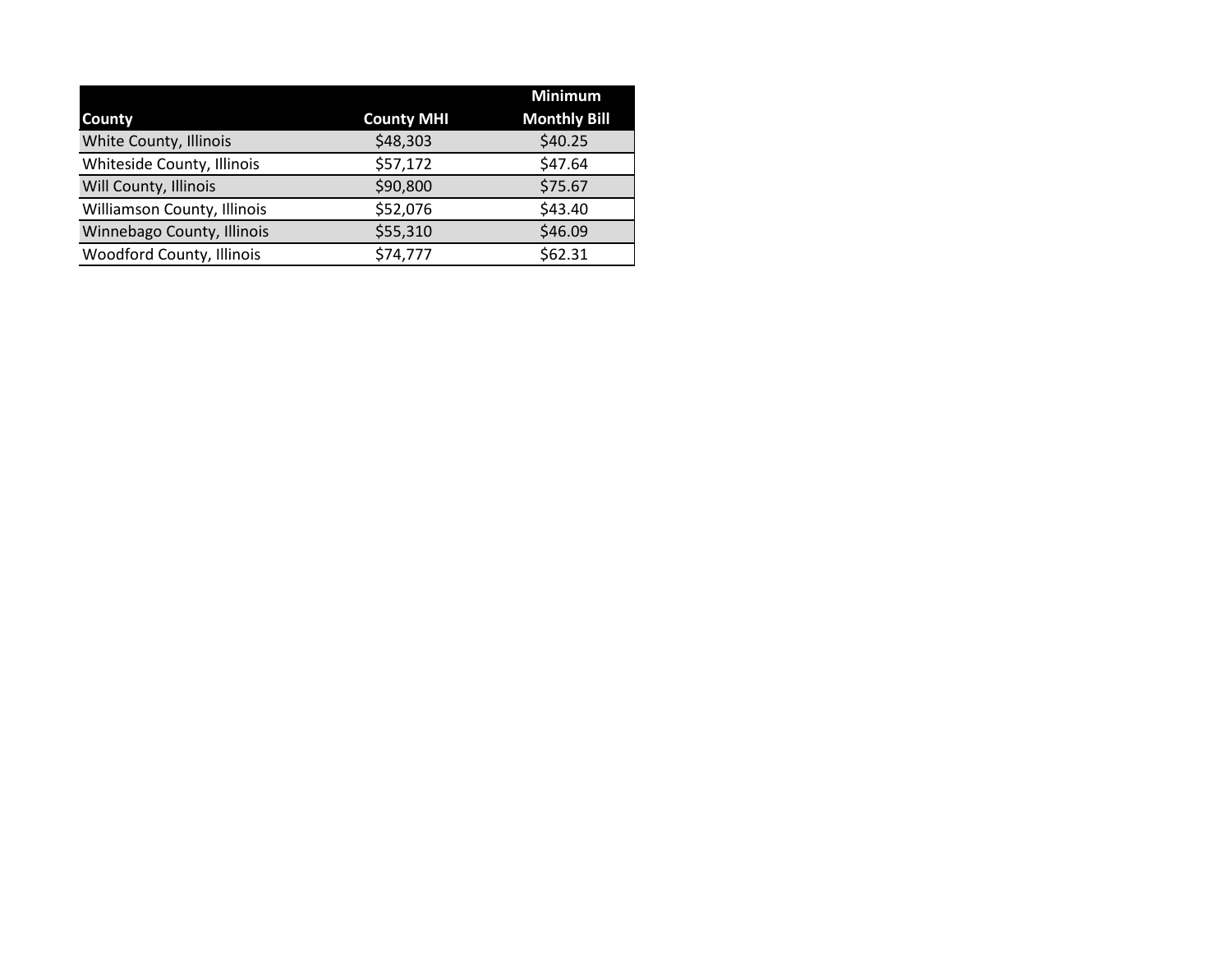| County | County MHI | Minimum Monthly Bill |
|---|---|---|
| White County, Illinois | $48,303 | $40.25 |
| Whiteside County, Illinois | $57,172 | $47.64 |
| Will County, Illinois | $90,800 | $75.67 |
| Williamson County, Illinois | $52,076 | $43.40 |
| Winnebago County, Illinois | $55,310 | $46.09 |
| Woodford County, Illinois | $74,777 | $62.31 |